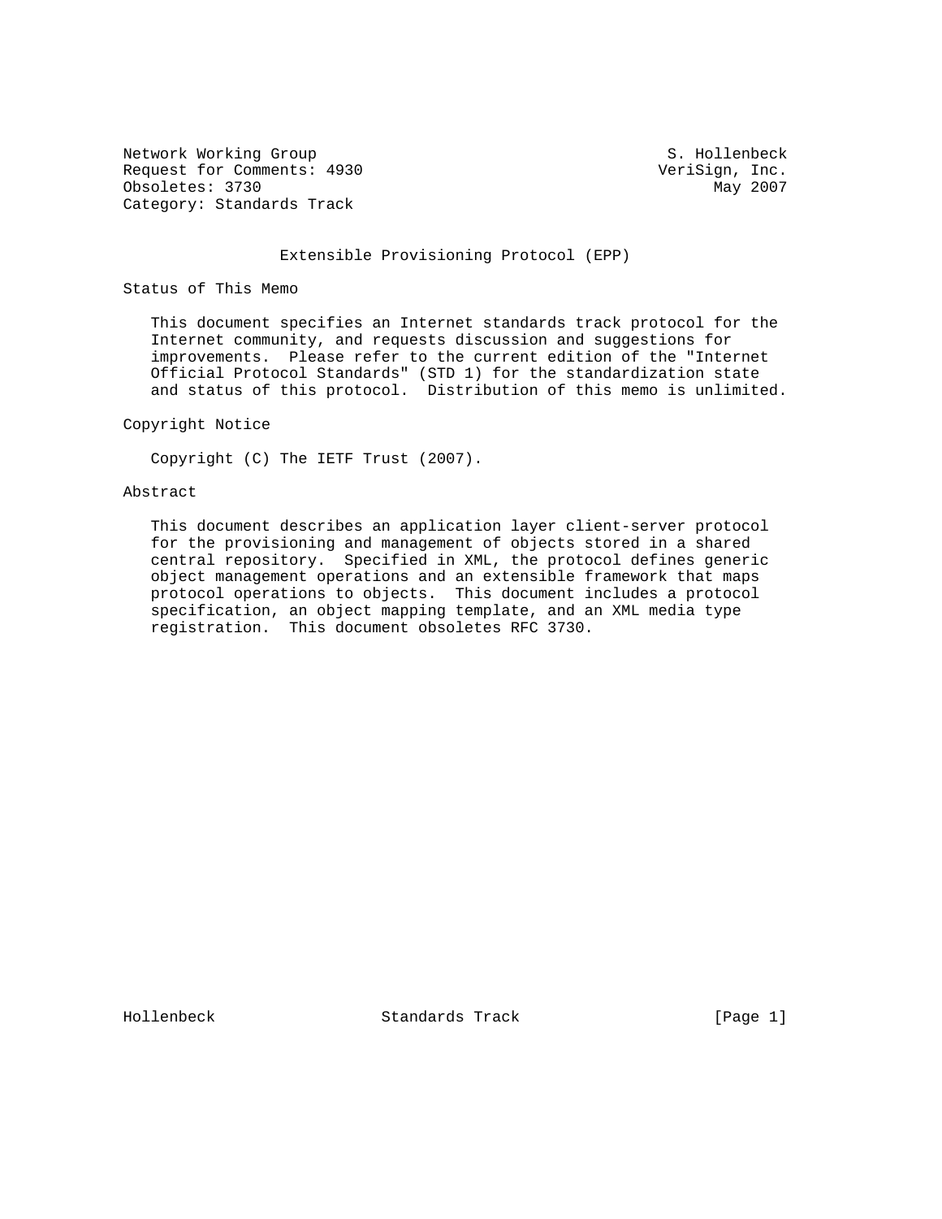Network Working Group S. Hollenbeck
Request for Comments: 4930 VeriSign, Inc.
Obsoletes: 3730 May 2007
Category: Standards Track

# Extensible Provisioning Protocol (EPP)

## Status of This Memo

This document specifies an Internet standards track protocol for the Internet community, and requests discussion and suggestions for improvements. Please refer to the current edition of the "Internet Official Protocol Standards" (STD 1) for the standardization state and status of this protocol. Distribution of this memo is unlimited.

## Copyright Notice

Copyright (C) The IETF Trust (2007).

## Abstract

This document describes an application layer client-server protocol for the provisioning and management of objects stored in a shared central repository. Specified in XML, the protocol defines generic object management operations and an extensible framework that maps protocol operations to objects. This document includes a protocol specification, an object mapping template, and an XML media type registration. This document obsoletes RFC 3730.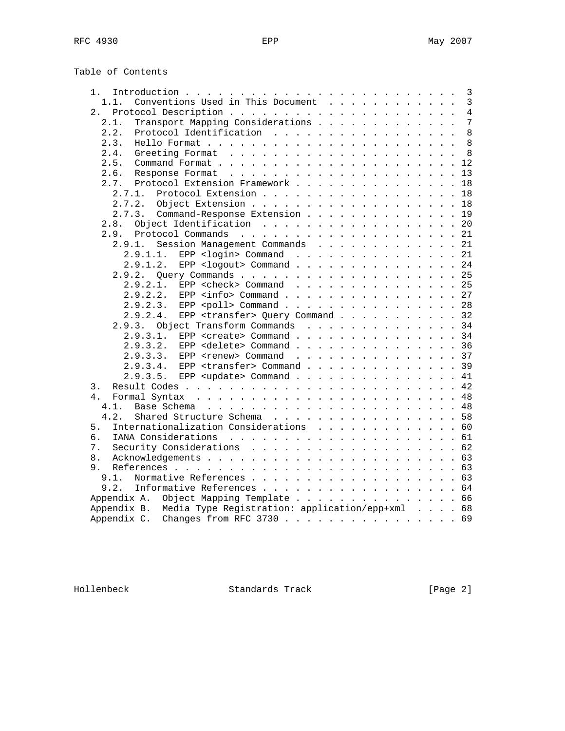Table of Contents

```
   1.  Introduction . . . . . . . . . . . . . . . . . . . . . . . . .  3
     1.1.  Conventions Used in This Document  . . . . . . . . . . . .  3
   2.  Protocol Description . . . . . . . . . . . . . . . . . . . . .  4
     2.1.  Transport Mapping Considerations . . . . . . . . . . . . .  7
     2.2.  Protocol Identification  . . . . . . . . . . . . . . . . .  8
     2.3.  Hello Format . . . . . . . . . . . . . . . . . . . . . . .  8
     2.4.  Greeting Format  . . . . . . . . . . . . . . . . . . . . .  8
     2.5.  Command Format . . . . . . . . . . . . . . . . . . . . . . 12
     2.6.  Response Format  . . . . . . . . . . . . . . . . . . . . . 13
     2.7.  Protocol Extension Framework . . . . . . . . . . . . . . . 18
       2.7.1.  Protocol Extension . . . . . . . . . . . . . . . . . . 18
       2.7.2.  Object Extension . . . . . . . . . . . . . . . . . . . 18
       2.7.3.  Command-Response Extension . . . . . . . . . . . . . . 19
     2.8.  Object Identification  . . . . . . . . . . . . . . . . . . 20
     2.9.  Protocol Commands  . . . . . . . . . . . . . . . . . . . . 21
       2.9.1.  Session Management Commands  . . . . . . . . . . . . . 21
         2.9.1.1.  EPP <login> Command  . . . . . . . . . . . . . . . 21
         2.9.1.2.  EPP <logout> Command . . . . . . . . . . . . . . . 24
       2.9.2.  Query Commands . . . . . . . . . . . . . . . . . . . . 25
         2.9.2.1.  EPP <check> Command  . . . . . . . . . . . . . . . 25
         2.9.2.2.  EPP <info> Command . . . . . . . . . . . . . . . . 27
         2.9.2.3.  EPP <poll> Command . . . . . . . . . . . . . . . . 28
         2.9.2.4.  EPP <transfer> Query Command . . . . . . . . . . . 32
       2.9.3.  Object Transform Commands  . . . . . . . . . . . . . . 34
         2.9.3.1.  EPP <create> Command . . . . . . . . . . . . . . . 34
         2.9.3.2.  EPP <delete> Command . . . . . . . . . . . . . . . 36
         2.9.3.3.  EPP <renew> Command  . . . . . . . . . . . . . . . 37
         2.9.3.4.  EPP <transfer> Command . . . . . . . . . . . . . . 39
         2.9.3.5.  EPP <update> Command . . . . . . . . . . . . . . . 41
   3.  Result Codes . . . . . . . . . . . . . . . . . . . . . . . . . 42
   4.  Formal Syntax  . . . . . . . . . . . . . . . . . . . . . . . . 48
     4.1.  Base Schema  . . . . . . . . . . . . . . . . . . . . . . . 48
     4.2.  Shared Structure Schema  . . . . . . . . . . . . . . . . . 58
   5.  Internationalization Considerations  . . . . . . . . . . . . . 60
   6.  IANA Considerations  . . . . . . . . . . . . . . . . . . . . . 61
   7.  Security Considerations  . . . . . . . . . . . . . . . . . . . 62
   8.  Acknowledgements . . . . . . . . . . . . . . . . . . . . . . . 63
   9.  References . . . . . . . . . . . . . . . . . . . . . . . . . . 63
     9.1.  Normative References . . . . . . . . . . . . . . . . . . . 63
     9.2.  Informative References . . . . . . . . . . . . . . . . . . 64
   Appendix A.  Object Mapping Template . . . . . . . . . . . . . . . 66
   Appendix B.  Media Type Registration: application/epp+xml  . . . . 68
   Appendix C.  Changes from RFC 3730 . . . . . . . . . . . . . . . . 69
```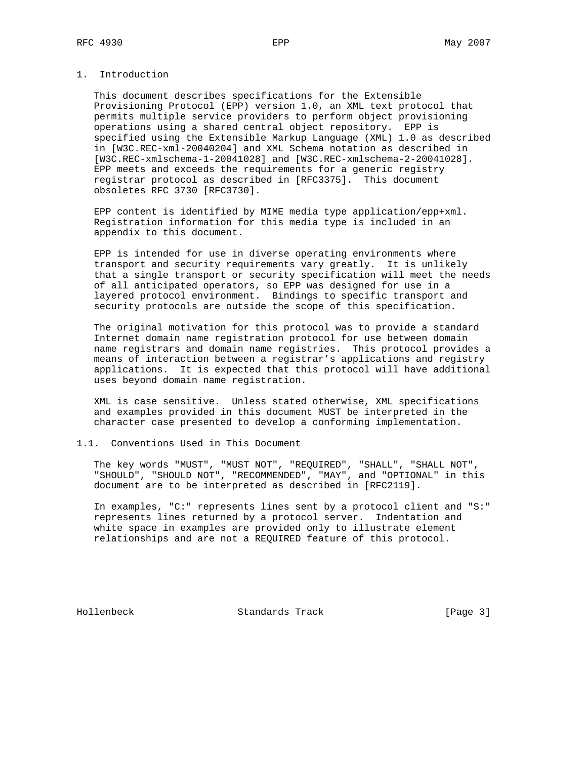# 1. Introduction

This document describes specifications for the Extensible Provisioning Protocol (EPP) version 1.0, an XML text protocol that permits multiple service providers to perform object provisioning operations using a shared central object repository. EPP is specified using the Extensible Markup Language (XML) 1.0 as described in [W3C.REC-xml-20040204] and XML Schema notation as described in [W3C.REC-xmlschema-1-20041028] and [W3C.REC-xmlschema-2-20041028]. EPP meets and exceeds the requirements for a generic registry registrar protocol as described in [RFC3375]. This document obsoletes RFC 3730 [RFC3730].

EPP content is identified by MIME media type application/epp+xml. Registration information for this media type is included in an appendix to this document.

EPP is intended for use in diverse operating environments where transport and security requirements vary greatly. It is unlikely that a single transport or security specification will meet the needs of all anticipated operators, so EPP was designed for use in a layered protocol environment. Bindings to specific transport and security protocols are outside the scope of this specification.

The original motivation for this protocol was to provide a standard Internet domain name registration protocol for use between domain name registrars and domain name registries. This protocol provides a means of interaction between a registrar's applications and registry applications. It is expected that this protocol will have additional uses beyond domain name registration.

XML is case sensitive. Unless stated otherwise, XML specifications and examples provided in this document MUST be interpreted in the character case presented to develop a conforming implementation.

## 1.1. Conventions Used in This Document

The key words "MUST", "MUST NOT", "REQUIRED", "SHALL", "SHALL NOT", "SHOULD", "SHOULD NOT", "RECOMMENDED", "MAY", and "OPTIONAL" in this document are to be interpreted as described in [RFC2119].

In examples, "C:" represents lines sent by a protocol client and "S:" represents lines returned by a protocol server. Indentation and white space in examples are provided only to illustrate element relationships and are not a REQUIRED feature of this protocol.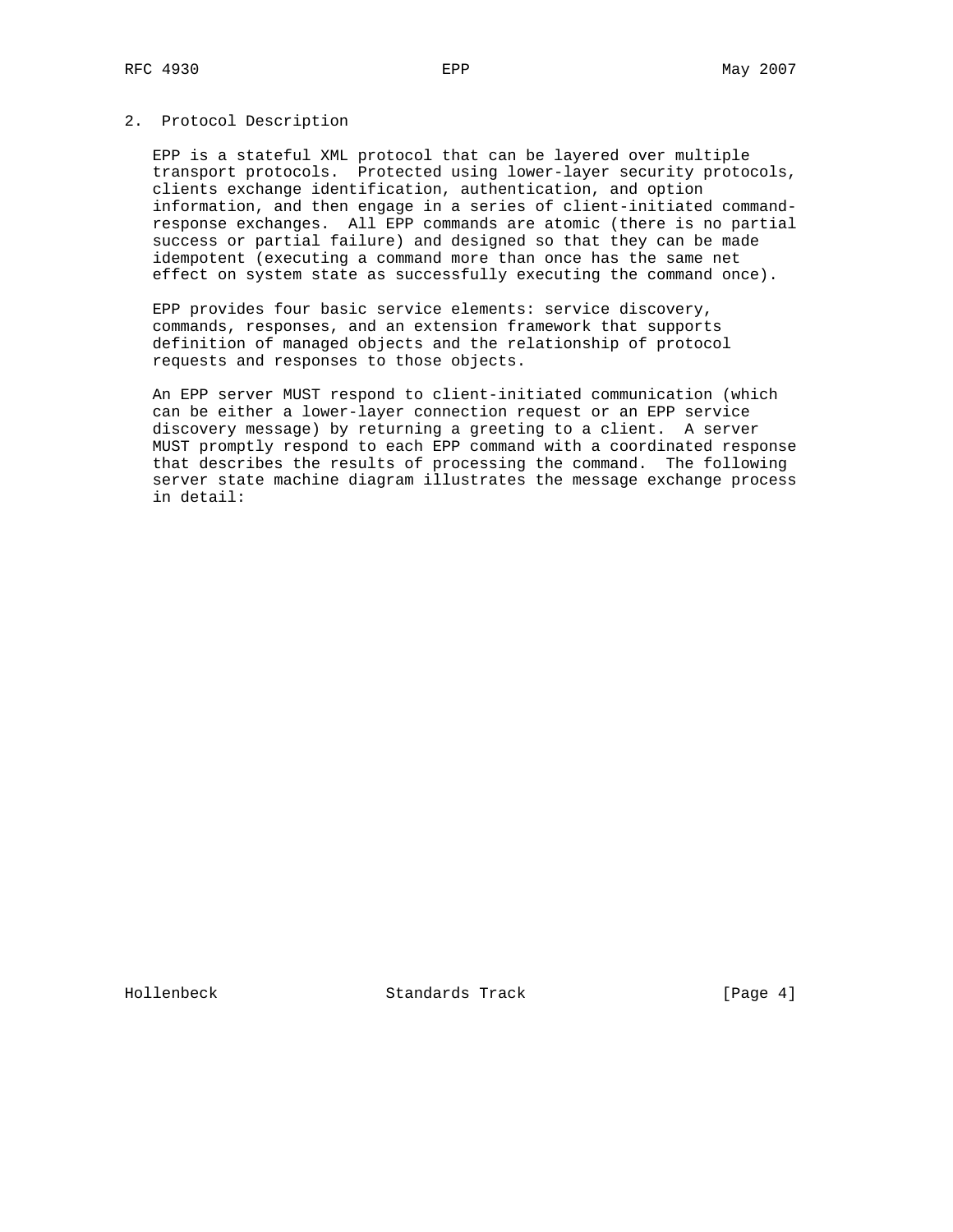## 2. Protocol Description

EPP is a stateful XML protocol that can be layered over multiple transport protocols. Protected using lower-layer security protocols, clients exchange identification, authentication, and option information, and then engage in a series of client-initiated command-response exchanges. All EPP commands are atomic (there is no partial success or partial failure) and designed so that they can be made idempotent (executing a command more than once has the same net effect on system state as successfully executing the command once).

EPP provides four basic service elements: service discovery, commands, responses, and an extension framework that supports definition of managed objects and the relationship of protocol requests and responses to those objects.

An EPP server MUST respond to client-initiated communication (which can be either a lower-layer connection request or an EPP service discovery message) by returning a greeting to a client. A server MUST promptly respond to each EPP command with a coordinated response that describes the results of processing the command. The following server state machine diagram illustrates the message exchange process in detail: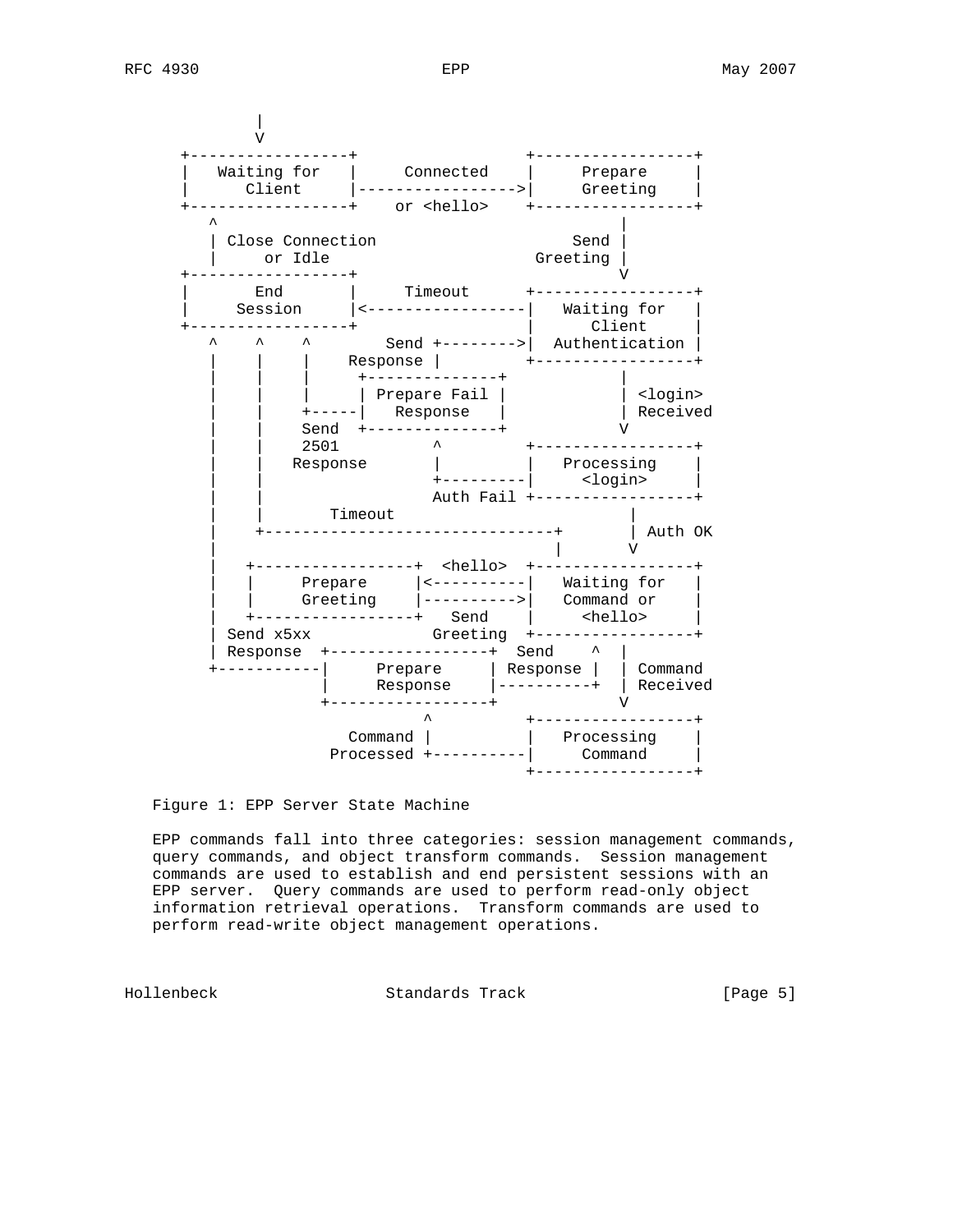```
       |
       V
+-----------------+                  +-----------------+
|   Waiting for   |     Connected    |     Prepare     |
|      Client     |----------------->|     Greeting    |
+-----------------+    or <hello>    +-----------------+
   ^                                           |
   | Close Connection                     Send |
   |     or Idle                      Greeting |
+-----------------+                            V
|       End       |     Timeout      +-----------------+
|     Session     |<-----------------|   Waiting for   |
+-----------------+                  |      Client     |
   ^    ^    ^        Send +-------->|  Authentication |
   |    |    |    Response |         +-----------------+
   |    |    |     +--------------+            |
   |    |    |     | Prepare Fail |            | <login>
   |    |    +-----|   Response   |            | Received
   |    |    Send  +--------------+            V
   |    |    2501          ^         +-----------------+
   |    |   Response       |         |   Processing    |
   |    |                  +---------|     <login>     |
   |    |                  Auth Fail +-----------------+
   |    |       Timeout                         |
   |    +-------------------------------+       | Auth OK
   |                                    |       V
   |   +-----------------+  <hello>  +-----------------+
   |   |     Prepare     |<----------|   Waiting for   |
   |   |     Greeting    |---------->|   Command or    |
   |   +-----------------+   Send    |     <hello>     |
   | Send x5xx             Greeting  +-----------------+
   | Response  +-----------------+  Send    ^  |
   +-----------|     Prepare     | Response |  | Command
               |     Response    |----------+  | Received
               +-----------------+             V
                          ^          +-----------------+
                  Command |          |   Processing    |
                Processed +----------|     Command     |
                                     +-----------------+
```

Figure 1: EPP Server State Machine

EPP commands fall into three categories: session management commands, query commands, and object transform commands. Session management commands are used to establish and end persistent sessions with an EPP server. Query commands are used to perform read-only object information retrieval operations. Transform commands are used to perform read-write object management operations.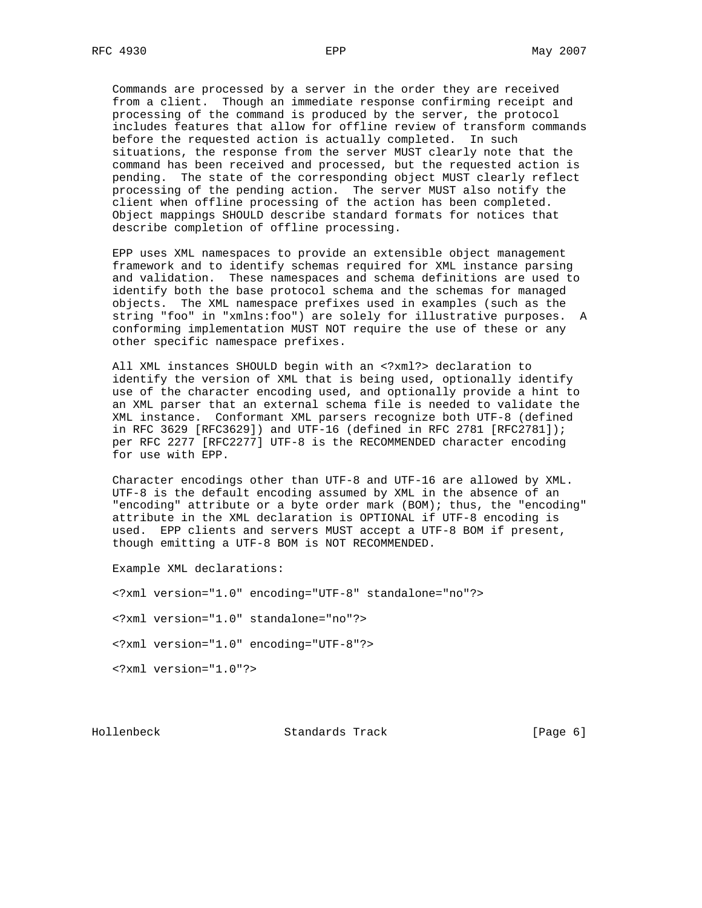Commands are processed by a server in the order they are received from a client. Though an immediate response confirming receipt and processing of the command is produced by the server, the protocol includes features that allow for offline review of transform commands before the requested action is actually completed. In such situations, the response from the server MUST clearly note that the command has been received and processed, but the requested action is pending. The state of the corresponding object MUST clearly reflect processing of the pending action. The server MUST also notify the client when offline processing of the action has been completed. Object mappings SHOULD describe standard formats for notices that describe completion of offline processing.

EPP uses XML namespaces to provide an extensible object management framework and to identify schemas required for XML instance parsing and validation. These namespaces and schema definitions are used to identify both the base protocol schema and the schemas for managed objects. The XML namespace prefixes used in examples (such as the string "foo" in "xmlns:foo") are solely for illustrative purposes. A conforming implementation MUST NOT require the use of these or any other specific namespace prefixes.

All XML instances SHOULD begin with an <?xml?> declaration to identify the version of XML that is being used, optionally identify use of the character encoding used, and optionally provide a hint to an XML parser that an external schema file is needed to validate the XML instance. Conformant XML parsers recognize both UTF-8 (defined in RFC 3629 [RFC3629]) and UTF-16 (defined in RFC 2781 [RFC2781]); per RFC 2277 [RFC2277] UTF-8 is the RECOMMENDED character encoding for use with EPP.

Character encodings other than UTF-8 and UTF-16 are allowed by XML. UTF-8 is the default encoding assumed by XML in the absence of an "encoding" attribute or a byte order mark (BOM); thus, the "encoding" attribute in the XML declaration is OPTIONAL if UTF-8 encoding is used. EPP clients and servers MUST accept a UTF-8 BOM if present, though emitting a UTF-8 BOM is NOT RECOMMENDED.

Example XML declarations:

```
<?xml version="1.0" encoding="UTF-8" standalone="no"?>

<?xml version="1.0" standalone="no"?>

<?xml version="1.0" encoding="UTF-8"?>

<?xml version="1.0"?>
```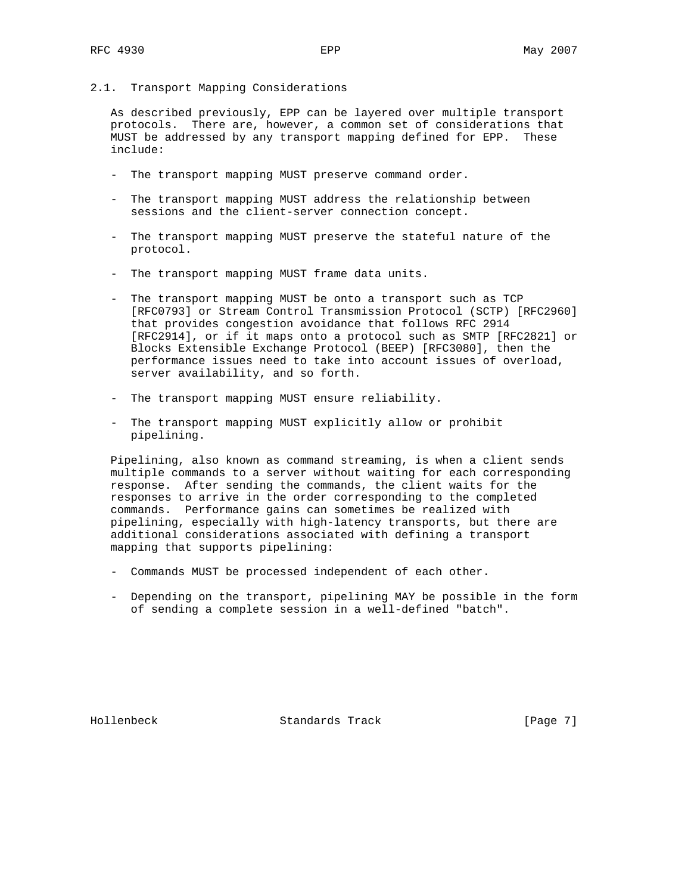### 2.1. Transport Mapping Considerations

As described previously, EPP can be layered over multiple transport protocols. There are, however, a common set of considerations that MUST be addressed by any transport mapping defined for EPP. These include:

- The transport mapping MUST preserve command order.
- The transport mapping MUST address the relationship between sessions and the client-server connection concept.
- The transport mapping MUST preserve the stateful nature of the protocol.
- The transport mapping MUST frame data units.
- The transport mapping MUST be onto a transport such as TCP [RFC0793] or Stream Control Transmission Protocol (SCTP) [RFC2960] that provides congestion avoidance that follows RFC 2914 [RFC2914], or if it maps onto a protocol such as SMTP [RFC2821] or Blocks Extensible Exchange Protocol (BEEP) [RFC3080], then the performance issues need to take into account issues of overload, server availability, and so forth.
- The transport mapping MUST ensure reliability.
- The transport mapping MUST explicitly allow or prohibit pipelining.

Pipelining, also known as command streaming, is when a client sends multiple commands to a server without waiting for each corresponding response. After sending the commands, the client waits for the responses to arrive in the order corresponding to the completed commands. Performance gains can sometimes be realized with pipelining, especially with high-latency transports, but there are additional considerations associated with defining a transport mapping that supports pipelining:

- Commands MUST be processed independent of each other.
- Depending on the transport, pipelining MAY be possible in the form of sending a complete session in a well-defined "batch".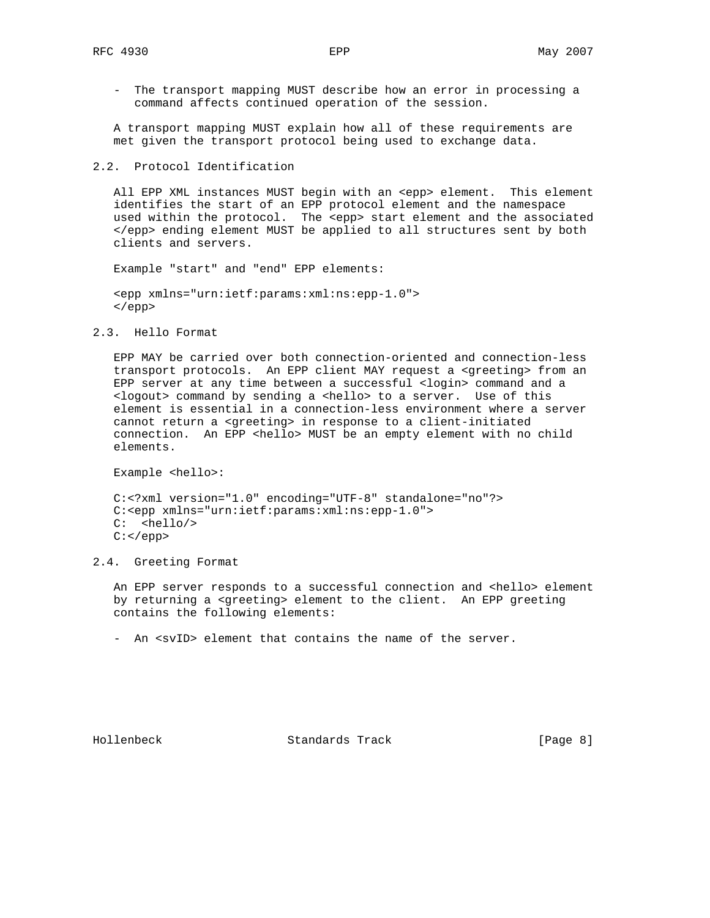- The transport mapping MUST describe how an error in processing a command affects continued operation of the session.

A transport mapping MUST explain how all of these requirements are met given the transport protocol being used to exchange data.

### 2.2. Protocol Identification

All EPP XML instances MUST begin with an <epp> element. This element identifies the start of an EPP protocol element and the namespace used within the protocol. The <epp> start element and the associated </epp> ending element MUST be applied to all structures sent by both clients and servers.

Example "start" and "end" EPP elements:

```
<epp xmlns="urn:ietf:params:xml:ns:epp-1.0">
</epp>
```

### 2.3. Hello Format

EPP MAY be carried over both connection-oriented and connection-less transport protocols. An EPP client MAY request a <greeting> from an EPP server at any time between a successful <login> command and a <logout> command by sending a <hello> to a server. Use of this element is essential in a connection-less environment where a server cannot return a <greeting> in response to a client-initiated connection. An EPP <hello> MUST be an empty element with no child elements.

Example <hello>:

```
C:<?xml version="1.0" encoding="UTF-8" standalone="no"?>
C:<epp xmlns="urn:ietf:params:xml:ns:epp-1.0">
C:  <hello/>
C:</epp>
```

### 2.4. Greeting Format

An EPP server responds to a successful connection and <hello> element by returning a <greeting> element to the client. An EPP greeting contains the following elements:

- An <svID> element that contains the name of the server.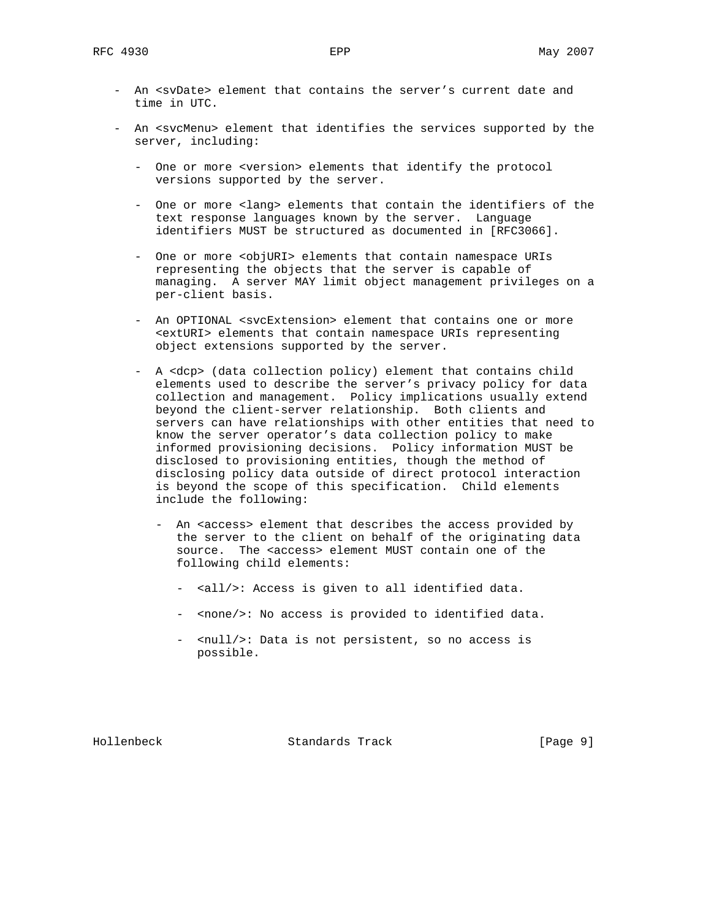- An <svDate> element that contains the server's current date and time in UTC.

- An <svcMenu> element that identifies the services supported by the server, including:

  - One or more <version> elements that identify the protocol versions supported by the server.

  - One or more <lang> elements that contain the identifiers of the text response languages known by the server. Language identifiers MUST be structured as documented in [RFC3066].

  - One or more <objURI> elements that contain namespace URIs representing the objects that the server is capable of managing. A server MAY limit object management privileges on a per-client basis.

  - An OPTIONAL <svcExtension> element that contains one or more <extURI> elements that contain namespace URIs representing object extensions supported by the server.

  - A <dcp> (data collection policy) element that contains child elements used to describe the server's privacy policy for data collection and management. Policy implications usually extend beyond the client-server relationship. Both clients and servers can have relationships with other entities that need to know the server operator's data collection policy to make informed provisioning decisions. Policy information MUST be disclosed to provisioning entities, though the method of disclosing policy data outside of direct protocol interaction is beyond the scope of this specification. Child elements include the following:

    - An <access> element that describes the access provided by the server to the client on behalf of the originating data source. The <access> element MUST contain one of the following child elements:

      - <all/>: Access is given to all identified data.

      - <none/>: No access is provided to identified data.

      - <null/>: Data is not persistent, so no access is possible.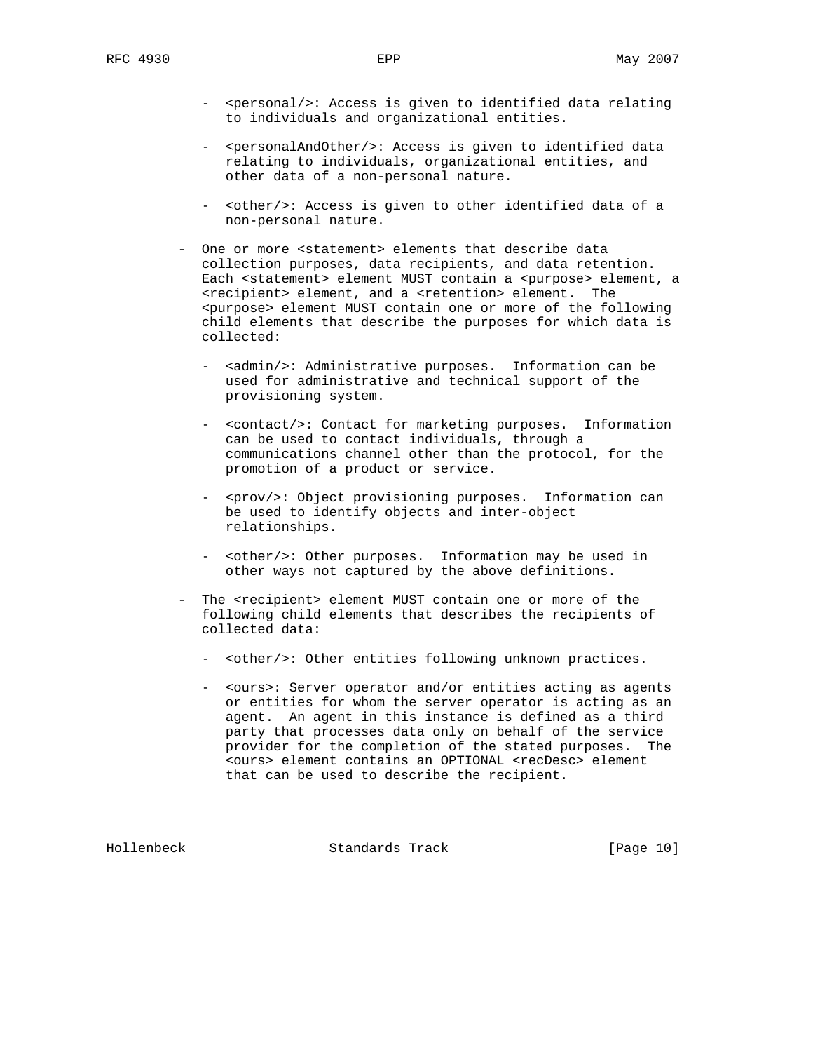- <personal/>: Access is given to identified data relating to individuals and organizational entities.

- <personalAndOther/>: Access is given to identified data relating to individuals, organizational entities, and other data of a non-personal nature.

- <other/>: Access is given to other identified data of a non-personal nature.

- One or more <statement> elements that describe data collection purposes, data recipients, and data retention. Each <statement> element MUST contain a <purpose> element, a <recipient> element, and a <retention> element. The <purpose> element MUST contain one or more of the following child elements that describe the purposes for which data is collected:

  - <admin/>: Administrative purposes. Information can be used for administrative and technical support of the provisioning system.

  - <contact/>: Contact for marketing purposes. Information can be used to contact individuals, through a communications channel other than the protocol, for the promotion of a product or service.

  - <prov/>: Object provisioning purposes. Information can be used to identify objects and inter-object relationships.

  - <other/>: Other purposes. Information may be used in other ways not captured by the above definitions.

- The <recipient> element MUST contain one or more of the following child elements that describes the recipients of collected data:

  - <other/>: Other entities following unknown practices.

  - <ours>: Server operator and/or entities acting as agents or entities for whom the server operator is acting as an agent. An agent in this instance is defined as a third party that processes data only on behalf of the service provider for the completion of the stated purposes. The <ours> element contains an OPTIONAL <recDesc> element that can be used to describe the recipient.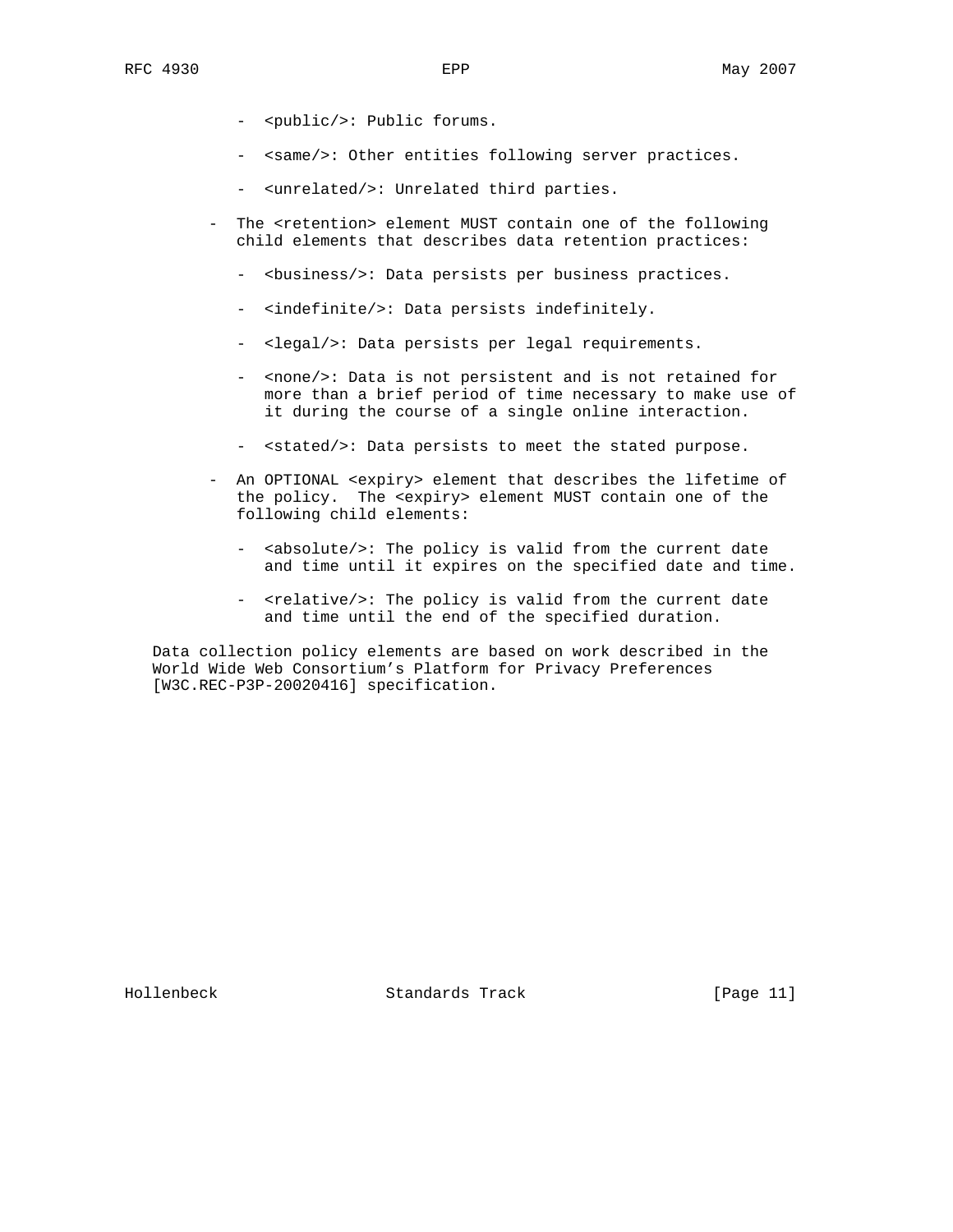- `<public/>`: Public forums.

- `<same/>`: Other entities following server practices.

- `<unrelated/>`: Unrelated third parties.

- The `<retention>` element MUST contain one of the following child elements that describes data retention practices:

  - `<business/>`: Data persists per business practices.

  - `<indefinite/>`: Data persists indefinitely.

  - `<legal/>`: Data persists per legal requirements.

  - `<none/>`: Data is not persistent and is not retained for more than a brief period of time necessary to make use of it during the course of a single online interaction.

  - `<stated/>`: Data persists to meet the stated purpose.

- An OPTIONAL `<expiry>` element that describes the lifetime of the policy. The `<expiry>` element MUST contain one of the following child elements:

  - `<absolute/>`: The policy is valid from the current date and time until it expires on the specified date and time.

  - `<relative/>`: The policy is valid from the current date and time until the end of the specified duration.

Data collection policy elements are based on work described in the World Wide Web Consortium's Platform for Privacy Preferences [W3C.REC-P3P-20020416] specification.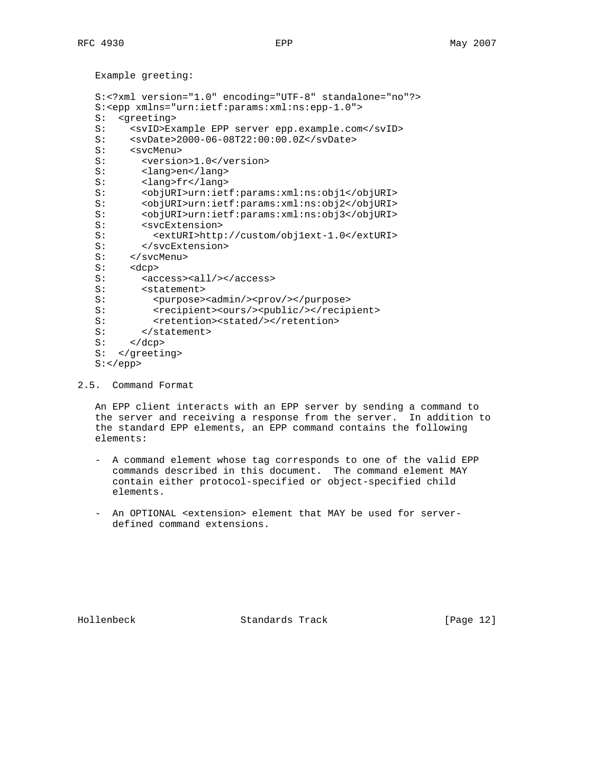Example greeting:

```
S:<?xml version="1.0" encoding="UTF-8" standalone="no"?>
S:<epp xmlns="urn:ietf:params:xml:ns:epp-1.0">
S:  <greeting>
S:    <svID>Example EPP server epp.example.com</svID>
S:    <svDate>2000-06-08T22:00:00.0Z</svDate>
S:    <svcMenu>
S:      <version>1.0</version>
S:      <lang>en</lang>
S:      <lang>fr</lang>
S:      <objURI>urn:ietf:params:xml:ns:obj1</objURI>
S:      <objURI>urn:ietf:params:xml:ns:obj2</objURI>
S:      <objURI>urn:ietf:params:xml:ns:obj3</objURI>
S:      <svcExtension>
S:        <extURI>http://custom/obj1ext-1.0</extURI>
S:      </svcExtension>
S:    </svcMenu>
S:    <dcp>
S:      <access><all/></access>
S:      <statement>
S:        <purpose><admin/><prov/></purpose>
S:        <recipient><ours/><public/></recipient>
S:        <retention><stated/></retention>
S:      </statement>
S:    </dcp>
S:  </greeting>
S:</epp>
```

## 2.5. Command Format

An EPP client interacts with an EPP server by sending a command to the server and receiving a response from the server. In addition to the standard EPP elements, an EPP command contains the following elements:

- A command element whose tag corresponds to one of the valid EPP commands described in this document. The command element MAY contain either protocol-specified or object-specified child elements.

- An OPTIONAL <extension> element that MAY be used for server-defined command extensions.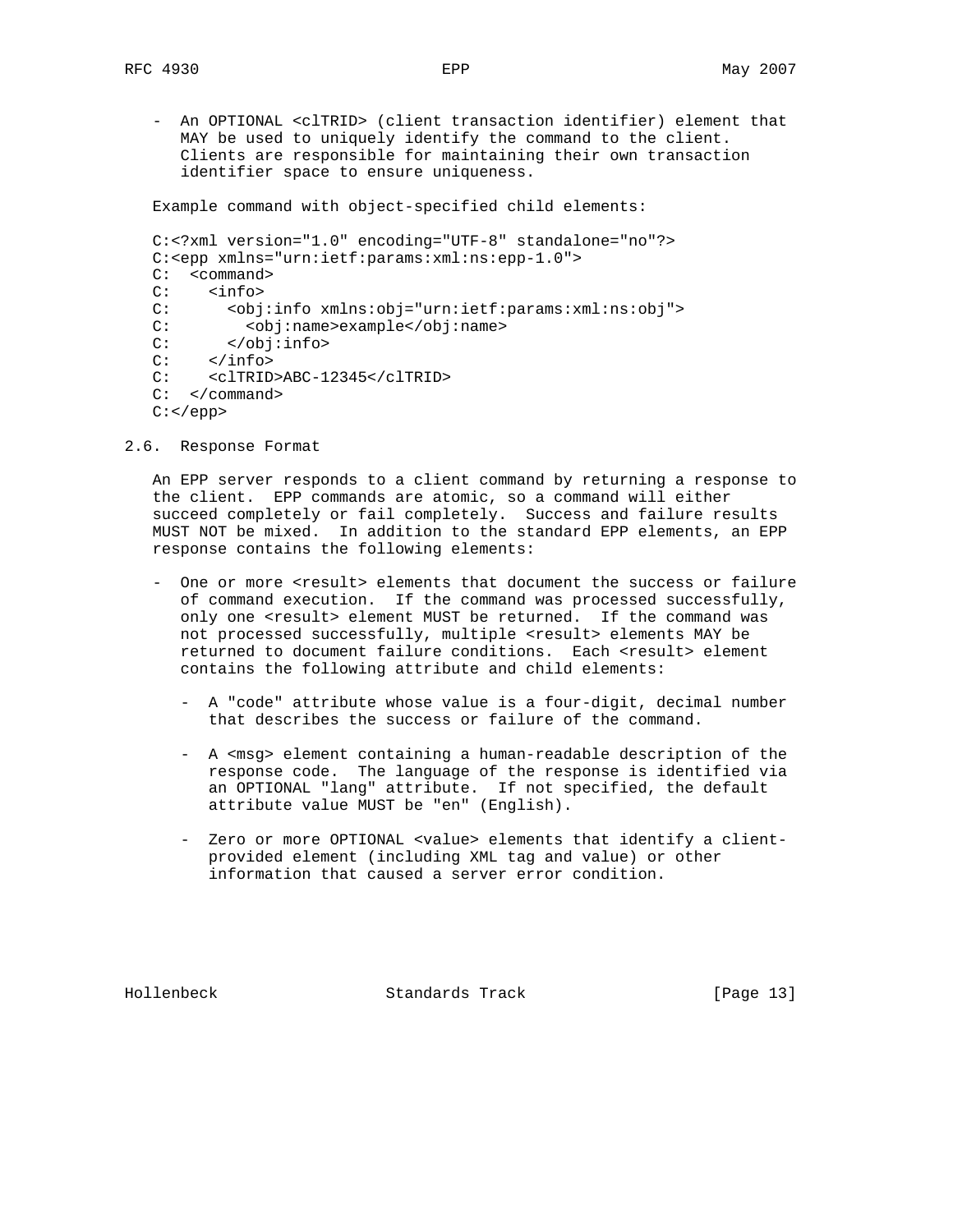- An OPTIONAL <clTRID> (client transaction identifier) element that MAY be used to uniquely identify the command to the client. Clients are responsible for maintaining their own transaction identifier space to ensure uniqueness.

Example command with object-specified child elements:

```
C:<?xml version="1.0" encoding="UTF-8" standalone="no"?>
C:<epp xmlns="urn:ietf:params:xml:ns:epp-1.0">
C:  <command>
C:    <info>
C:      <obj:info xmlns:obj="urn:ietf:params:xml:ns:obj">
C:        <obj:name>example</obj:name>
C:      </obj:info>
C:    </info>
C:    <clTRID>ABC-12345</clTRID>
C:  </command>
C:</epp>
```

## 2.6. Response Format

An EPP server responds to a client command by returning a response to the client. EPP commands are atomic, so a command will either succeed completely or fail completely. Success and failure results MUST NOT be mixed. In addition to the standard EPP elements, an EPP response contains the following elements:

- One or more <result> elements that document the success or failure of command execution. If the command was processed successfully, only one <result> element MUST be returned. If the command was not processed successfully, multiple <result> elements MAY be returned to document failure conditions. Each <result> element contains the following attribute and child elements:

  - A "code" attribute whose value is a four-digit, decimal number that describes the success or failure of the command.

  - A <msg> element containing a human-readable description of the response code. The language of the response is identified via an OPTIONAL "lang" attribute. If not specified, the default attribute value MUST be "en" (English).

  - Zero or more OPTIONAL <value> elements that identify a client-provided element (including XML tag and value) or other information that caused a server error condition.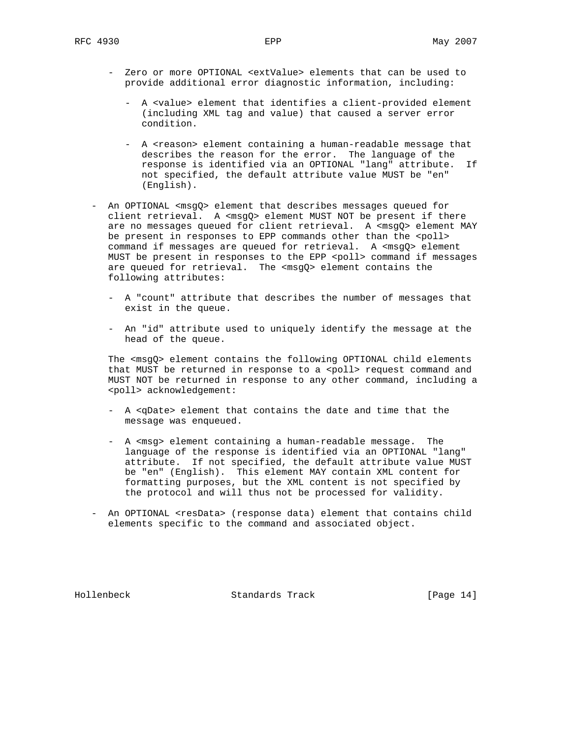- Zero or more OPTIONAL <extValue> elements that can be used to provide additional error diagnostic information, including:

  - A <value> element that identifies a client-provided element (including XML tag and value) that caused a server error condition.

  - A <reason> element containing a human-readable message that describes the reason for the error. The language of the response is identified via an OPTIONAL "lang" attribute. If not specified, the default attribute value MUST be "en" (English).

- An OPTIONAL <msgQ> element that describes messages queued for client retrieval. A <msgQ> element MUST NOT be present if there are no messages queued for client retrieval. A <msgQ> element MAY be present in responses to EPP commands other than the <poll> command if messages are queued for retrieval. A <msgQ> element MUST be present in responses to the EPP <poll> command if messages are queued for retrieval. The <msgQ> element contains the following attributes:

  - A "count" attribute that describes the number of messages that exist in the queue.

  - An "id" attribute used to uniquely identify the message at the head of the queue.

  The <msgQ> element contains the following OPTIONAL child elements that MUST be returned in response to a <poll> request command and MUST NOT be returned in response to any other command, including a <poll> acknowledgement:

  - A <qDate> element that contains the date and time that the message was enqueued.

  - A <msg> element containing a human-readable message. The language of the response is identified via an OPTIONAL "lang" attribute. If not specified, the default attribute value MUST be "en" (English). This element MAY contain XML content for formatting purposes, but the XML content is not specified by the protocol and will thus not be processed for validity.

- An OPTIONAL <resData> (response data) element that contains child elements specific to the command and associated object.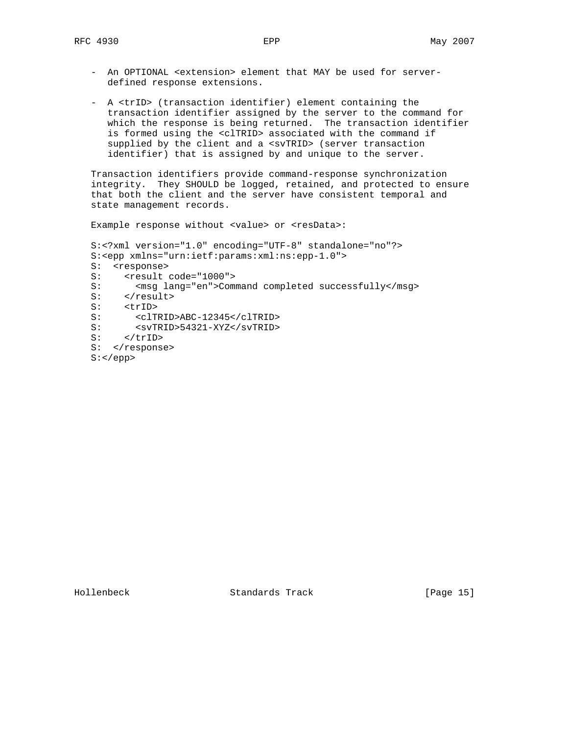- An OPTIONAL <extension> element that MAY be used for server-defined response extensions.

- A <trID> (transaction identifier) element containing the transaction identifier assigned by the server to the command for which the response is being returned. The transaction identifier is formed using the <clTRID> associated with the command if supplied by the client and a <svTRID> (server transaction identifier) that is assigned by and unique to the server.

Transaction identifiers provide command-response synchronization integrity. They SHOULD be logged, retained, and protected to ensure that both the client and the server have consistent temporal and state management records.

Example response without <value> or <resData>:

```
S:<?xml version="1.0" encoding="UTF-8" standalone="no"?>
S:<epp xmlns="urn:ietf:params:xml:ns:epp-1.0">
S:  <response>
S:    <result code="1000">
S:      <msg lang="en">Command completed successfully</msg>
S:    </result>
S:    <trID>
S:      <clTRID>ABC-12345</clTRID>
S:      <svTRID>54321-XYZ</svTRID>
S:    </trID>
S:  </response>
S:</epp>
```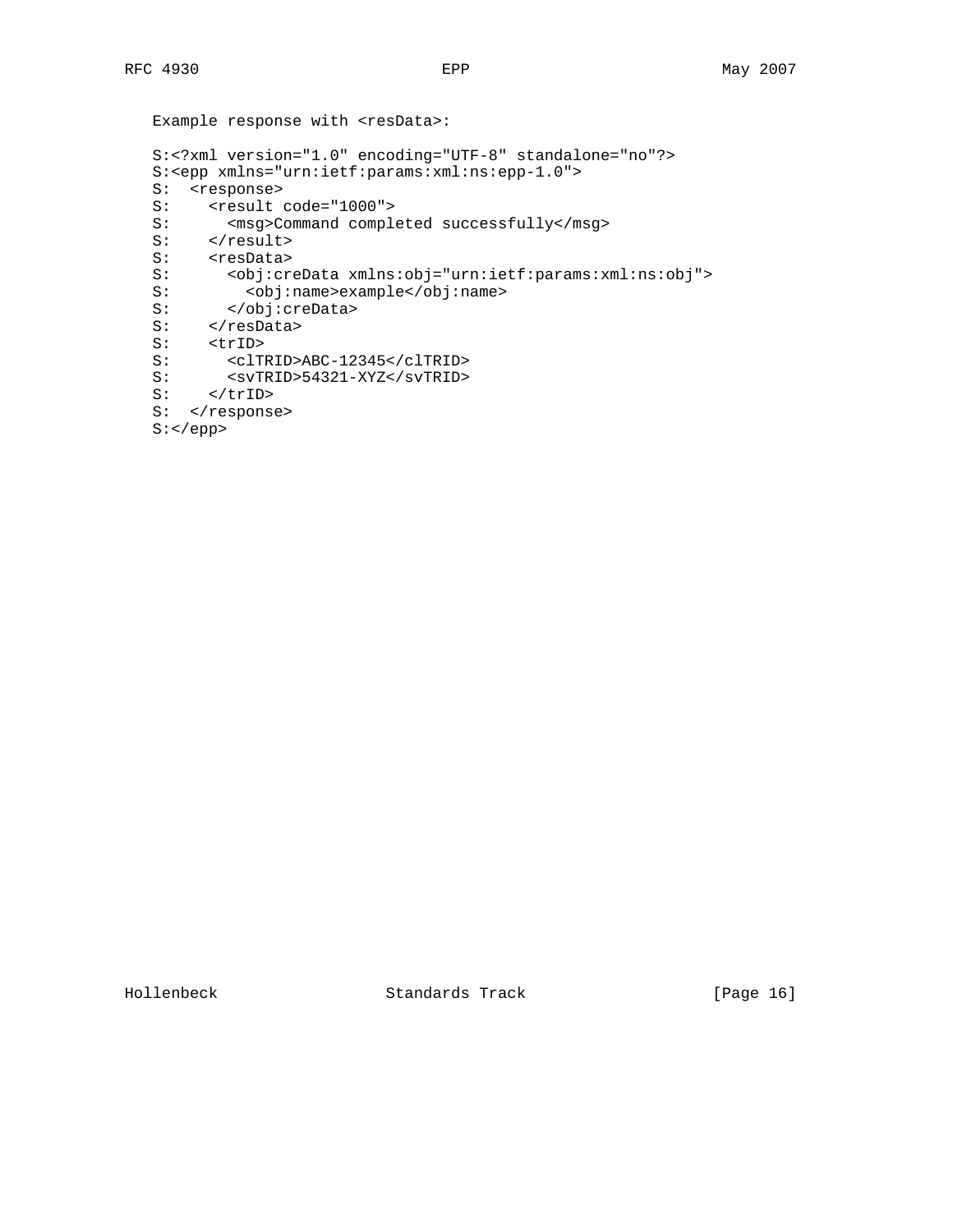Example response with <resData>:

```
S:<?xml version="1.0" encoding="UTF-8" standalone="no"?>
S:<epp xmlns="urn:ietf:params:xml:ns:epp-1.0">
S:  <response>
S:    <result code="1000">
S:      <msg>Command completed successfully</msg>
S:    </result>
S:    <resData>
S:      <obj:creData xmlns:obj="urn:ietf:params:xml:ns:obj">
S:        <obj:name>example</obj:name>
S:      </obj:creData>
S:    </resData>
S:    <trID>
S:      <clTRID>ABC-12345</clTRID>
S:      <svTRID>54321-XYZ</svTRID>
S:    </trID>
S:  </response>
S:</epp>
```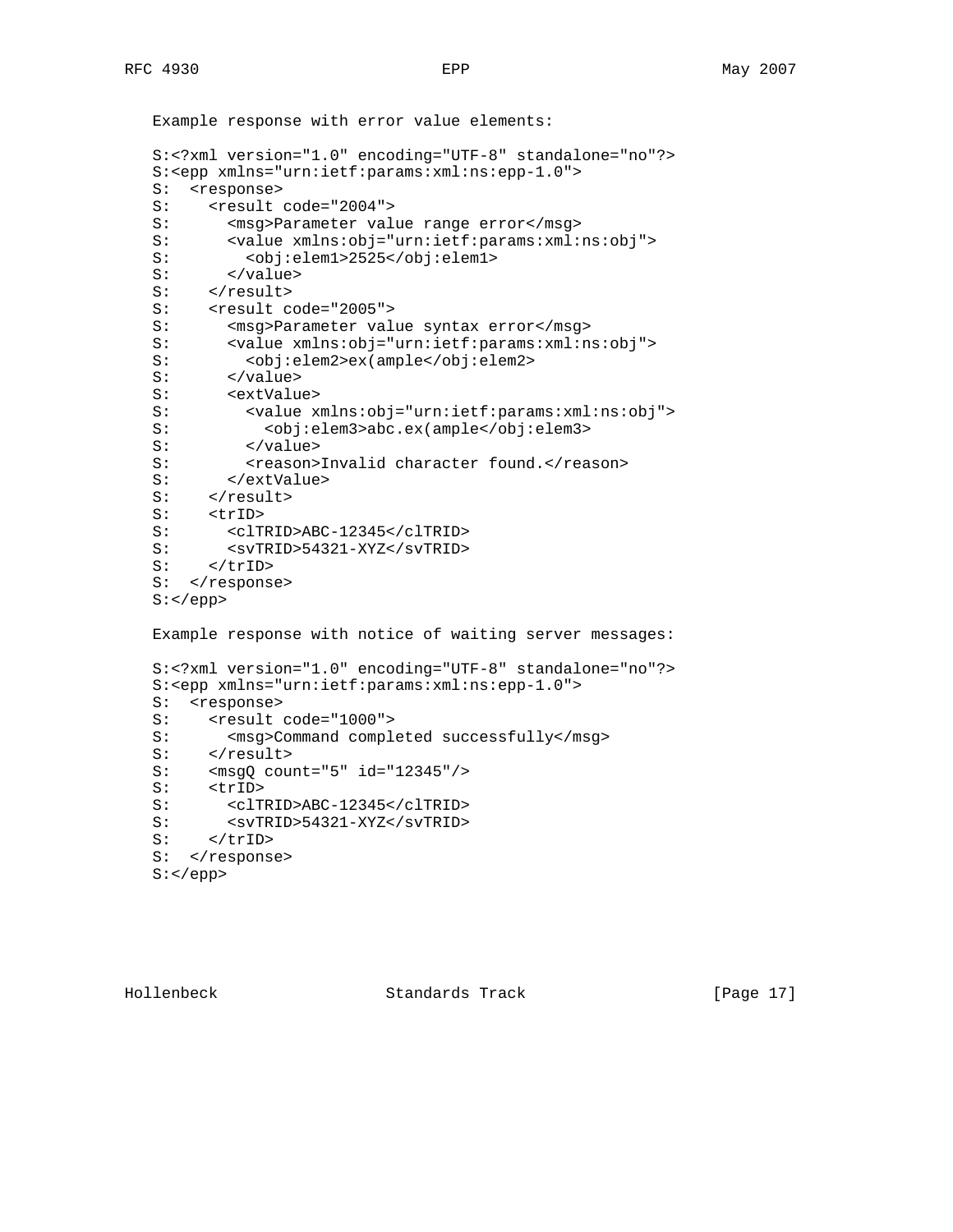Example response with error value elements:

```
S:<?xml version="1.0" encoding="UTF-8" standalone="no"?>
S:<epp xmlns="urn:ietf:params:xml:ns:epp-1.0">
S:  <response>
S:    <result code="2004">
S:      <msg>Parameter value range error</msg>
S:      <value xmlns:obj="urn:ietf:params:xml:ns:obj">
S:        <obj:elem1>2525</obj:elem1>
S:      </value>
S:    </result>
S:    <result code="2005">
S:      <msg>Parameter value syntax error</msg>
S:      <value xmlns:obj="urn:ietf:params:xml:ns:obj">
S:        <obj:elem2>ex(ample</obj:elem2>
S:      </value>
S:      <extValue>
S:        <value xmlns:obj="urn:ietf:params:xml:ns:obj">
S:          <obj:elem3>abc.ex(ample</obj:elem3>
S:        </value>
S:        <reason>Invalid character found.</reason>
S:      </extValue>
S:    </result>
S:    <trID>
S:      <clTRID>ABC-12345</clTRID>
S:      <svTRID>54321-XYZ</svTRID>
S:    </trID>
S:  </response>
S:</epp>
```

Example response with notice of waiting server messages:

```
S:<?xml version="1.0" encoding="UTF-8" standalone="no"?>
S:<epp xmlns="urn:ietf:params:xml:ns:epp-1.0">
S:  <response>
S:    <result code="1000">
S:      <msg>Command completed successfully</msg>
S:    </result>
S:    <msgQ count="5" id="12345"/>
S:    <trID>
S:      <clTRID>ABC-12345</clTRID>
S:      <svTRID>54321-XYZ</svTRID>
S:    </trID>
S:  </response>
S:</epp>
```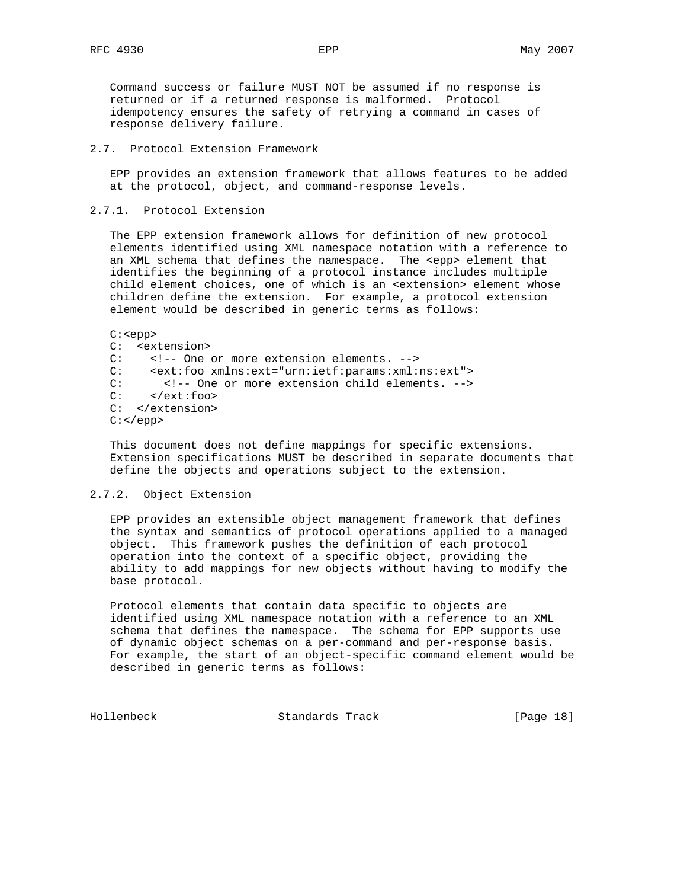Command success or failure MUST NOT be assumed if no response is returned or if a returned response is malformed. Protocol idempotency ensures the safety of retrying a command in cases of response delivery failure.

### 2.7. Protocol Extension Framework

EPP provides an extension framework that allows features to be added at the protocol, object, and command-response levels.

#### 2.7.1. Protocol Extension

The EPP extension framework allows for definition of new protocol elements identified using XML namespace notation with a reference to an XML schema that defines the namespace. The <epp> element that identifies the beginning of a protocol instance includes multiple child element choices, one of which is an <extension> element whose children define the extension. For example, a protocol extension element would be described in generic terms as follows:

```
C:<epp>
C:  <extension>
C:    <!-- One or more extension elements. -->
C:    <ext:foo xmlns:ext="urn:ietf:params:xml:ns:ext">
C:      <!-- One or more extension child elements. -->
C:    </ext:foo>
C:  </extension>
C:</epp>
```

This document does not define mappings for specific extensions. Extension specifications MUST be described in separate documents that define the objects and operations subject to the extension.

#### 2.7.2. Object Extension

EPP provides an extensible object management framework that defines the syntax and semantics of protocol operations applied to a managed object. This framework pushes the definition of each protocol operation into the context of a specific object, providing the ability to add mappings for new objects without having to modify the base protocol.

Protocol elements that contain data specific to objects are identified using XML namespace notation with a reference to an XML schema that defines the namespace. The schema for EPP supports use of dynamic object schemas on a per-command and per-response basis. For example, the start of an object-specific command element would be described in generic terms as follows: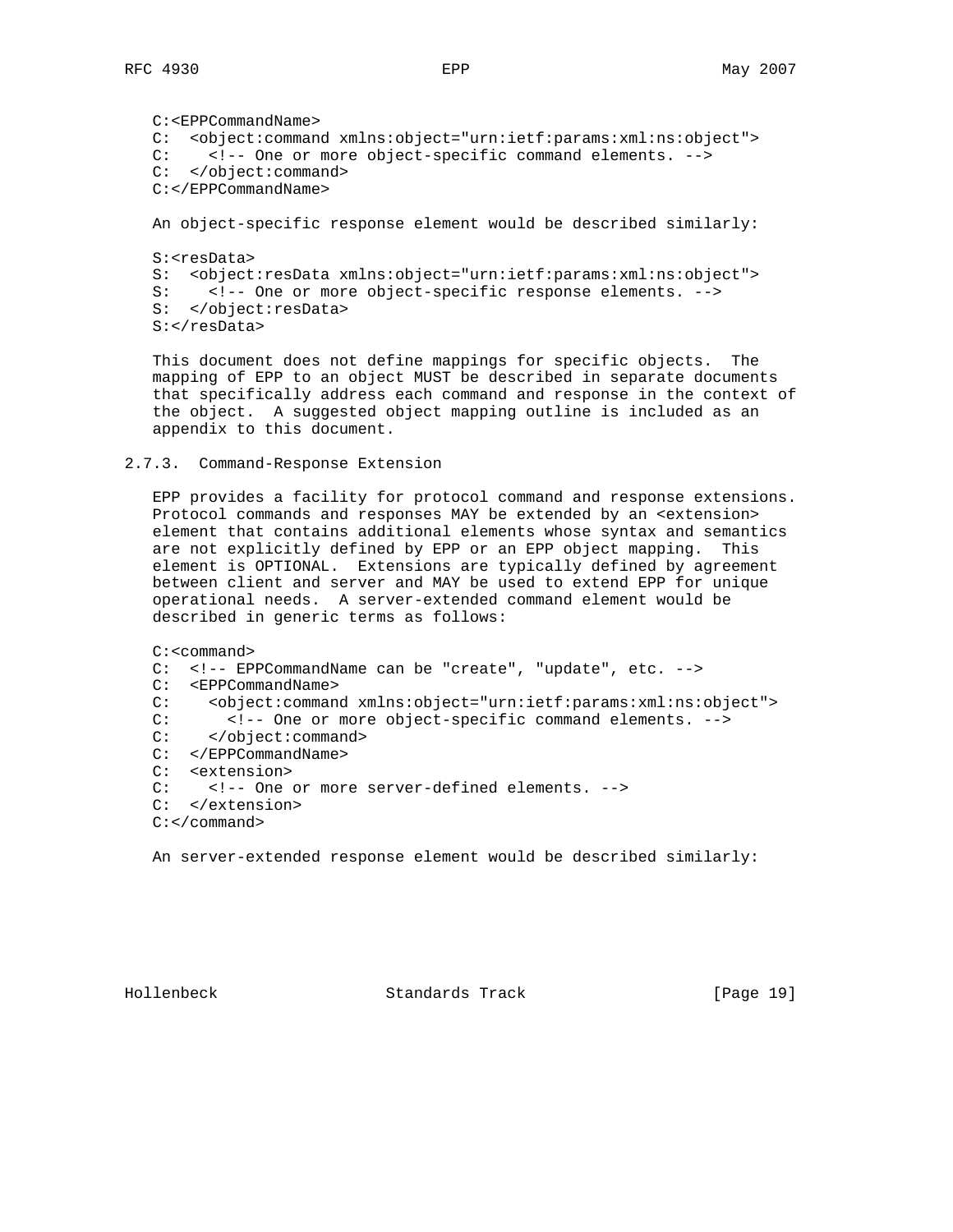```
C:<EPPCommandName>
C:  <object:command xmlns:object="urn:ietf:params:xml:ns:object">
C:    <!-- One or more object-specific command elements. -->
C:  </object:command>
C:</EPPCommandName>
```

An object-specific response element would be described similarly:

```
S:<resData>
S:  <object:resData xmlns:object="urn:ietf:params:xml:ns:object">
S:    <!-- One or more object-specific response elements. -->
S:  </object:resData>
S:</resData>
```

This document does not define mappings for specific objects. The mapping of EPP to an object MUST be described in separate documents that specifically address each command and response in the context of the object. A suggested object mapping outline is included as an appendix to this document.

### 2.7.3. Command-Response Extension

EPP provides a facility for protocol command and response extensions. Protocol commands and responses MAY be extended by an <extension> element that contains additional elements whose syntax and semantics are not explicitly defined by EPP or an EPP object mapping. This element is OPTIONAL. Extensions are typically defined by agreement between client and server and MAY be used to extend EPP for unique operational needs. A server-extended command element would be described in generic terms as follows:

```
C:<command>
C:  <!-- EPPCommandName can be "create", "update", etc. -->
C:  <EPPCommandName>
C:    <object:command xmlns:object="urn:ietf:params:xml:ns:object">
C:      <!-- One or more object-specific command elements. -->
C:    </object:command>
C:  </EPPCommandName>
C:  <extension>
C:    <!-- One or more server-defined elements. -->
C:  </extension>
C:</command>
```

An server-extended response element would be described similarly: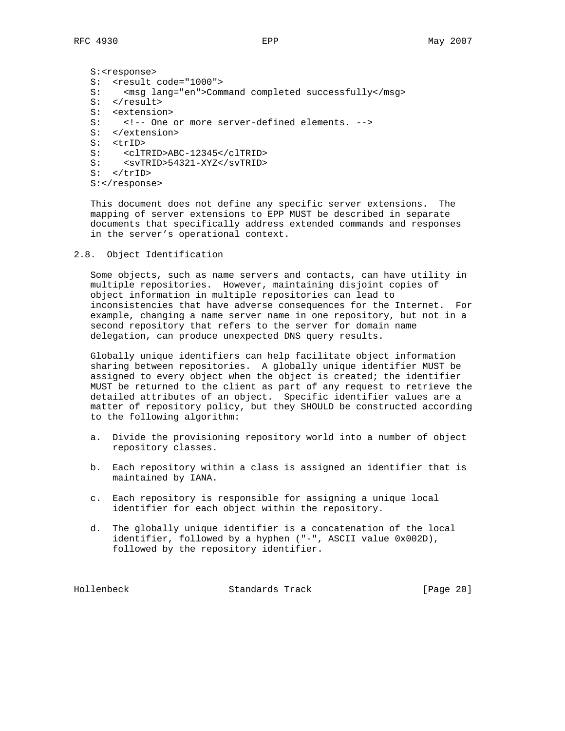```
S:<response>
S:  <result code="1000">
S:    <msg lang="en">Command completed successfully</msg>
S:  </result>
S:  <extension>
S:    <!-- One or more server-defined elements. -->
S:  </extension>
S:  <trID>
S:    <clTRID>ABC-12345</clTRID>
S:    <svTRID>54321-XYZ</svTRID>
S:  </trID>
S:</response>
```

This document does not define any specific server extensions. The mapping of server extensions to EPP MUST be described in separate documents that specifically address extended commands and responses in the server's operational context.

## 2.8. Object Identification

Some objects, such as name servers and contacts, can have utility in multiple repositories. However, maintaining disjoint copies of object information in multiple repositories can lead to inconsistencies that have adverse consequences for the Internet. For example, changing a name server name in one repository, but not in a second repository that refers to the server for domain name delegation, can produce unexpected DNS query results.

Globally unique identifiers can help facilitate object information sharing between repositories. A globally unique identifier MUST be assigned to every object when the object is created; the identifier MUST be returned to the client as part of any request to retrieve the detailed attributes of an object. Specific identifier values are a matter of repository policy, but they SHOULD be constructed according to the following algorithm:

a. Divide the provisioning repository world into a number of object repository classes.

b. Each repository within a class is assigned an identifier that is maintained by IANA.

c. Each repository is responsible for assigning a unique local identifier for each object within the repository.

d. The globally unique identifier is a concatenation of the local identifier, followed by a hyphen ("-", ASCII value 0x002D), followed by the repository identifier.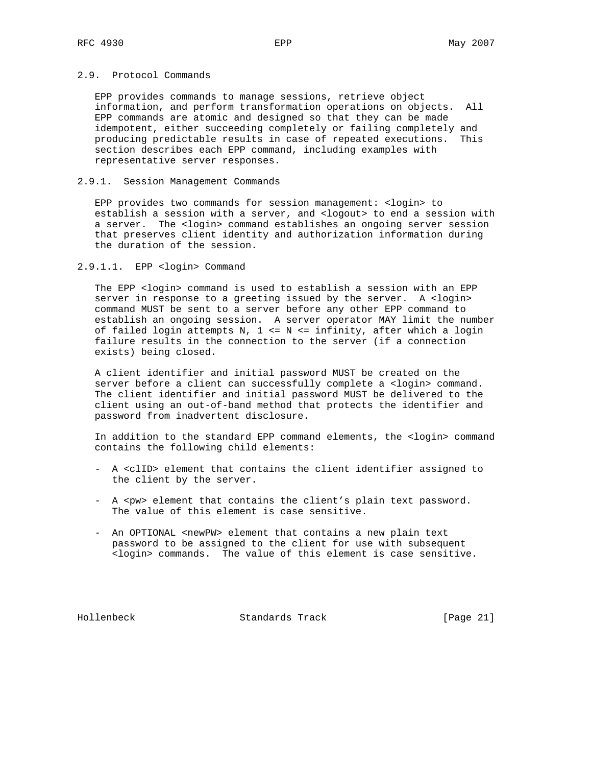## 2.9. Protocol Commands

EPP provides commands to manage sessions, retrieve object information, and perform transformation operations on objects. All EPP commands are atomic and designed so that they can be made idempotent, either succeeding completely or failing completely and producing predictable results in case of repeated executions. This section describes each EPP command, including examples with representative server responses.

### 2.9.1. Session Management Commands

EPP provides two commands for session management: <login> to establish a session with a server, and <logout> to end a session with a server. The <login> command establishes an ongoing server session that preserves client identity and authorization information during the duration of the session.

#### 2.9.1.1. EPP <login> Command

The EPP <login> command is used to establish a session with an EPP server in response to a greeting issued by the server. A <login> command MUST be sent to a server before any other EPP command to establish an ongoing session. A server operator MAY limit the number of failed login attempts N, 1 <= N <= infinity, after which a login failure results in the connection to the server (if a connection exists) being closed.

A client identifier and initial password MUST be created on the server before a client can successfully complete a <login> command. The client identifier and initial password MUST be delivered to the client using an out-of-band method that protects the identifier and password from inadvertent disclosure.

In addition to the standard EPP command elements, the <login> command contains the following child elements:

- A <clID> element that contains the client identifier assigned to the client by the server.
- A <pw> element that contains the client's plain text password. The value of this element is case sensitive.
- An OPTIONAL <newPW> element that contains a new plain text password to be assigned to the client for use with subsequent <login> commands. The value of this element is case sensitive.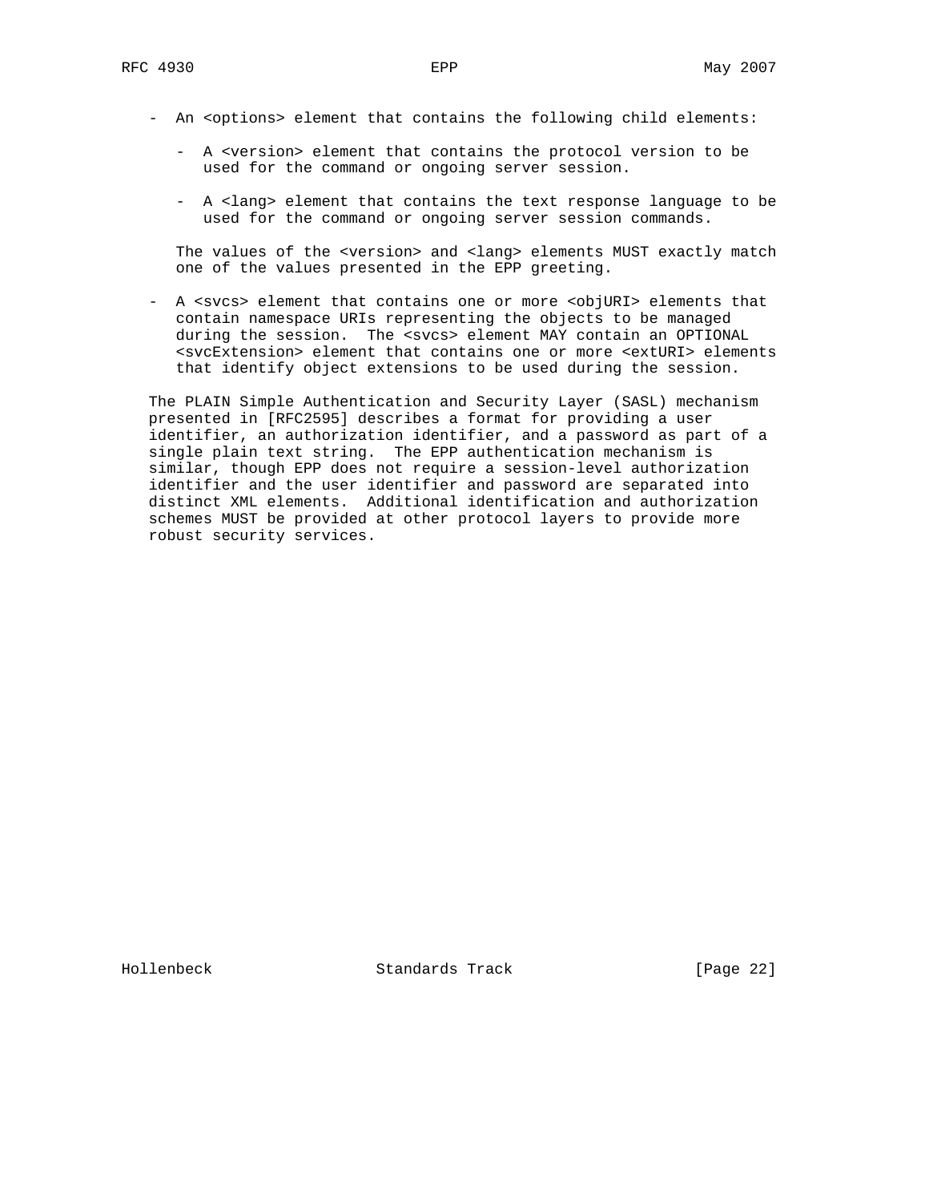- An <options> element that contains the following child elements:

  - A <version> element that contains the protocol version to be used for the command or ongoing server session.

  - A <lang> element that contains the text response language to be used for the command or ongoing server session commands.

  The values of the <version> and <lang> elements MUST exactly match one of the values presented in the EPP greeting.

- A <svcs> element that contains one or more <objURI> elements that contain namespace URIs representing the objects to be managed during the session. The <svcs> element MAY contain an OPTIONAL <svcExtension> element that contains one or more <extURI> elements that identify object extensions to be used during the session.

The PLAIN Simple Authentication and Security Layer (SASL) mechanism presented in [RFC2595] describes a format for providing a user identifier, an authorization identifier, and a password as part of a single plain text string. The EPP authentication mechanism is similar, though EPP does not require a session-level authorization identifier and the user identifier and password are separated into distinct XML elements. Additional identification and authorization schemes MUST be provided at other protocol layers to provide more robust security services.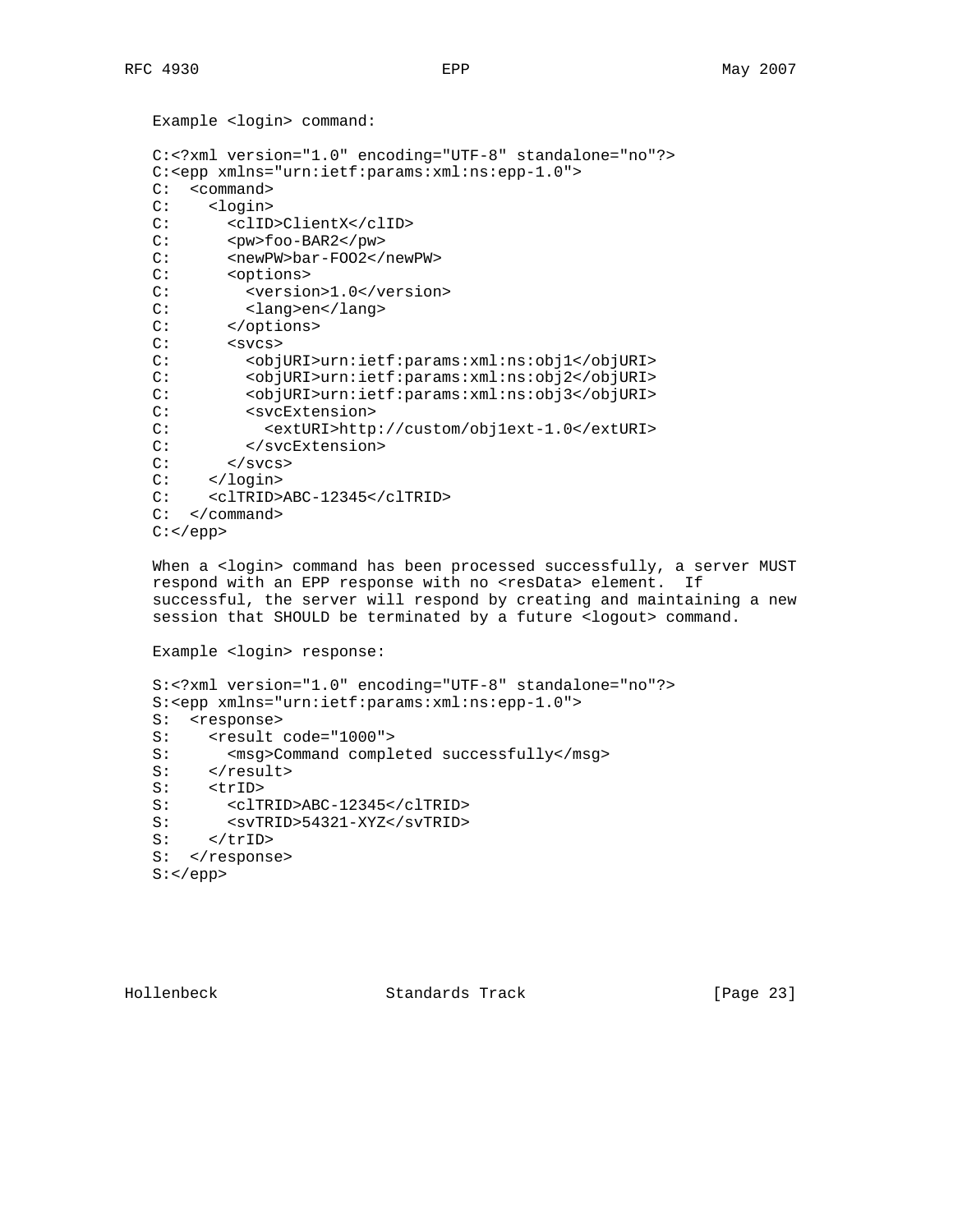Example <login> command:

```
C:<?xml version="1.0" encoding="UTF-8" standalone="no"?>
C:<epp xmlns="urn:ietf:params:xml:ns:epp-1.0">
C:  <command>
C:    <login>
C:      <clID>ClientX</clID>
C:      <pw>foo-BAR2</pw>
C:      <newPW>bar-FOO2</newPW>
C:      <options>
C:        <version>1.0</version>
C:        <lang>en</lang>
C:      </options>
C:      <svcs>
C:        <objURI>urn:ietf:params:xml:ns:obj1</objURI>
C:        <objURI>urn:ietf:params:xml:ns:obj2</objURI>
C:        <objURI>urn:ietf:params:xml:ns:obj3</objURI>
C:        <svcExtension>
C:          <extURI>http://custom/obj1ext-1.0</extURI>
C:        </svcExtension>
C:      </svcs>
C:    </login>
C:    <clTRID>ABC-12345</clTRID>
C:  </command>
C:</epp>
```

When a <login> command has been processed successfully, a server MUST respond with an EPP response with no <resData> element. If successful, the server will respond by creating and maintaining a new session that SHOULD be terminated by a future <logout> command.

Example <login> response:

```
S:<?xml version="1.0" encoding="UTF-8" standalone="no"?>
S:<epp xmlns="urn:ietf:params:xml:ns:epp-1.0">
S:  <response>
S:    <result code="1000">
S:      <msg>Command completed successfully</msg>
S:    </result>
S:    <trID>
S:      <clTRID>ABC-12345</clTRID>
S:      <svTRID>54321-XYZ</svTRID>
S:    </trID>
S:  </response>
S:</epp>
```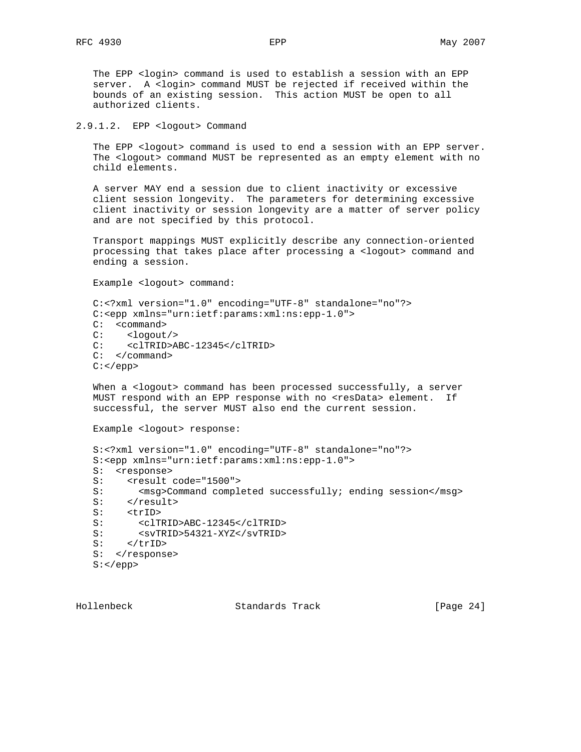The EPP <login> command is used to establish a session with an EPP server. A <login> command MUST be rejected if received within the bounds of an existing session. This action MUST be open to all authorized clients.

#### 2.9.1.2. EPP <logout> Command

The EPP <logout> command is used to end a session with an EPP server. The <logout> command MUST be represented as an empty element with no child elements.

A server MAY end a session due to client inactivity or excessive client session longevity. The parameters for determining excessive client inactivity or session longevity are a matter of server policy and are not specified by this protocol.

Transport mappings MUST explicitly describe any connection-oriented processing that takes place after processing a <logout> command and ending a session.

Example <logout> command:

```
C:<?xml version="1.0" encoding="UTF-8" standalone="no"?>
C:<epp xmlns="urn:ietf:params:xml:ns:epp-1.0">
C:  <command>
C:    <logout/>
C:    <clTRID>ABC-12345</clTRID>
C:  </command>
C:</epp>
```

When a <logout> command has been processed successfully, a server MUST respond with an EPP response with no <resData> element. If successful, the server MUST also end the current session.

Example <logout> response:

```
S:<?xml version="1.0" encoding="UTF-8" standalone="no"?>
S:<epp xmlns="urn:ietf:params:xml:ns:epp-1.0">
S:  <response>
S:    <result code="1500">
S:      <msg>Command completed successfully; ending session</msg>
S:    </result>
S:    <trID>
S:      <clTRID>ABC-12345</clTRID>
S:      <svTRID>54321-XYZ</svTRID>
S:    </trID>
S:  </response>
S:</epp>
```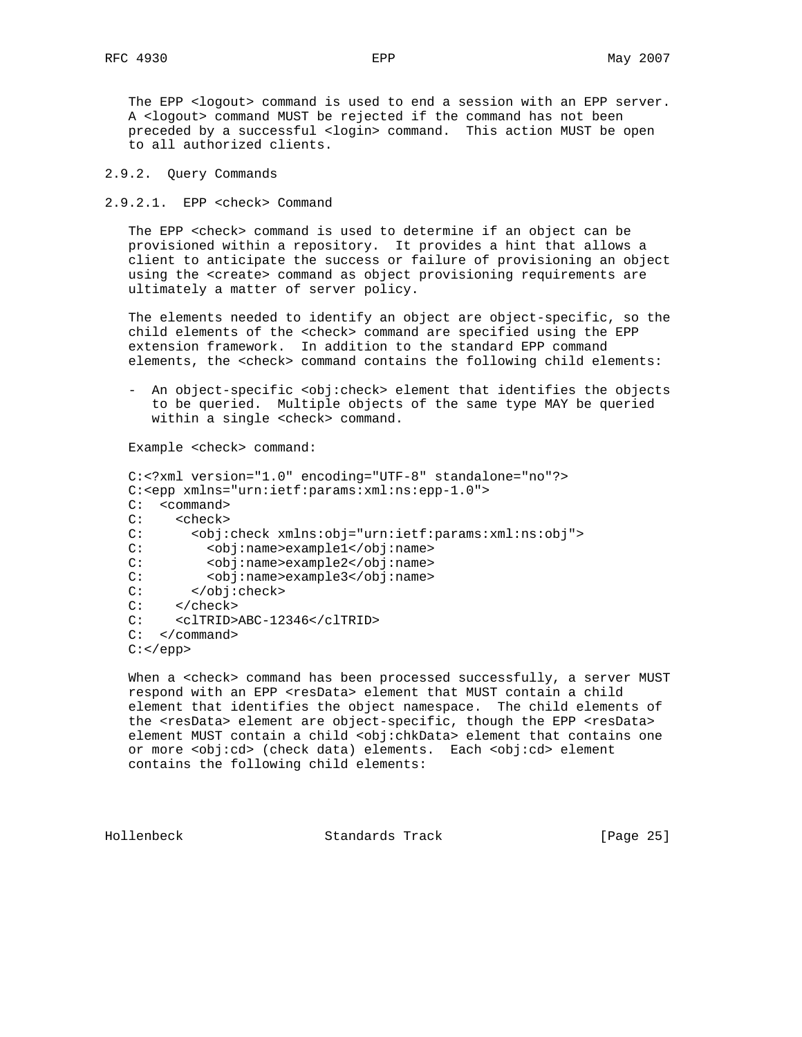The EPP <logout> command is used to end a session with an EPP server. A <logout> command MUST be rejected if the command has not been preceded by a successful <login> command. This action MUST be open to all authorized clients.

### 2.9.2. Query Commands

#### 2.9.2.1. EPP <check> Command

The EPP <check> command is used to determine if an object can be provisioned within a repository. It provides a hint that allows a client to anticipate the success or failure of provisioning an object using the <create> command as object provisioning requirements are ultimately a matter of server policy.

The elements needed to identify an object are object-specific, so the child elements of the <check> command are specified using the EPP extension framework. In addition to the standard EPP command elements, the <check> command contains the following child elements:

- An object-specific <obj:check> element that identifies the objects to be queried. Multiple objects of the same type MAY be queried within a single <check> command.

Example <check> command:

```
C:<?xml version="1.0" encoding="UTF-8" standalone="no"?>
C:<epp xmlns="urn:ietf:params:xml:ns:epp-1.0">
C:  <command>
C:    <check>
C:      <obj:check xmlns:obj="urn:ietf:params:xml:ns:obj">
C:        <obj:name>example1</obj:name>
C:        <obj:name>example2</obj:name>
C:        <obj:name>example3</obj:name>
C:      </obj:check>
C:    </check>
C:    <clTRID>ABC-12346</clTRID>
C:  </command>
C:</epp>
```

When a <check> command has been processed successfully, a server MUST respond with an EPP <resData> element that MUST contain a child element that identifies the object namespace. The child elements of the <resData> element are object-specific, though the EPP <resData> element MUST contain a child <obj:chkData> element that contains one or more <obj:cd> (check data) elements. Each <obj:cd> element contains the following child elements: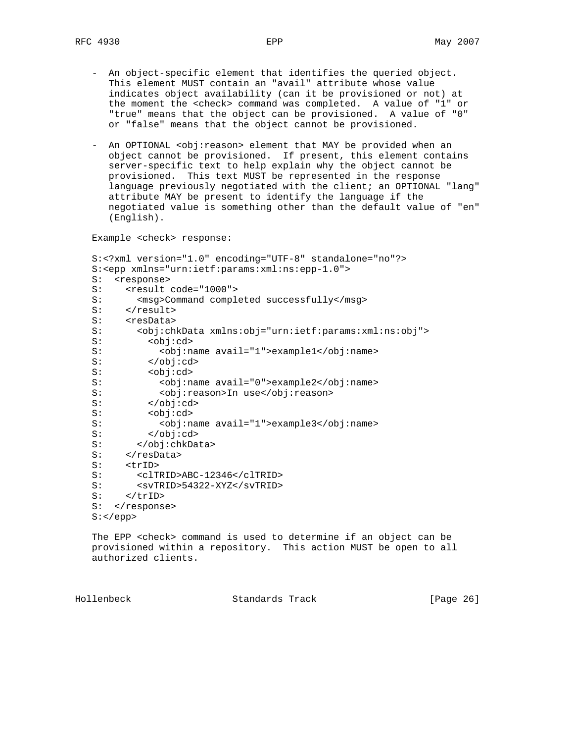- An object-specific element that identifies the queried object. This element MUST contain an "avail" attribute whose value indicates object availability (can it be provisioned or not) at the moment the <check> command was completed. A value of "1" or "true" means that the object can be provisioned. A value of "0" or "false" means that the object cannot be provisioned.

- An OPTIONAL <obj:reason> element that MAY be provided when an object cannot be provisioned. If present, this element contains server-specific text to help explain why the object cannot be provisioned. This text MUST be represented in the response language previously negotiated with the client; an OPTIONAL "lang" attribute MAY be present to identify the language if the negotiated value is something other than the default value of "en" (English).

Example <check> response:

```
S:<?xml version="1.0" encoding="UTF-8" standalone="no"?>
S:<epp xmlns="urn:ietf:params:xml:ns:epp-1.0">
S:  <response>
S:    <result code="1000">
S:      <msg>Command completed successfully</msg>
S:    </result>
S:    <resData>
S:      <obj:chkData xmlns:obj="urn:ietf:params:xml:ns:obj">
S:        <obj:cd>
S:          <obj:name avail="1">example1</obj:name>
S:        </obj:cd>
S:        <obj:cd>
S:          <obj:name avail="0">example2</obj:name>
S:          <obj:reason>In use</obj:reason>
S:        </obj:cd>
S:        <obj:cd>
S:          <obj:name avail="1">example3</obj:name>
S:        </obj:cd>
S:      </obj:chkData>
S:    </resData>
S:    <trID>
S:      <clTRID>ABC-12346</clTRID>
S:      <svTRID>54322-XYZ</svTRID>
S:    </trID>
S:  </response>
S:</epp>
```

The EPP <check> command is used to determine if an object can be provisioned within a repository. This action MUST be open to all authorized clients.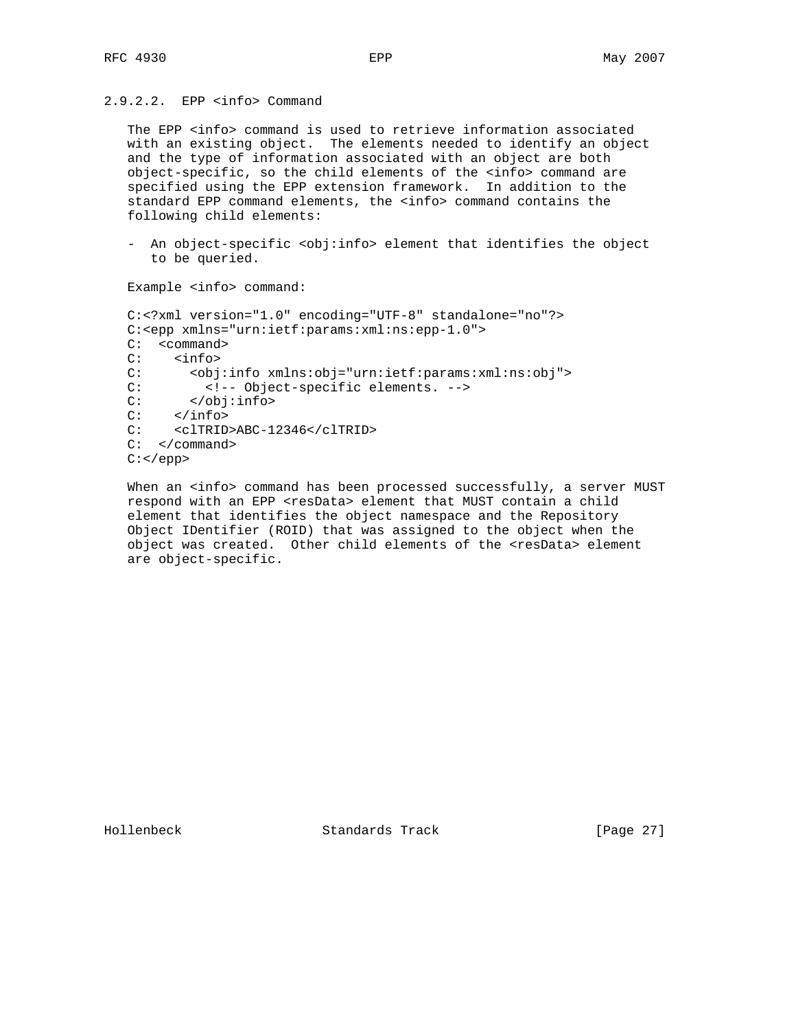#### 2.9.2.2. EPP <info> Command

The EPP <info> command is used to retrieve information associated with an existing object. The elements needed to identify an object and the type of information associated with an object are both object-specific, so the child elements of the <info> command are specified using the EPP extension framework. In addition to the standard EPP command elements, the <info> command contains the following child elements:

- An object-specific <obj:info> element that identifies the object to be queried.

Example <info> command:

```
C:<?xml version="1.0" encoding="UTF-8" standalone="no"?>
C:<epp xmlns="urn:ietf:params:xml:ns:epp-1.0">
C:  <command>
C:    <info>
C:      <obj:info xmlns:obj="urn:ietf:params:xml:ns:obj">
C:        <!-- Object-specific elements. -->
C:      </obj:info>
C:    </info>
C:    <clTRID>ABC-12346</clTRID>
C:  </command>
C:</epp>
```

When an <info> command has been processed successfully, a server MUST respond with an EPP <resData> element that MUST contain a child element that identifies the object namespace and the Repository Object IDentifier (ROID) that was assigned to the object when the object was created. Other child elements of the <resData> element are object-specific.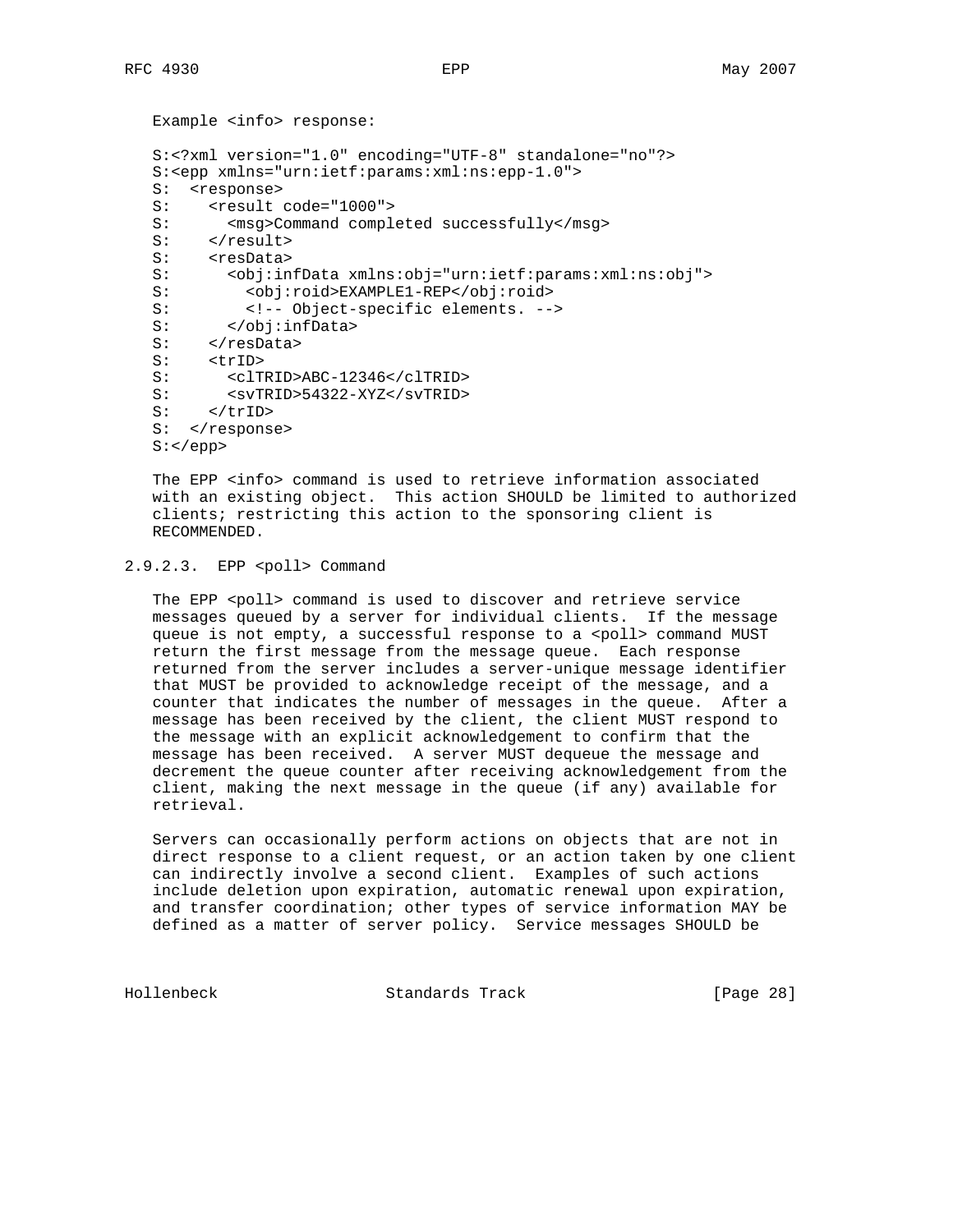Example <info> response:

```
S:<?xml version="1.0" encoding="UTF-8" standalone="no"?>
S:<epp xmlns="urn:ietf:params:xml:ns:epp-1.0">
S:  <response>
S:    <result code="1000">
S:      <msg>Command completed successfully</msg>
S:    </result>
S:    <resData>
S:      <obj:infData xmlns:obj="urn:ietf:params:xml:ns:obj">
S:        <obj:roid>EXAMPLE1-REP</obj:roid>
S:        <!-- Object-specific elements. -->
S:      </obj:infData>
S:    </resData>
S:    <trID>
S:      <clTRID>ABC-12346</clTRID>
S:      <svTRID>54322-XYZ</svTRID>
S:    </trID>
S:  </response>
S:</epp>
```

The EPP <info> command is used to retrieve information associated with an existing object. This action SHOULD be limited to authorized clients; restricting this action to the sponsoring client is RECOMMENDED.

#### 2.9.2.3. EPP <poll> Command

The EPP <poll> command is used to discover and retrieve service messages queued by a server for individual clients. If the message queue is not empty, a successful response to a <poll> command MUST return the first message from the message queue. Each response returned from the server includes a server-unique message identifier that MUST be provided to acknowledge receipt of the message, and a counter that indicates the number of messages in the queue. After a message has been received by the client, the client MUST respond to the message with an explicit acknowledgement to confirm that the message has been received. A server MUST dequeue the message and decrement the queue counter after receiving acknowledgement from the client, making the next message in the queue (if any) available for retrieval.

Servers can occasionally perform actions on objects that are not in direct response to a client request, or an action taken by one client can indirectly involve a second client. Examples of such actions include deletion upon expiration, automatic renewal upon expiration, and transfer coordination; other types of service information MAY be defined as a matter of server policy. Service messages SHOULD be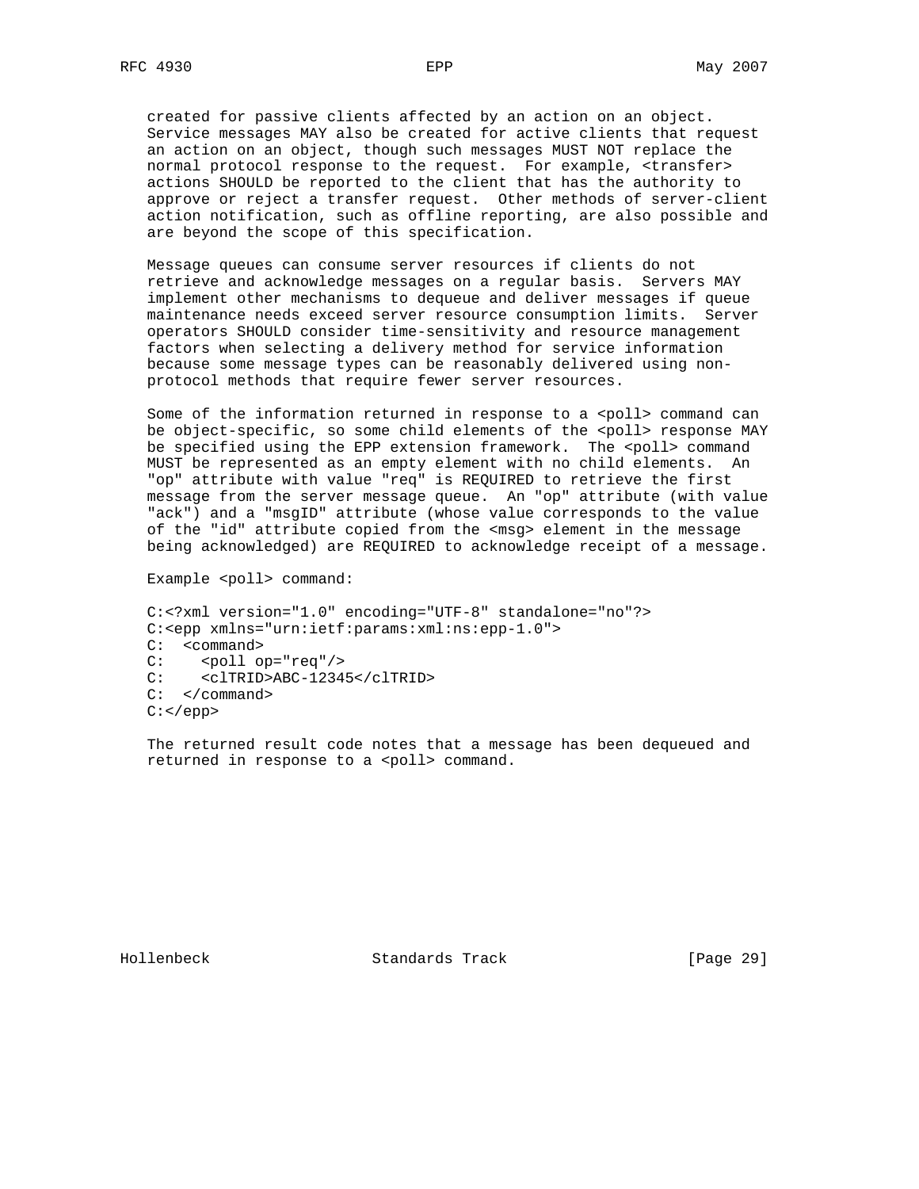created for passive clients affected by an action on an object. Service messages MAY also be created for active clients that request an action on an object, though such messages MUST NOT replace the normal protocol response to the request. For example, <transfer> actions SHOULD be reported to the client that has the authority to approve or reject a transfer request. Other methods of server-client action notification, such as offline reporting, are also possible and are beyond the scope of this specification.

Message queues can consume server resources if clients do not retrieve and acknowledge messages on a regular basis. Servers MAY implement other mechanisms to dequeue and deliver messages if queue maintenance needs exceed server resource consumption limits. Server operators SHOULD consider time-sensitivity and resource management factors when selecting a delivery method for service information because some message types can be reasonably delivered using non-protocol methods that require fewer server resources.

Some of the information returned in response to a <poll> command can be object-specific, so some child elements of the <poll> response MAY be specified using the EPP extension framework. The <poll> command MUST be represented as an empty element with no child elements. An "op" attribute with value "req" is REQUIRED to retrieve the first message from the server message queue. An "op" attribute (with value "ack") and a "msgID" attribute (whose value corresponds to the value of the "id" attribute copied from the <msg> element in the message being acknowledged) are REQUIRED to acknowledge receipt of a message.

Example <poll> command:

```
C:<?xml version="1.0" encoding="UTF-8" standalone="no"?>
C:<epp xmlns="urn:ietf:params:xml:ns:epp-1.0">
C:  <command>
C:    <poll op="req"/>
C:    <clTRID>ABC-12345</clTRID>
C:  </command>
C:</epp>
```

The returned result code notes that a message has been dequeued and returned in response to a <poll> command.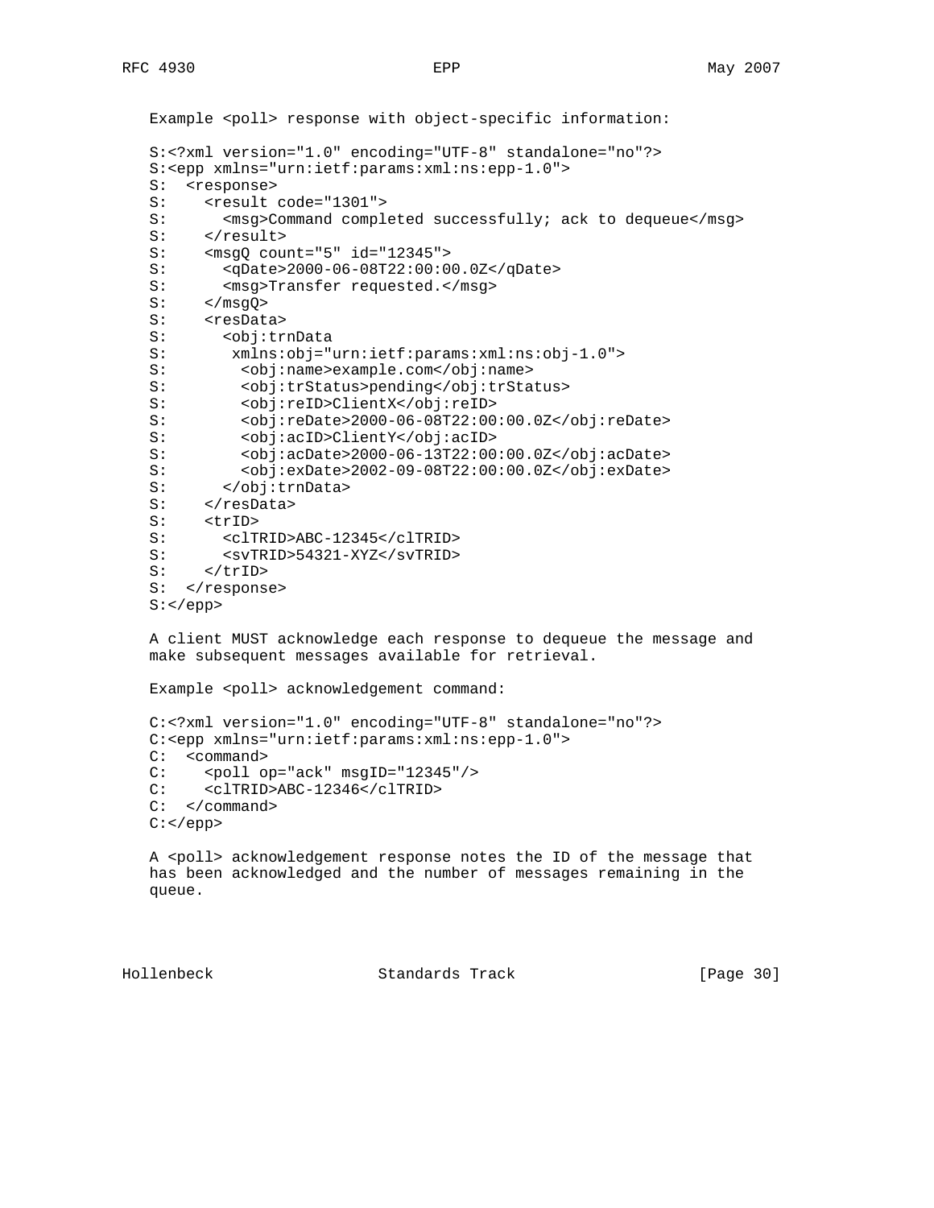Example <poll> response with object-specific information:

```
S:<?xml version="1.0" encoding="UTF-8" standalone="no"?>
S:<epp xmlns="urn:ietf:params:xml:ns:epp-1.0">
S:  <response>
S:    <result code="1301">
S:      <msg>Command completed successfully; ack to dequeue</msg>
S:    </result>
S:    <msgQ count="5" id="12345">
S:      <qDate>2000-06-08T22:00:00.0Z</qDate>
S:      <msg>Transfer requested.</msg>
S:    </msgQ>
S:    <resData>
S:      <obj:trnData
S:       xmlns:obj="urn:ietf:params:xml:ns:obj-1.0">
S:        <obj:name>example.com</obj:name>
S:        <obj:trStatus>pending</obj:trStatus>
S:        <obj:reID>ClientX</obj:reID>
S:        <obj:reDate>2000-06-08T22:00:00.0Z</obj:reDate>
S:        <obj:acID>ClientY</obj:acID>
S:        <obj:acDate>2000-06-13T22:00:00.0Z</obj:acDate>
S:        <obj:exDate>2002-09-08T22:00:00.0Z</obj:exDate>
S:      </obj:trnData>
S:    </resData>
S:    <trID>
S:      <clTRID>ABC-12345</clTRID>
S:      <svTRID>54321-XYZ</svTRID>
S:    </trID>
S:  </response>
S:</epp>
```

A client MUST acknowledge each response to dequeue the message and make subsequent messages available for retrieval.

Example <poll> acknowledgement command:

```
C:<?xml version="1.0" encoding="UTF-8" standalone="no"?>
C:<epp xmlns="urn:ietf:params:xml:ns:epp-1.0">
C:  <command>
C:    <poll op="ack" msgID="12345"/>
C:    <clTRID>ABC-12346</clTRID>
C:  </command>
C:</epp>
```

A <poll> acknowledgement response notes the ID of the message that has been acknowledged and the number of messages remaining in the queue.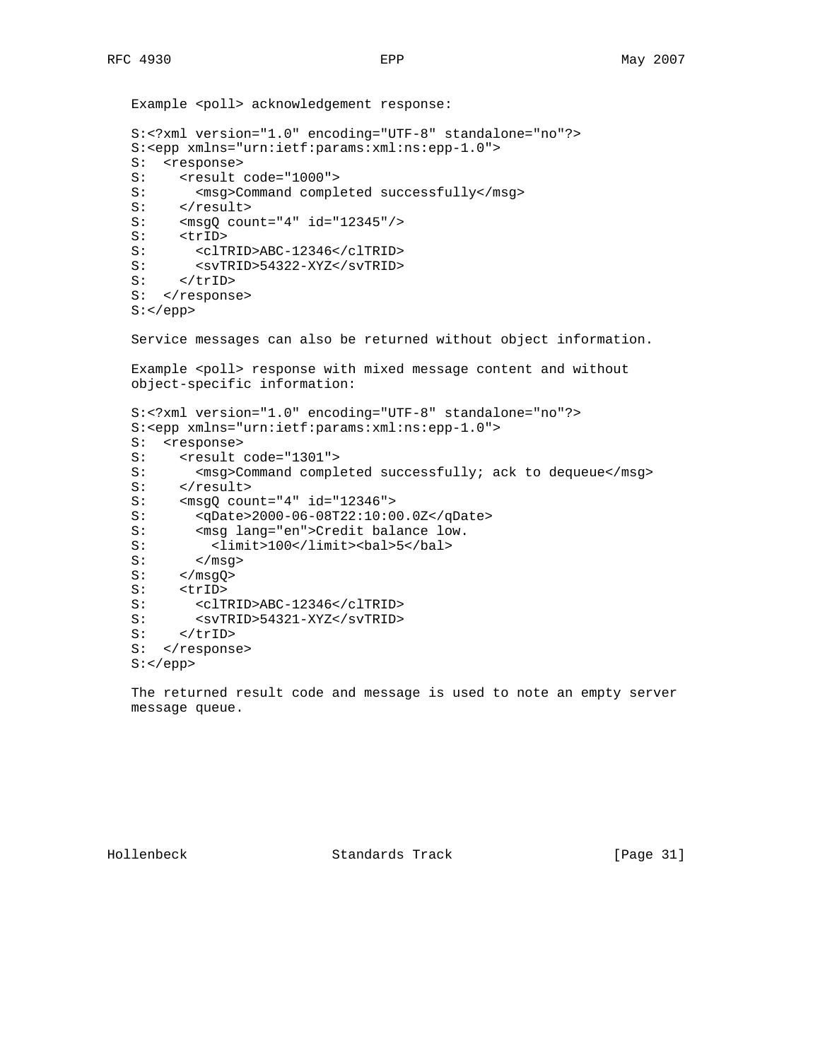Example <poll> acknowledgement response:

```
S:<?xml version="1.0" encoding="UTF-8" standalone="no"?>
S:<epp xmlns="urn:ietf:params:xml:ns:epp-1.0">
S:  <response>
S:    <result code="1000">
S:      <msg>Command completed successfully</msg>
S:    </result>
S:    <msgQ count="4" id="12345"/>
S:    <trID>
S:      <clTRID>ABC-12346</clTRID>
S:      <svTRID>54322-XYZ</svTRID>
S:    </trID>
S:  </response>
S:</epp>
```

Service messages can also be returned without object information.

Example <poll> response with mixed message content and without object-specific information:

```
S:<?xml version="1.0" encoding="UTF-8" standalone="no"?>
S:<epp xmlns="urn:ietf:params:xml:ns:epp-1.0">
S:  <response>
S:    <result code="1301">
S:      <msg>Command completed successfully; ack to dequeue</msg>
S:    </result>
S:    <msgQ count="4" id="12346">
S:      <qDate>2000-06-08T22:10:00.0Z</qDate>
S:      <msg lang="en">Credit balance low.
S:        <limit>100</limit><bal>5</bal>
S:      </msg>
S:    </msgQ>
S:    <trID>
S:      <clTRID>ABC-12346</clTRID>
S:      <svTRID>54321-XYZ</svTRID>
S:    </trID>
S:  </response>
S:</epp>
```

The returned result code and message is used to note an empty server message queue.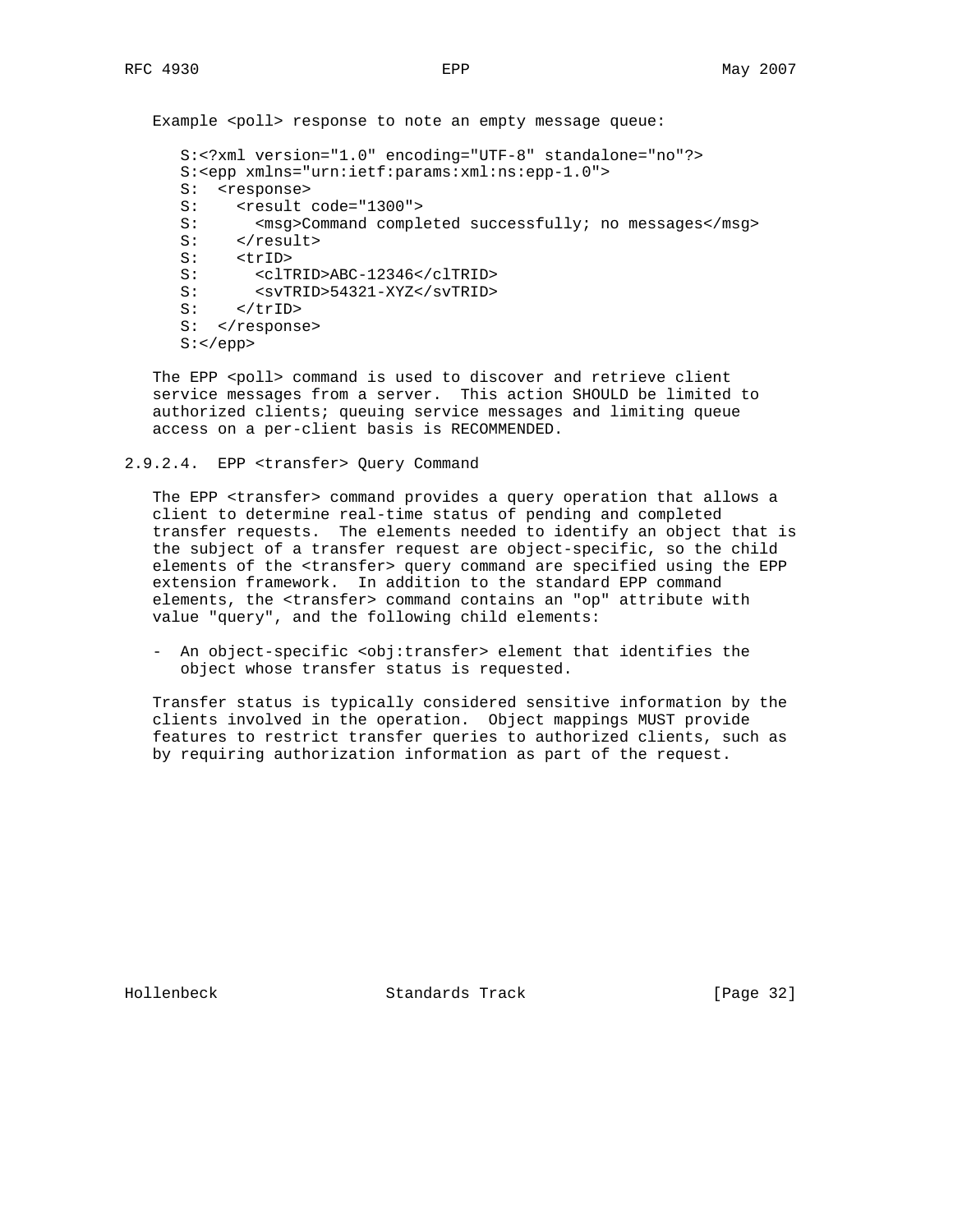Example <poll> response to note an empty message queue:

```
S:<?xml version="1.0" encoding="UTF-8" standalone="no"?>
S:<epp xmlns="urn:ietf:params:xml:ns:epp-1.0">
S:  <response>
S:    <result code="1300">
S:      <msg>Command completed successfully; no messages</msg>
S:    </result>
S:    <trID>
S:      <clTRID>ABC-12346</clTRID>
S:      <svTRID>54321-XYZ</svTRID>
S:    </trID>
S:  </response>
S:</epp>
```

The EPP <poll> command is used to discover and retrieve client service messages from a server. This action SHOULD be limited to authorized clients; queuing service messages and limiting queue access on a per-client basis is RECOMMENDED.

#### 2.9.2.4. EPP <transfer> Query Command

The EPP <transfer> command provides a query operation that allows a client to determine real-time status of pending and completed transfer requests. The elements needed to identify an object that is the subject of a transfer request are object-specific, so the child elements of the <transfer> query command are specified using the EPP extension framework. In addition to the standard EPP command elements, the <transfer> command contains an "op" attribute with value "query", and the following child elements:

- An object-specific <obj:transfer> element that identifies the object whose transfer status is requested.

Transfer status is typically considered sensitive information by the clients involved in the operation. Object mappings MUST provide features to restrict transfer queries to authorized clients, such as by requiring authorization information as part of the request.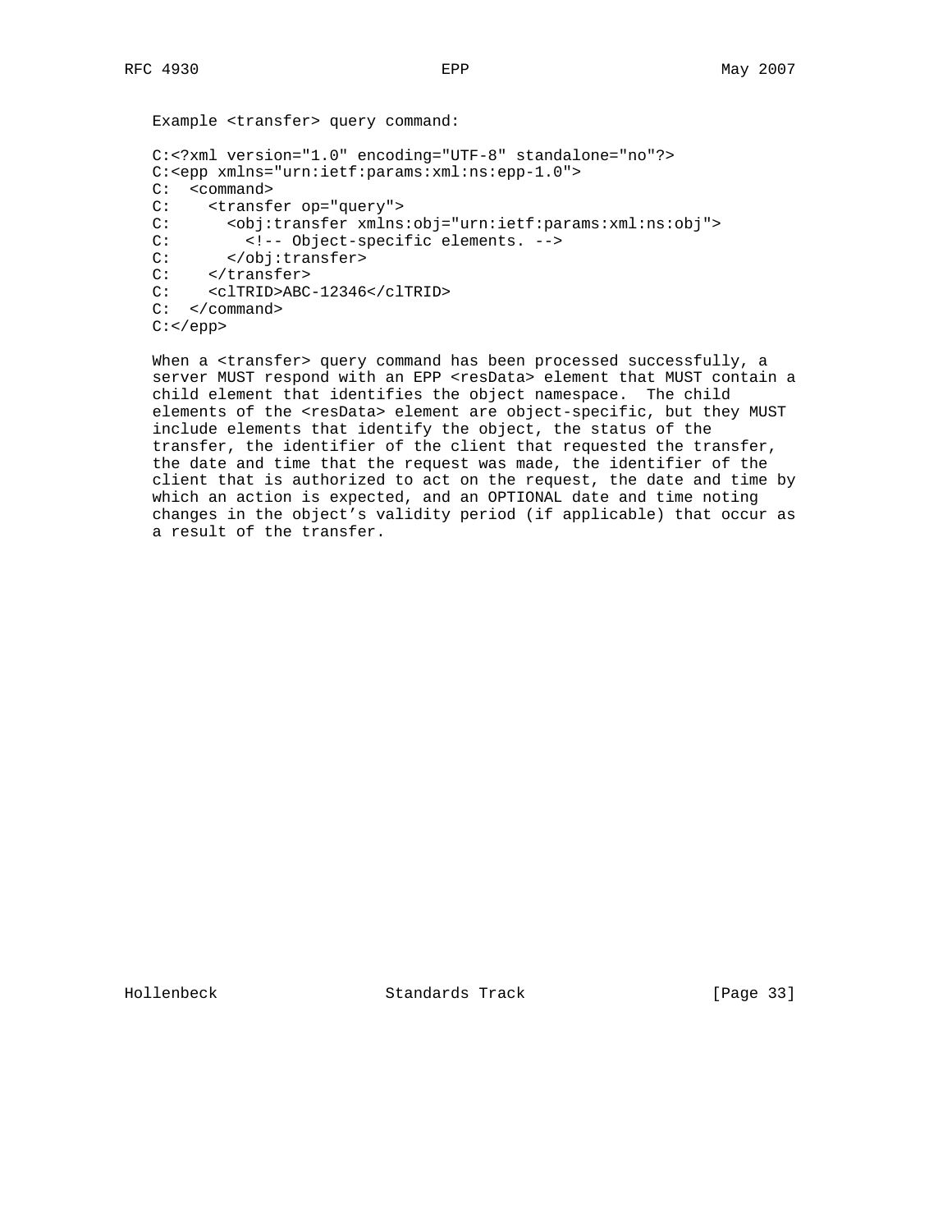Example <transfer> query command:

```
C:<?xml version="1.0" encoding="UTF-8" standalone="no"?>
C:<epp xmlns="urn:ietf:params:xml:ns:epp-1.0">
C:  <command>
C:    <transfer op="query">
C:      <obj:transfer xmlns:obj="urn:ietf:params:xml:ns:obj">
C:        <!-- Object-specific elements. -->
C:      </obj:transfer>
C:    </transfer>
C:    <clTRID>ABC-12346</clTRID>
C:  </command>
C:</epp>
```

When a <transfer> query command has been processed successfully, a server MUST respond with an EPP <resData> element that MUST contain a child element that identifies the object namespace. The child elements of the <resData> element are object-specific, but they MUST include elements that identify the object, the status of the transfer, the identifier of the client that requested the transfer, the date and time that the request was made, the identifier of the client that is authorized to act on the request, the date and time by which an action is expected, and an OPTIONAL date and time noting changes in the object's validity period (if applicable) that occur as a result of the transfer.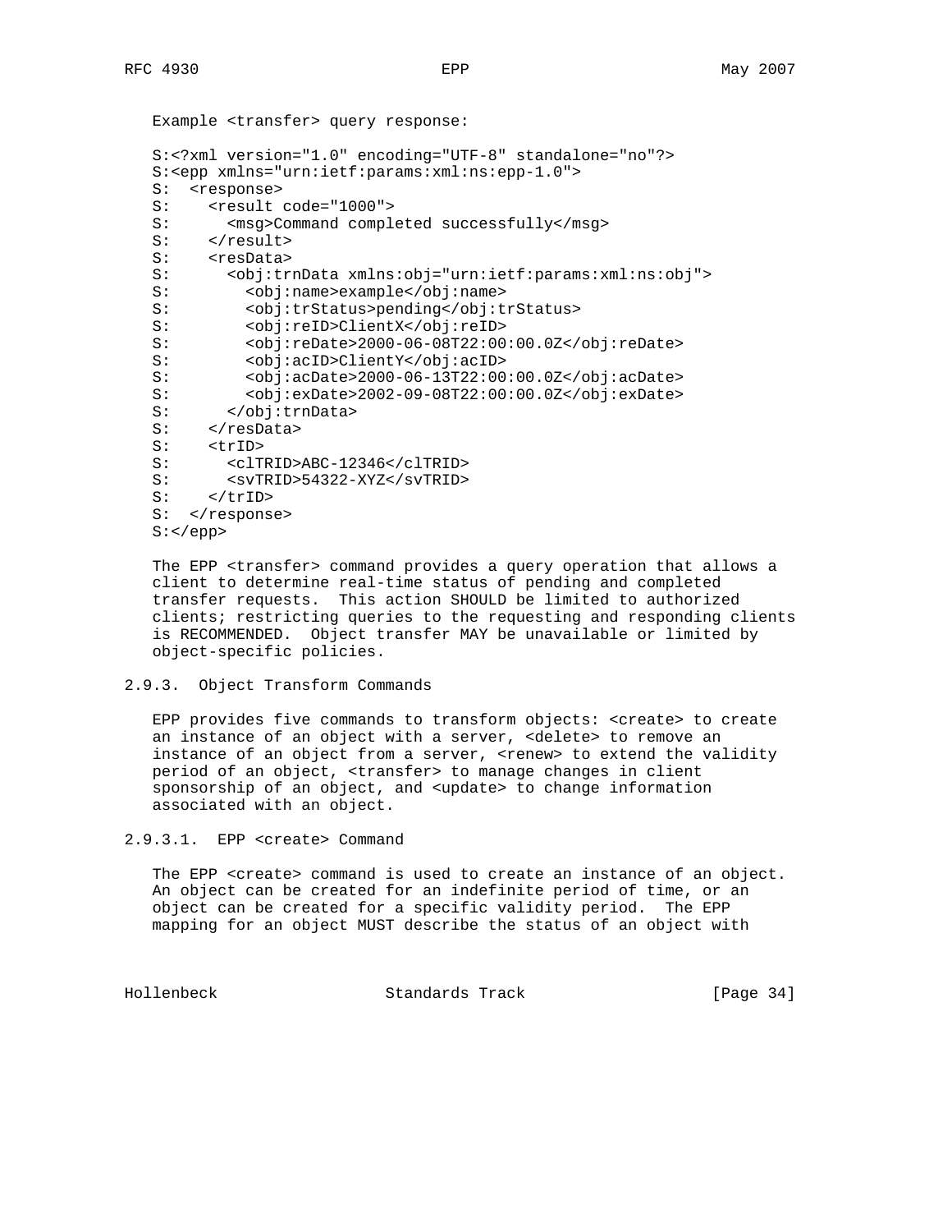Example <transfer> query response:

```
S:<?xml version="1.0" encoding="UTF-8" standalone="no"?>
S:<epp xmlns="urn:ietf:params:xml:ns:epp-1.0">
S:  <response>
S:    <result code="1000">
S:      <msg>Command completed successfully</msg>
S:    </result>
S:    <resData>
S:      <obj:trnData xmlns:obj="urn:ietf:params:xml:ns:obj">
S:        <obj:name>example</obj:name>
S:        <obj:trStatus>pending</obj:trStatus>
S:        <obj:reID>ClientX</obj:reID>
S:        <obj:reDate>2000-06-08T22:00:00.0Z</obj:reDate>
S:        <obj:acID>ClientY</obj:acID>
S:        <obj:acDate>2000-06-13T22:00:00.0Z</obj:acDate>
S:        <obj:exDate>2002-09-08T22:00:00.0Z</obj:exDate>
S:      </obj:trnData>
S:    </resData>
S:    <trID>
S:      <clTRID>ABC-12346</clTRID>
S:      <svTRID>54322-XYZ</svTRID>
S:    </trID>
S:  </response>
S:</epp>
```

The EPP <transfer> command provides a query operation that allows a client to determine real-time status of pending and completed transfer requests. This action SHOULD be limited to authorized clients; restricting queries to the requesting and responding clients is RECOMMENDED. Object transfer MAY be unavailable or limited by object-specific policies.

### 2.9.3. Object Transform Commands

EPP provides five commands to transform objects: <create> to create an instance of an object with a server, <delete> to remove an instance of an object from a server, <renew> to extend the validity period of an object, <transfer> to manage changes in client sponsorship of an object, and <update> to change information associated with an object.

#### 2.9.3.1. EPP <create> Command

The EPP <create> command is used to create an instance of an object. An object can be created for an indefinite period of time, or an object can be created for a specific validity period. The EPP mapping for an object MUST describe the status of an object with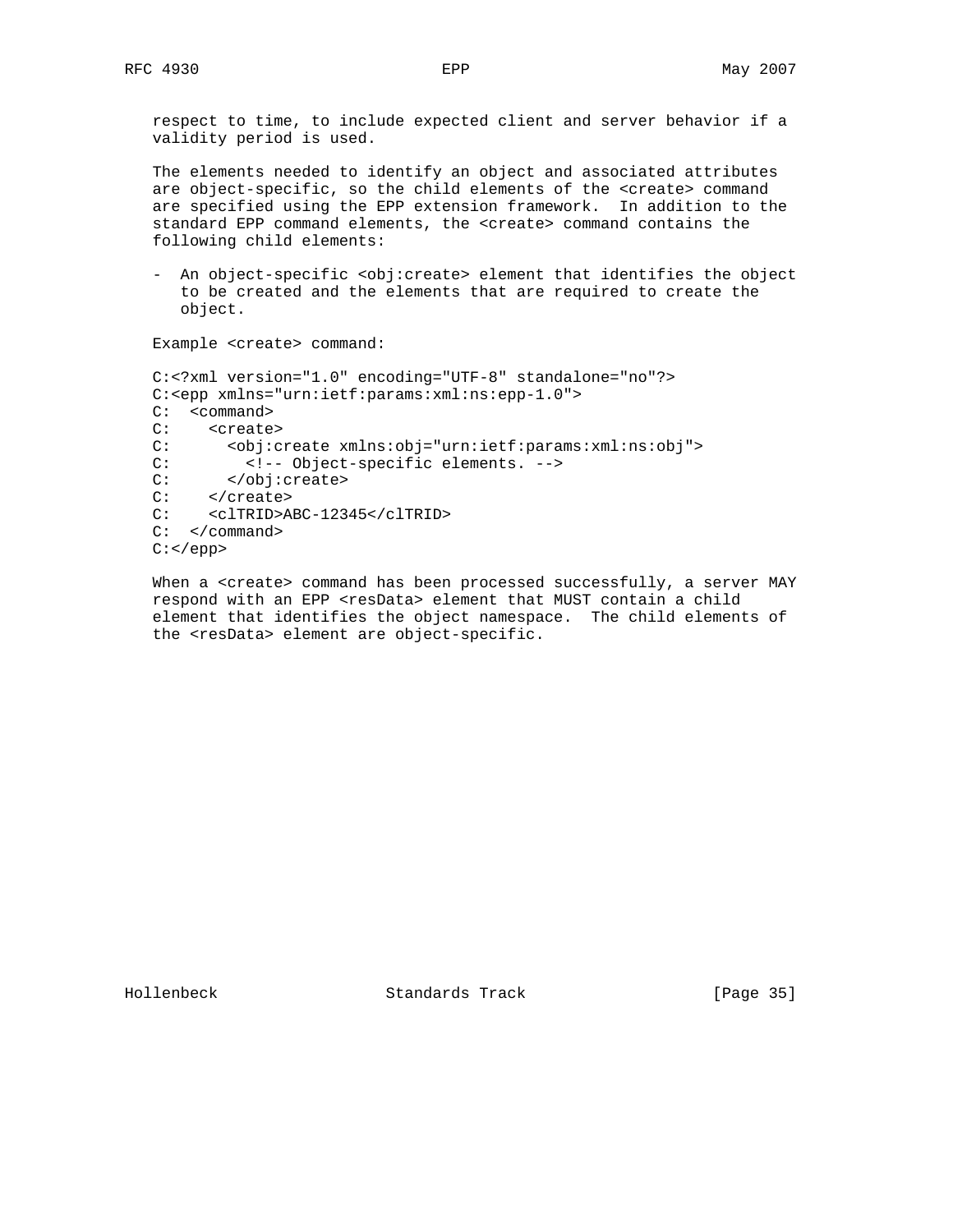respect to time, to include expected client and server behavior if a validity period is used.

The elements needed to identify an object and associated attributes are object-specific, so the child elements of the <create> command are specified using the EPP extension framework. In addition to the standard EPP command elements, the <create> command contains the following child elements:

- An object-specific <obj:create> element that identifies the object to be created and the elements that are required to create the object.

Example <create> command:

```
C:<?xml version="1.0" encoding="UTF-8" standalone="no"?>
C:<epp xmlns="urn:ietf:params:xml:ns:epp-1.0">
C:  <command>
C:    <create>
C:      <obj:create xmlns:obj="urn:ietf:params:xml:ns:obj">
C:        <!-- Object-specific elements. -->
C:      </obj:create>
C:    </create>
C:    <clTRID>ABC-12345</clTRID>
C:  </command>
C:</epp>
```

When a <create> command has been processed successfully, a server MAY respond with an EPP <resData> element that MUST contain a child element that identifies the object namespace. The child elements of the <resData> element are object-specific.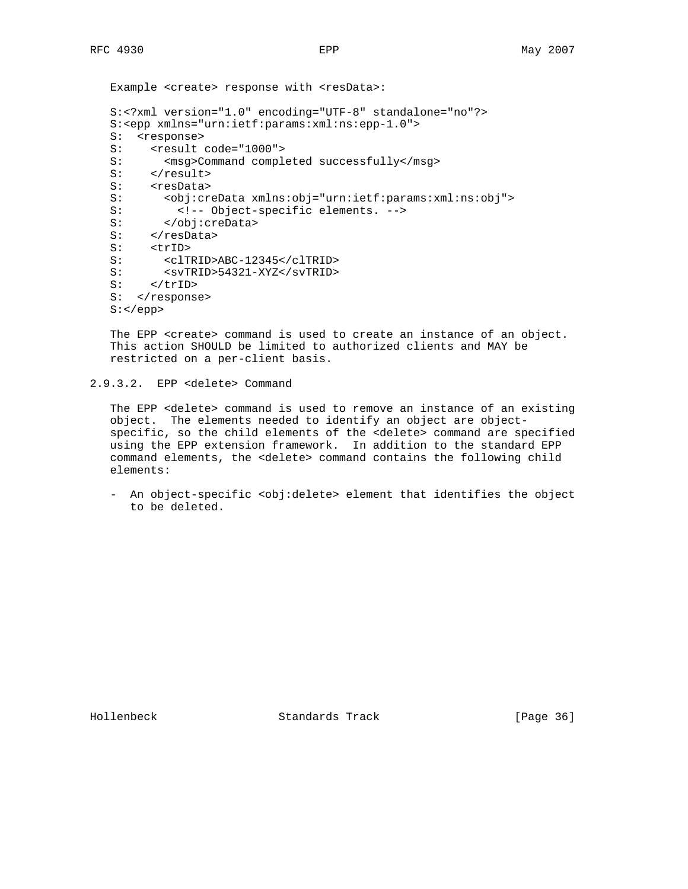Example <create> response with <resData>:

```
S:<?xml version="1.0" encoding="UTF-8" standalone="no"?>
S:<epp xmlns="urn:ietf:params:xml:ns:epp-1.0">
S:  <response>
S:    <result code="1000">
S:      <msg>Command completed successfully</msg>
S:    </result>
S:    <resData>
S:      <obj:creData xmlns:obj="urn:ietf:params:xml:ns:obj">
S:        <!-- Object-specific elements. -->
S:      </obj:creData>
S:    </resData>
S:    <trID>
S:      <clTRID>ABC-12345</clTRID>
S:      <svTRID>54321-XYZ</svTRID>
S:    </trID>
S:  </response>
S:</epp>
```

The EPP <create> command is used to create an instance of an object. This action SHOULD be limited to authorized clients and MAY be restricted on a per-client basis.

#### 2.9.3.2. EPP <delete> Command

The EPP <delete> command is used to remove an instance of an existing object. The elements needed to identify an object are object-specific, so the child elements of the <delete> command are specified using the EPP extension framework. In addition to the standard EPP command elements, the <delete> command contains the following child elements:

- An object-specific <obj:delete> element that identifies the object to be deleted.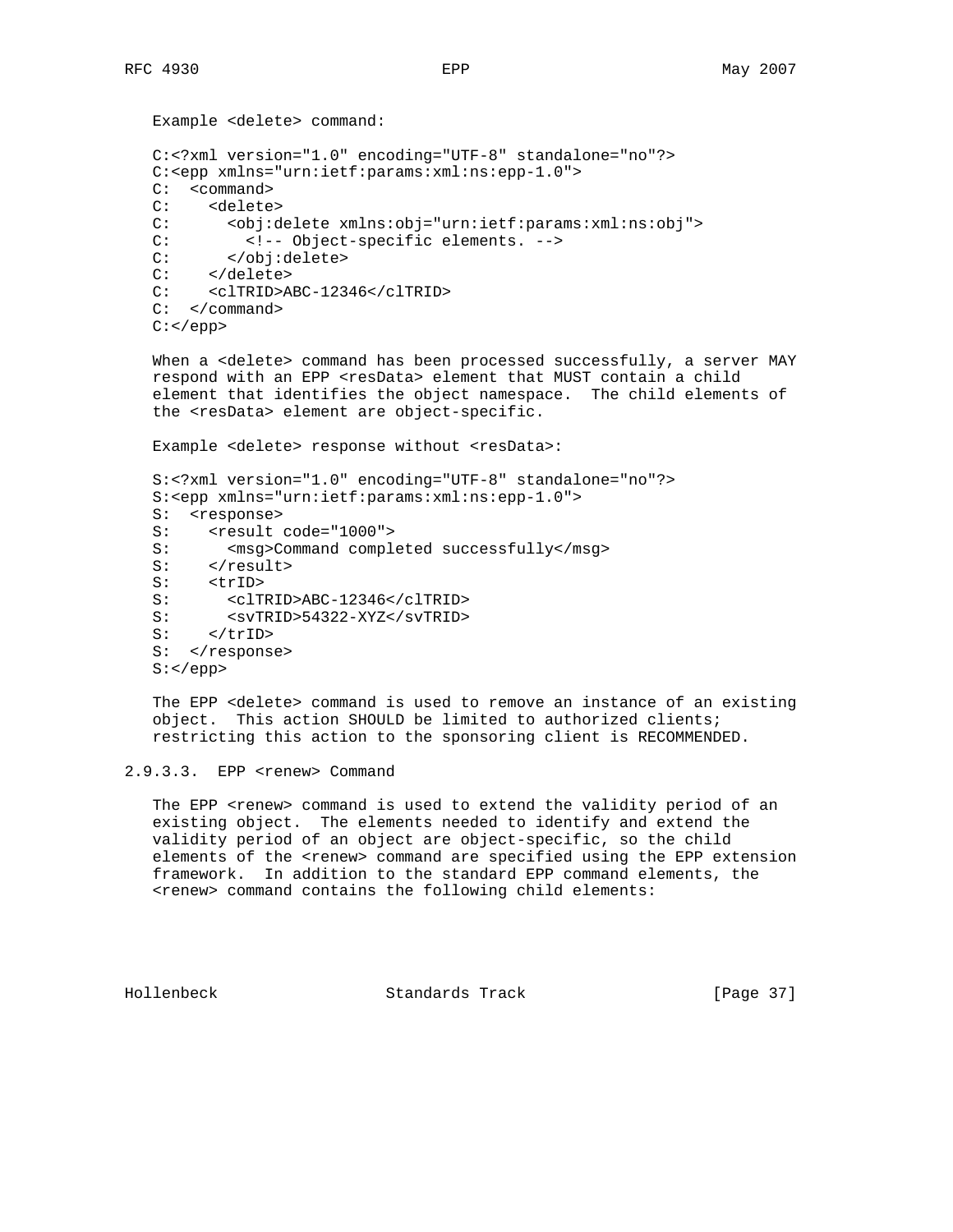Example <delete> command:

```
C:<?xml version="1.0" encoding="UTF-8" standalone="no"?>
C:<epp xmlns="urn:ietf:params:xml:ns:epp-1.0">
C:  <command>
C:    <delete>
C:      <obj:delete xmlns:obj="urn:ietf:params:xml:ns:obj">
C:        <!-- Object-specific elements. -->
C:      </obj:delete>
C:    </delete>
C:    <clTRID>ABC-12346</clTRID>
C:  </command>
C:</epp>
```

When a <delete> command has been processed successfully, a server MAY respond with an EPP <resData> element that MUST contain a child element that identifies the object namespace. The child elements of the <resData> element are object-specific.

Example <delete> response without <resData>:

```
S:<?xml version="1.0" encoding="UTF-8" standalone="no"?>
S:<epp xmlns="urn:ietf:params:xml:ns:epp-1.0">
S:  <response>
S:    <result code="1000">
S:      <msg>Command completed successfully</msg>
S:    </result>
S:    <trID>
S:      <clTRID>ABC-12346</clTRID>
S:      <svTRID>54322-XYZ</svTRID>
S:    </trID>
S:  </response>
S:</epp>
```

The EPP <delete> command is used to remove an instance of an existing object. This action SHOULD be limited to authorized clients; restricting this action to the sponsoring client is RECOMMENDED.

#### 2.9.3.3. EPP <renew> Command

The EPP <renew> command is used to extend the validity period of an existing object. The elements needed to identify and extend the validity period of an object are object-specific, so the child elements of the <renew> command are specified using the EPP extension framework. In addition to the standard EPP command elements, the <renew> command contains the following child elements: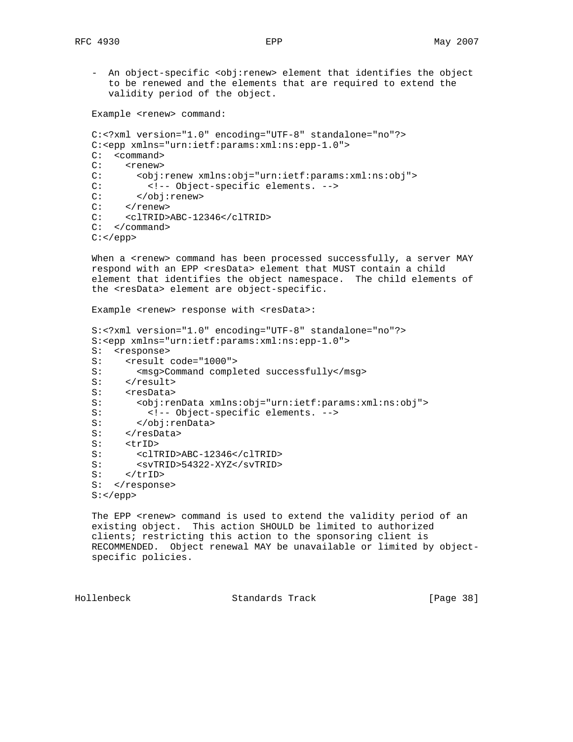- An object-specific <obj:renew> element that identifies the object to be renewed and the elements that are required to extend the validity period of the object.

Example <renew> command:

```
C:<?xml version="1.0" encoding="UTF-8" standalone="no"?>
C:<epp xmlns="urn:ietf:params:xml:ns:epp-1.0">
C:  <command>
C:    <renew>
C:      <obj:renew xmlns:obj="urn:ietf:params:xml:ns:obj">
C:        <!-- Object-specific elements. -->
C:      </obj:renew>
C:    </renew>
C:    <clTRID>ABC-12346</clTRID>
C:  </command>
C:</epp>
```

When a <renew> command has been processed successfully, a server MAY respond with an EPP <resData> element that MUST contain a child element that identifies the object namespace. The child elements of the <resData> element are object-specific.

Example <renew> response with <resData>:

```
S:<?xml version="1.0" encoding="UTF-8" standalone="no"?>
S:<epp xmlns="urn:ietf:params:xml:ns:epp-1.0">
S:  <response>
S:    <result code="1000">
S:      <msg>Command completed successfully</msg>
S:    </result>
S:    <resData>
S:      <obj:renData xmlns:obj="urn:ietf:params:xml:ns:obj">
S:        <!-- Object-specific elements. -->
S:      </obj:renData>
S:    </resData>
S:    <trID>
S:      <clTRID>ABC-12346</clTRID>
S:      <svTRID>54322-XYZ</svTRID>
S:    </trID>
S:  </response>
S:</epp>
```

The EPP <renew> command is used to extend the validity period of an existing object. This action SHOULD be limited to authorized clients; restricting this action to the sponsoring client is RECOMMENDED. Object renewal MAY be unavailable or limited by object-specific policies.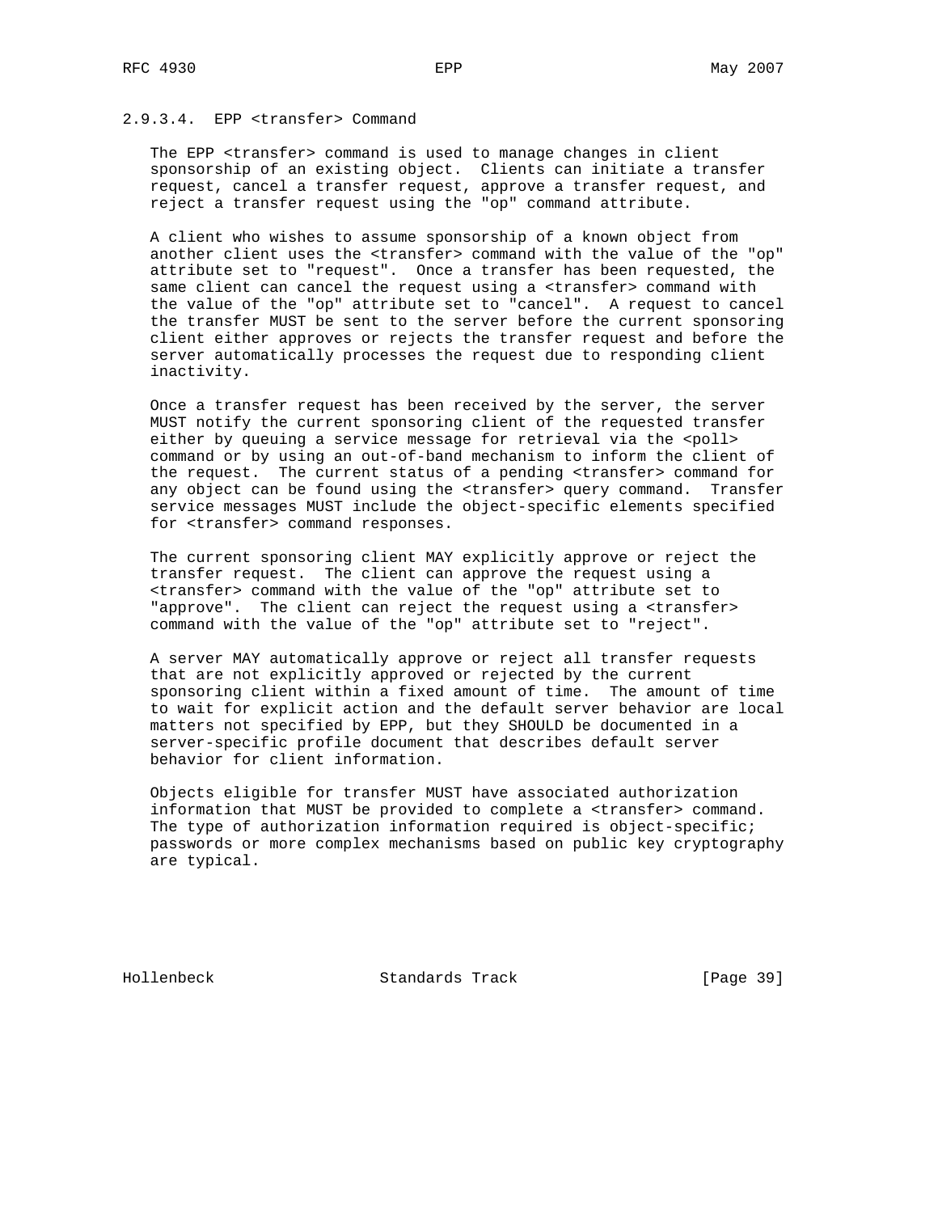#### 2.9.3.4. EPP <transfer> Command

The EPP <transfer> command is used to manage changes in client sponsorship of an existing object. Clients can initiate a transfer request, cancel a transfer request, approve a transfer request, and reject a transfer request using the "op" command attribute.

A client who wishes to assume sponsorship of a known object from another client uses the <transfer> command with the value of the "op" attribute set to "request". Once a transfer has been requested, the same client can cancel the request using a <transfer> command with the value of the "op" attribute set to "cancel". A request to cancel the transfer MUST be sent to the server before the current sponsoring client either approves or rejects the transfer request and before the server automatically processes the request due to responding client inactivity.

Once a transfer request has been received by the server, the server MUST notify the current sponsoring client of the requested transfer either by queuing a service message for retrieval via the <poll> command or by using an out-of-band mechanism to inform the client of the request. The current status of a pending <transfer> command for any object can be found using the <transfer> query command. Transfer service messages MUST include the object-specific elements specified for <transfer> command responses.

The current sponsoring client MAY explicitly approve or reject the transfer request. The client can approve the request using a <transfer> command with the value of the "op" attribute set to "approve". The client can reject the request using a <transfer> command with the value of the "op" attribute set to "reject".

A server MAY automatically approve or reject all transfer requests that are not explicitly approved or rejected by the current sponsoring client within a fixed amount of time. The amount of time to wait for explicit action and the default server behavior are local matters not specified by EPP, but they SHOULD be documented in a server-specific profile document that describes default server behavior for client information.

Objects eligible for transfer MUST have associated authorization information that MUST be provided to complete a <transfer> command. The type of authorization information required is object-specific; passwords or more complex mechanisms based on public key cryptography are typical.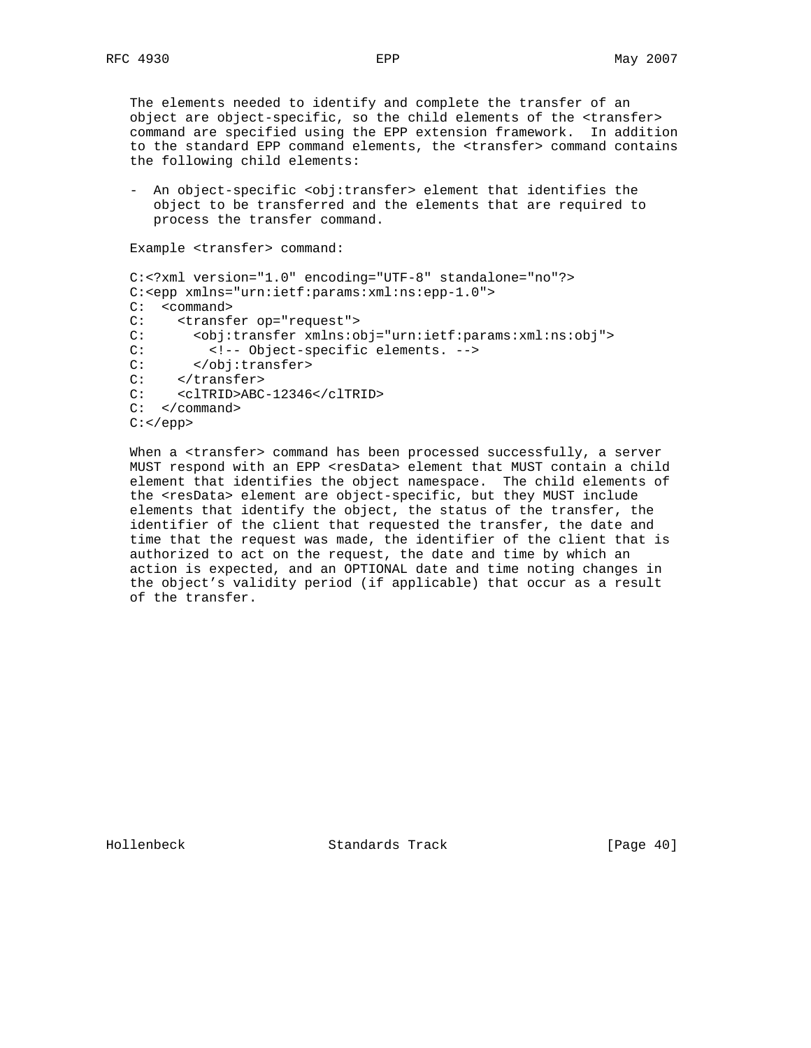The elements needed to identify and complete the transfer of an object are object-specific, so the child elements of the <transfer> command are specified using the EPP extension framework. In addition to the standard EPP command elements, the <transfer> command contains the following child elements:

- An object-specific <obj:transfer> element that identifies the object to be transferred and the elements that are required to process the transfer command.

Example <transfer> command:

```
C:<?xml version="1.0" encoding="UTF-8" standalone="no"?>
C:<epp xmlns="urn:ietf:params:xml:ns:epp-1.0">
C:  <command>
C:    <transfer op="request">
C:      <obj:transfer xmlns:obj="urn:ietf:params:xml:ns:obj">
C:        <!-- Object-specific elements. -->
C:      </obj:transfer>
C:    </transfer>
C:    <clTRID>ABC-12346</clTRID>
C:  </command>
C:</epp>
```

When a <transfer> command has been processed successfully, a server MUST respond with an EPP <resData> element that MUST contain a child element that identifies the object namespace. The child elements of the <resData> element are object-specific, but they MUST include elements that identify the object, the status of the transfer, the identifier of the client that requested the transfer, the date and time that the request was made, the identifier of the client that is authorized to act on the request, the date and time by which an action is expected, and an OPTIONAL date and time noting changes in the object's validity period (if applicable) that occur as a result of the transfer.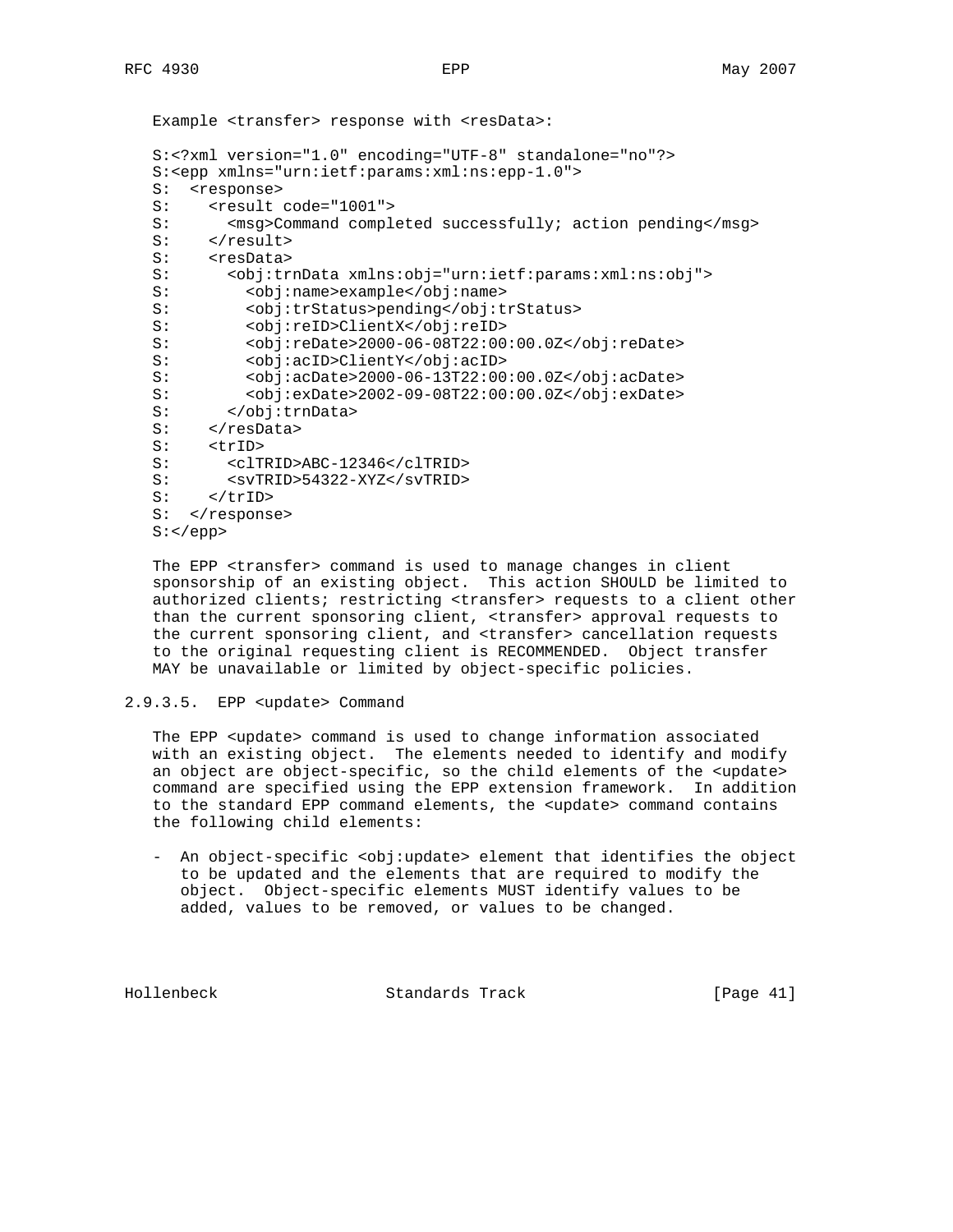Example <transfer> response with <resData>:

```
S:<?xml version="1.0" encoding="UTF-8" standalone="no"?>
S:<epp xmlns="urn:ietf:params:xml:ns:epp-1.0">
S:  <response>
S:    <result code="1001">
S:      <msg>Command completed successfully; action pending</msg>
S:    </result>
S:    <resData>
S:      <obj:trnData xmlns:obj="urn:ietf:params:xml:ns:obj">
S:        <obj:name>example</obj:name>
S:        <obj:trStatus>pending</obj:trStatus>
S:        <obj:reID>ClientX</obj:reID>
S:        <obj:reDate>2000-06-08T22:00:00.0Z</obj:reDate>
S:        <obj:acID>ClientY</obj:acID>
S:        <obj:acDate>2000-06-13T22:00:00.0Z</obj:acDate>
S:        <obj:exDate>2002-09-08T22:00:00.0Z</obj:exDate>
S:      </obj:trnData>
S:    </resData>
S:    <trID>
S:      <clTRID>ABC-12346</clTRID>
S:      <svTRID>54322-XYZ</svTRID>
S:    </trID>
S:  </response>
S:</epp>
```

The EPP <transfer> command is used to manage changes in client sponsorship of an existing object. This action SHOULD be limited to authorized clients; restricting <transfer> requests to a client other than the current sponsoring client, <transfer> approval requests to the current sponsoring client, and <transfer> cancellation requests to the original requesting client is RECOMMENDED. Object transfer MAY be unavailable or limited by object-specific policies.

#### 2.9.3.5. EPP <update> Command

The EPP <update> command is used to change information associated with an existing object. The elements needed to identify and modify an object are object-specific, so the child elements of the <update> command are specified using the EPP extension framework. In addition to the standard EPP command elements, the <update> command contains the following child elements:

- An object-specific <obj:update> element that identifies the object to be updated and the elements that are required to modify the object. Object-specific elements MUST identify values to be added, values to be removed, or values to be changed.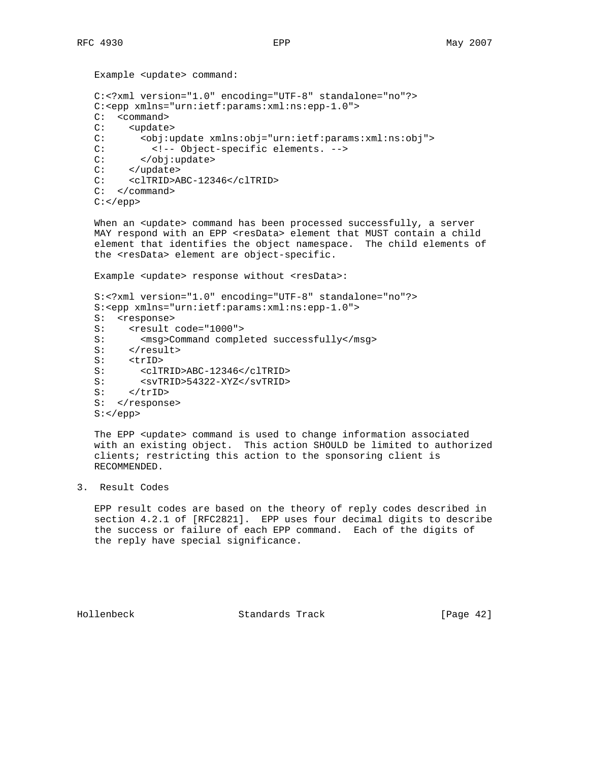Example <update> command:

```
C:<?xml version="1.0" encoding="UTF-8" standalone="no"?>
C:<epp xmlns="urn:ietf:params:xml:ns:epp-1.0">
C:  <command>
C:    <update>
C:      <obj:update xmlns:obj="urn:ietf:params:xml:ns:obj">
C:        <!-- Object-specific elements. -->
C:      </obj:update>
C:    </update>
C:    <clTRID>ABC-12346</clTRID>
C:  </command>
C:</epp>
```

When an <update> command has been processed successfully, a server MAY respond with an EPP <resData> element that MUST contain a child element that identifies the object namespace. The child elements of the <resData> element are object-specific.

Example <update> response without <resData>:

```
S:<?xml version="1.0" encoding="UTF-8" standalone="no"?>
S:<epp xmlns="urn:ietf:params:xml:ns:epp-1.0">
S:  <response>
S:    <result code="1000">
S:      <msg>Command completed successfully</msg>
S:    </result>
S:    <trID>
S:      <clTRID>ABC-12346</clTRID>
S:      <svTRID>54322-XYZ</svTRID>
S:    </trID>
S:  </response>
S:</epp>
```

The EPP <update> command is used to change information associated with an existing object. This action SHOULD be limited to authorized clients; restricting this action to the sponsoring client is RECOMMENDED.

## 3. Result Codes

EPP result codes are based on the theory of reply codes described in section 4.2.1 of [RFC2821]. EPP uses four decimal digits to describe the success or failure of each EPP command. Each of the digits of the reply have special significance.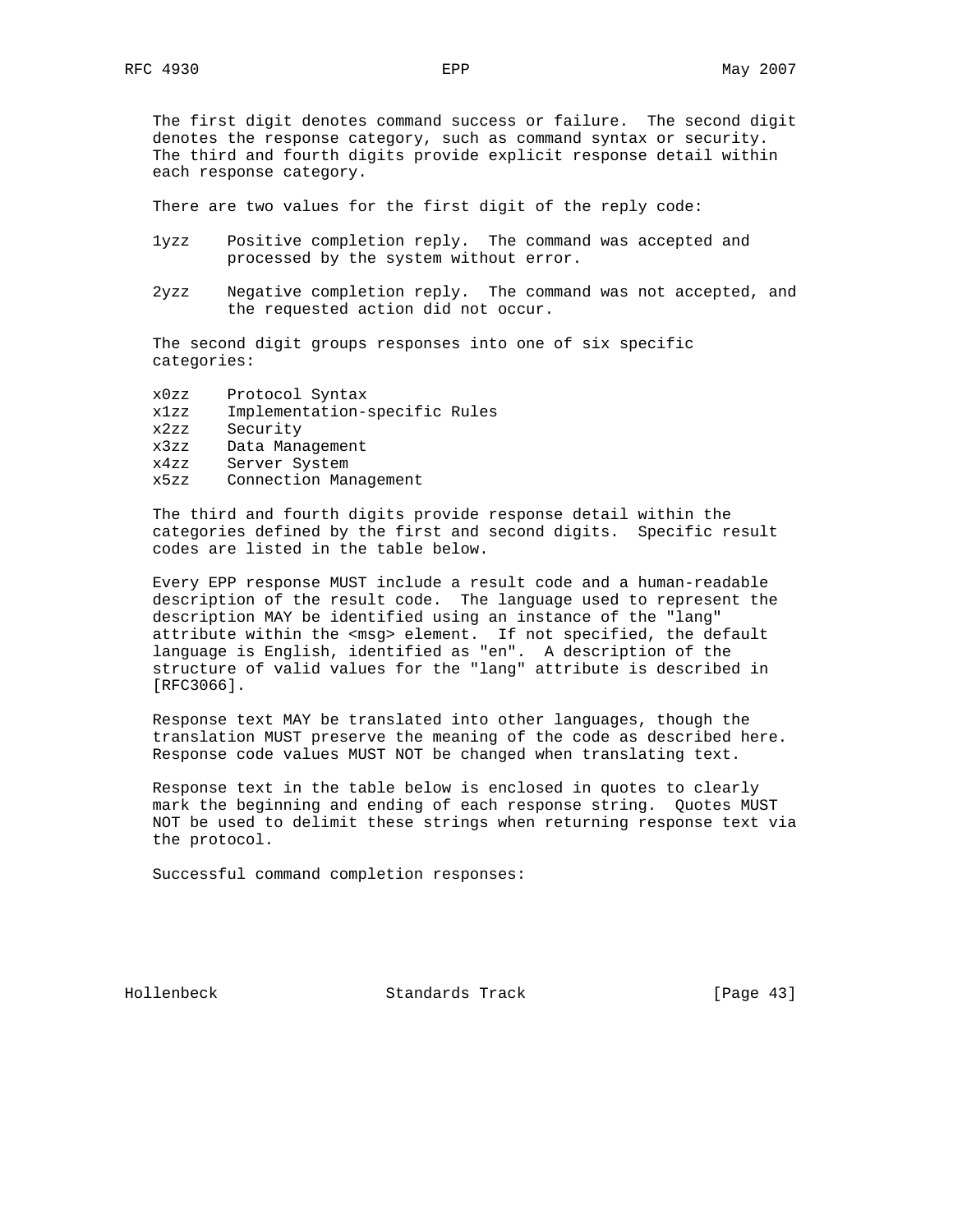The first digit denotes command success or failure. The second digit denotes the response category, such as command syntax or security. The third and fourth digits provide explicit response detail within each response category.

There are two values for the first digit of the reply code:

1yzz    Positive completion reply. The command was accepted and processed by the system without error.

2yzz    Negative completion reply. The command was not accepted, and the requested action did not occur.

The second digit groups responses into one of six specific categories:

```
x0zz    Protocol Syntax
x1zz    Implementation-specific Rules
x2zz    Security
x3zz    Data Management
x4zz    Server System
x5zz    Connection Management
```

The third and fourth digits provide response detail within the categories defined by the first and second digits. Specific result codes are listed in the table below.

Every EPP response MUST include a result code and a human-readable description of the result code. The language used to represent the description MAY be identified using an instance of the "lang" attribute within the <msg> element. If not specified, the default language is English, identified as "en". A description of the structure of valid values for the "lang" attribute is described in [RFC3066].

Response text MAY be translated into other languages, though the translation MUST preserve the meaning of the code as described here. Response code values MUST NOT be changed when translating text.

Response text in the table below is enclosed in quotes to clearly mark the beginning and ending of each response string. Quotes MUST NOT be used to delimit these strings when returning response text via the protocol.

Successful command completion responses: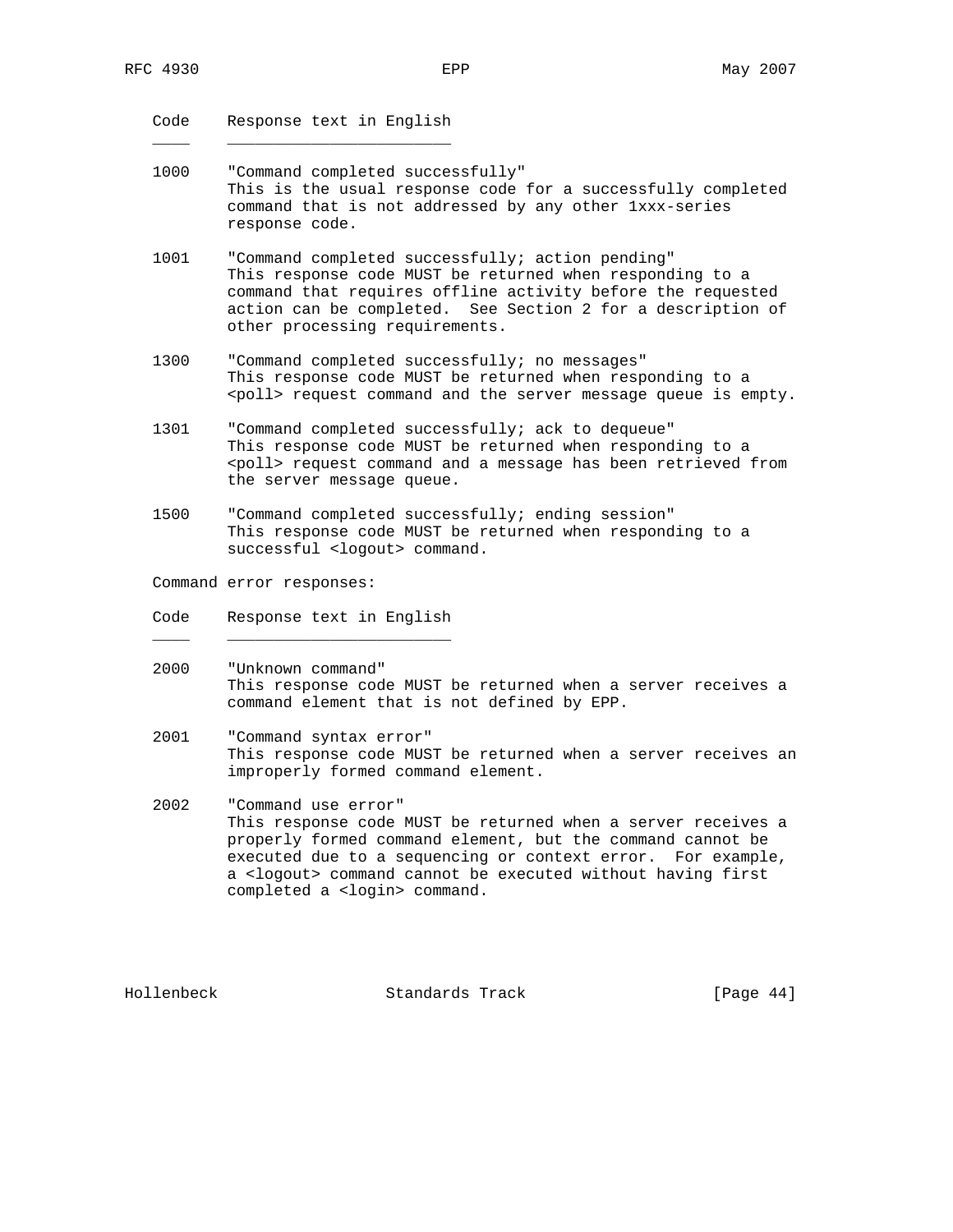| Code | Response text in English |
|---|---|
| 1000 | "Command completed successfully" This is the usual response code for a successfully completed command that is not addressed by any other 1xxx-series response code. |
| 1001 | "Command completed successfully; action pending" This response code MUST be returned when responding to a command that requires offline activity before the requested action can be completed. See Section 2 for a description of other processing requirements. |
| 1300 | "Command completed successfully; no messages" This response code MUST be returned when responding to a <poll> request command and the server message queue is empty. |
| 1301 | "Command completed successfully; ack to dequeue" This response code MUST be returned when responding to a <poll> request command and a message has been retrieved from the server message queue. |
| 1500 | "Command completed successfully; ending session" This response code MUST be returned when responding to a successful <logout> command. |

Command error responses:

| Code | Response text in English |
|---|---|
| 2000 | "Unknown command" This response code MUST be returned when a server receives a command element that is not defined by EPP. |
| 2001 | "Command syntax error" This response code MUST be returned when a server receives an improperly formed command element. |
| 2002 | "Command use error" This response code MUST be returned when a server receives a properly formed command element, but the command cannot be executed due to a sequencing or context error. For example, a <logout> command cannot be executed without having first completed a <login> command. |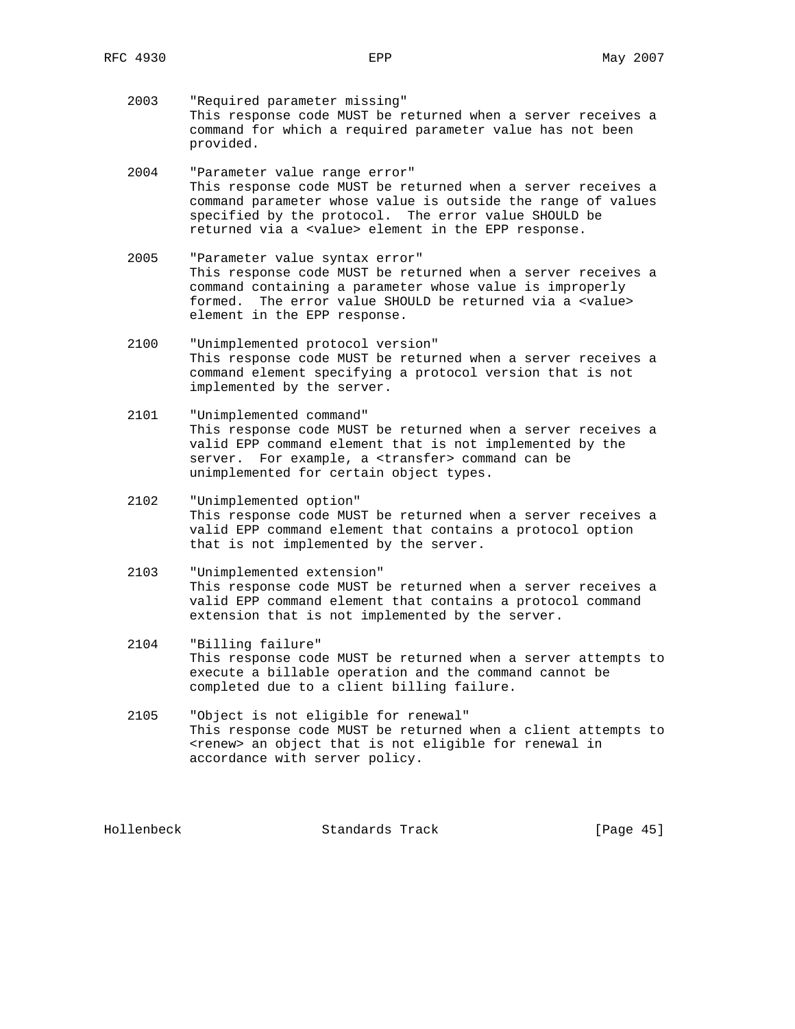2003 "Required parameter missing"
This response code MUST be returned when a server receives a command for which a required parameter value has not been provided.

2004 "Parameter value range error"
This response code MUST be returned when a server receives a command parameter whose value is outside the range of values specified by the protocol. The error value SHOULD be returned via a <value> element in the EPP response.

2005 "Parameter value syntax error"
This response code MUST be returned when a server receives a command containing a parameter whose value is improperly formed. The error value SHOULD be returned via a <value> element in the EPP response.

2100 "Unimplemented protocol version"
This response code MUST be returned when a server receives a command element specifying a protocol version that is not implemented by the server.

2101 "Unimplemented command"
This response code MUST be returned when a server receives a valid EPP command element that is not implemented by the server. For example, a <transfer> command can be unimplemented for certain object types.

2102 "Unimplemented option"
This response code MUST be returned when a server receives a valid EPP command element that contains a protocol option that is not implemented by the server.

2103 "Unimplemented extension"
This response code MUST be returned when a server receives a valid EPP command element that contains a protocol command extension that is not implemented by the server.

2104 "Billing failure"
This response code MUST be returned when a server attempts to execute a billable operation and the command cannot be completed due to a client billing failure.

2105 "Object is not eligible for renewal"
This response code MUST be returned when a client attempts to <renew> an object that is not eligible for renewal in accordance with server policy.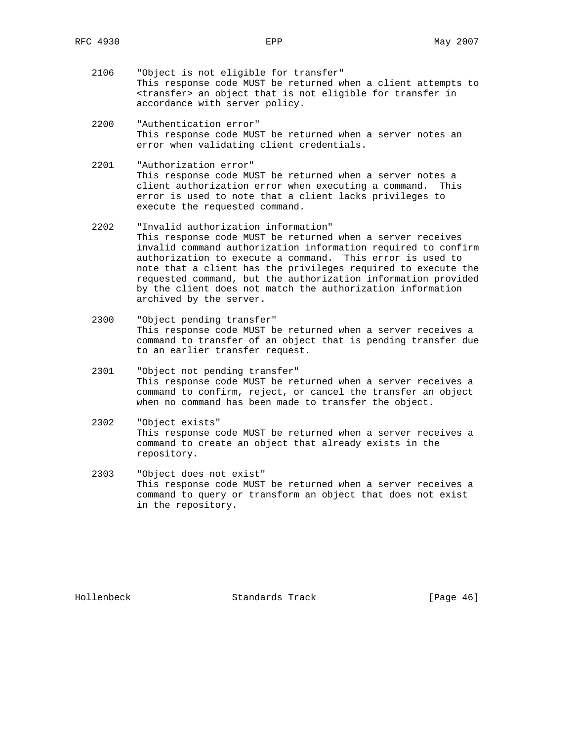2106 "Object is not eligible for transfer"
This response code MUST be returned when a client attempts to <transfer> an object that is not eligible for transfer in accordance with server policy.

2200 "Authentication error"
This response code MUST be returned when a server notes an error when validating client credentials.

2201 "Authorization error"
This response code MUST be returned when a server notes a client authorization error when executing a command. This error is used to note that a client lacks privileges to execute the requested command.

2202 "Invalid authorization information"
This response code MUST be returned when a server receives invalid command authorization information required to confirm authorization to execute a command. This error is used to note that a client has the privileges required to execute the requested command, but the authorization information provided by the client does not match the authorization information archived by the server.

2300 "Object pending transfer"
This response code MUST be returned when a server receives a command to transfer of an object that is pending transfer due to an earlier transfer request.

2301 "Object not pending transfer"
This response code MUST be returned when a server receives a command to confirm, reject, or cancel the transfer an object when no command has been made to transfer the object.

2302 "Object exists"
This response code MUST be returned when a server receives a command to create an object that already exists in the repository.

2303 "Object does not exist"
This response code MUST be returned when a server receives a command to query or transform an object that does not exist in the repository.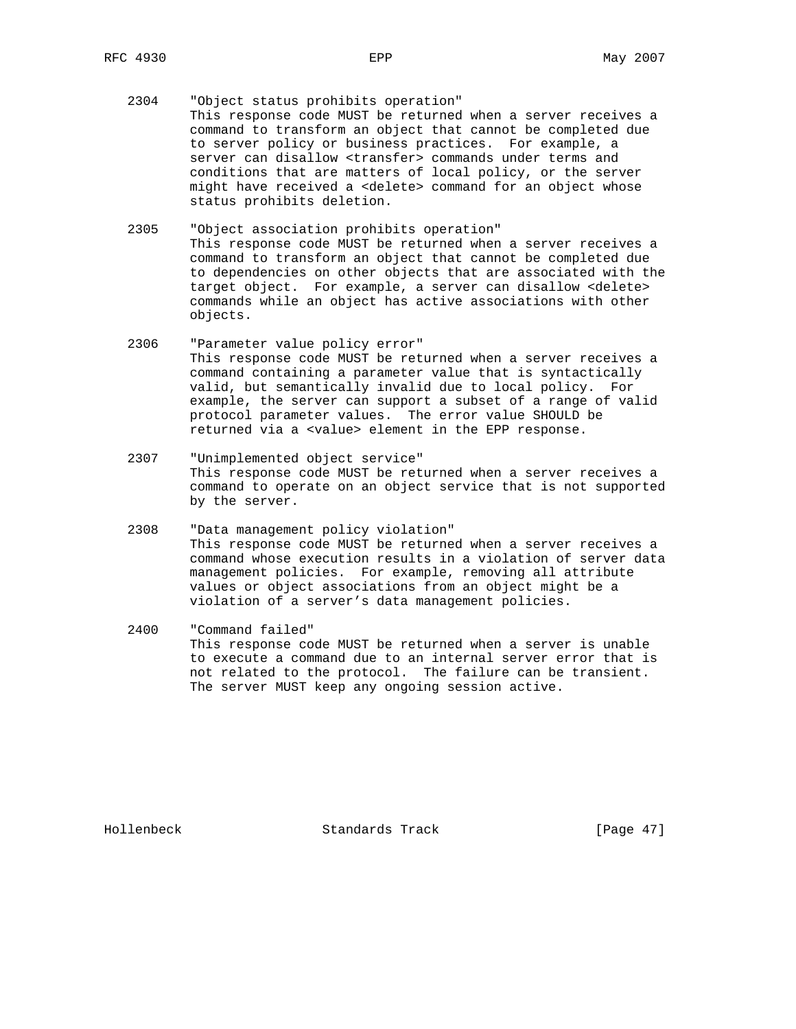2304 "Object status prohibits operation"
This response code MUST be returned when a server receives a command to transform an object that cannot be completed due to server policy or business practices. For example, a server can disallow <transfer> commands under terms and conditions that are matters of local policy, or the server might have received a <delete> command for an object whose status prohibits deletion.

2305 "Object association prohibits operation"
This response code MUST be returned when a server receives a command to transform an object that cannot be completed due to dependencies on other objects that are associated with the target object. For example, a server can disallow <delete> commands while an object has active associations with other objects.

2306 "Parameter value policy error"
This response code MUST be returned when a server receives a command containing a parameter value that is syntactically valid, but semantically invalid due to local policy. For example, the server can support a subset of a range of valid protocol parameter values. The error value SHOULD be returned via a <value> element in the EPP response.

2307 "Unimplemented object service"
This response code MUST be returned when a server receives a command to operate on an object service that is not supported by the server.

2308 "Data management policy violation"
This response code MUST be returned when a server receives a command whose execution results in a violation of server data management policies. For example, removing all attribute values or object associations from an object might be a violation of a server's data management policies.

2400 "Command failed"
This response code MUST be returned when a server is unable to execute a command due to an internal server error that is not related to the protocol. The failure can be transient. The server MUST keep any ongoing session active.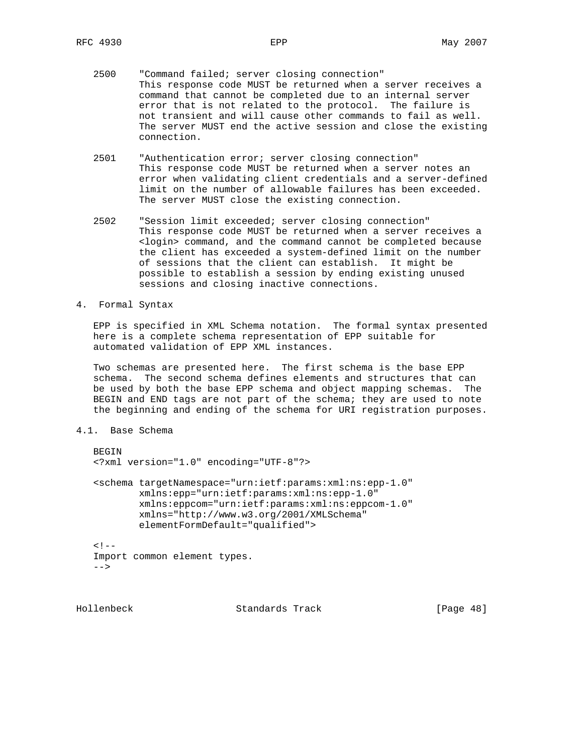2500 "Command failed; server closing connection"
This response code MUST be returned when a server receives a command that cannot be completed due to an internal server error that is not related to the protocol. The failure is not transient and will cause other commands to fail as well. The server MUST end the active session and close the existing connection.

2501 "Authentication error; server closing connection"
This response code MUST be returned when a server notes an error when validating client credentials and a server-defined limit on the number of allowable failures has been exceeded. The server MUST close the existing connection.

2502 "Session limit exceeded; server closing connection"
This response code MUST be returned when a server receives a <login> command, and the command cannot be completed because the client has exceeded a system-defined limit on the number of sessions that the client can establish. It might be possible to establish a session by ending existing unused sessions and closing inactive connections.

## 4. Formal Syntax

EPP is specified in XML Schema notation. The formal syntax presented here is a complete schema representation of EPP suitable for automated validation of EPP XML instances.

Two schemas are presented here. The first schema is the base EPP schema. The second schema defines elements and structures that can be used by both the base EPP schema and object mapping schemas. The BEGIN and END tags are not part of the schema; they are used to note the beginning and ending of the schema for URI registration purposes.

### 4.1. Base Schema

```
BEGIN
<?xml version="1.0" encoding="UTF-8"?>

<schema targetNamespace="urn:ietf:params:xml:ns:epp-1.0"
        xmlns:epp="urn:ietf:params:xml:ns:epp-1.0"
        xmlns:eppcom="urn:ietf:params:xml:ns:eppcom-1.0"
        xmlns="http://www.w3.org/2001/XMLSchema"
        elementFormDefault="qualified">

<!--
Import common element types.
-->
```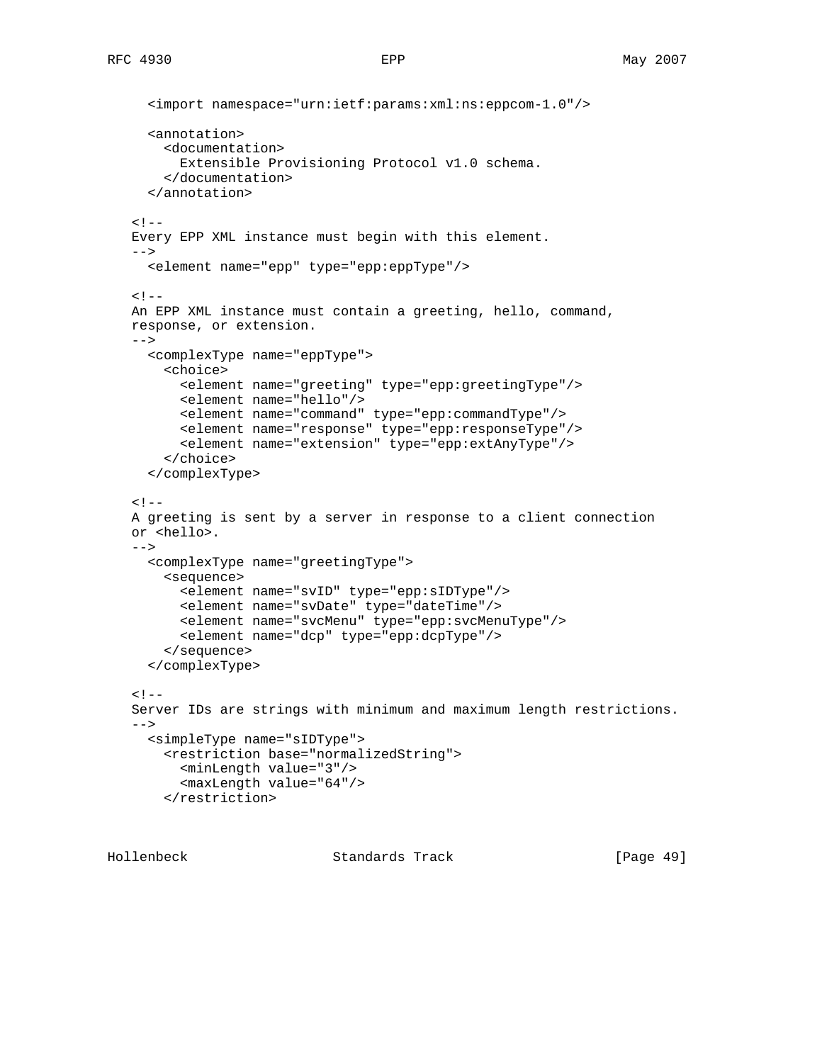```
     <import namespace="urn:ietf:params:xml:ns:eppcom-1.0"/>

     <annotation>
       <documentation>
         Extensible Provisioning Protocol v1.0 schema.
       </documentation>
     </annotation>

   <!--
   Every EPP XML instance must begin with this element.
   -->
     <element name="epp" type="epp:eppType"/>

   <!--
   An EPP XML instance must contain a greeting, hello, command,
   response, or extension.
   -->
     <complexType name="eppType">
       <choice>
         <element name="greeting" type="epp:greetingType"/>
         <element name="hello"/>
         <element name="command" type="epp:commandType"/>
         <element name="response" type="epp:responseType"/>
         <element name="extension" type="epp:extAnyType"/>
       </choice>
     </complexType>

   <!--
   A greeting is sent by a server in response to a client connection
   or <hello>.
   -->
     <complexType name="greetingType">
       <sequence>
         <element name="svID" type="epp:sIDType"/>
         <element name="svDate" type="dateTime"/>
         <element name="svcMenu" type="epp:svcMenuType"/>
         <element name="dcp" type="epp:dcpType"/>
       </sequence>
     </complexType>

   <!--
   Server IDs are strings with minimum and maximum length restrictions.
   -->
     <simpleType name="sIDType">
       <restriction base="normalizedString">
         <minLength value="3"/>
         <maxLength value="64"/>
       </restriction>
```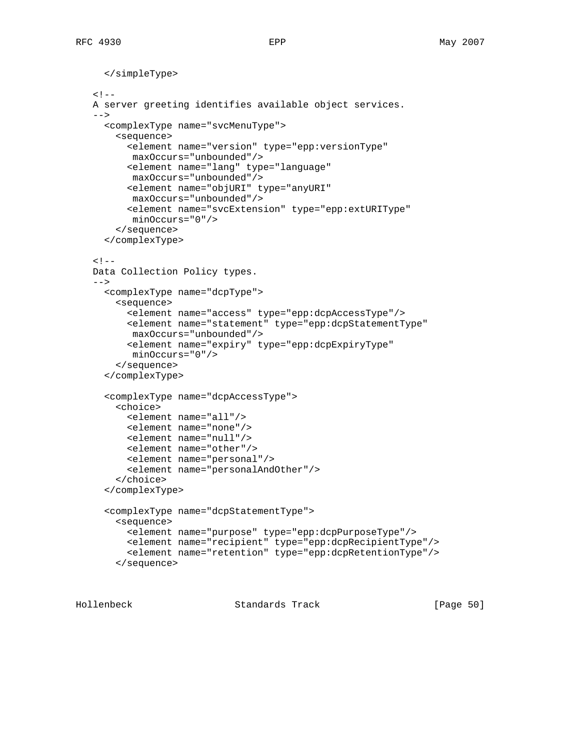```
    </simpleType>

  <!--
  A server greeting identifies available object services.
  -->
    <complexType name="svcMenuType">
      <sequence>
        <element name="version" type="epp:versionType"
         maxOccurs="unbounded"/>
        <element name="lang" type="language"
         maxOccurs="unbounded"/>
        <element name="objURI" type="anyURI"
         maxOccurs="unbounded"/>
        <element name="svcExtension" type="epp:extURIType"
         minOccurs="0"/>
      </sequence>
    </complexType>

  <!--
  Data Collection Policy types.
  -->
    <complexType name="dcpType">
      <sequence>
        <element name="access" type="epp:dcpAccessType"/>
        <element name="statement" type="epp:dcpStatementType"
         maxOccurs="unbounded"/>
        <element name="expiry" type="epp:dcpExpiryType"
         minOccurs="0"/>
      </sequence>
    </complexType>

    <complexType name="dcpAccessType">
      <choice>
        <element name="all"/>
        <element name="none"/>
        <element name="null"/>
        <element name="other"/>
        <element name="personal"/>
        <element name="personalAndOther"/>
      </choice>
    </complexType>

    <complexType name="dcpStatementType">
      <sequence>
        <element name="purpose" type="epp:dcpPurposeType"/>
        <element name="recipient" type="epp:dcpRecipientType"/>
        <element name="retention" type="epp:dcpRetentionType"/>
      </sequence>
```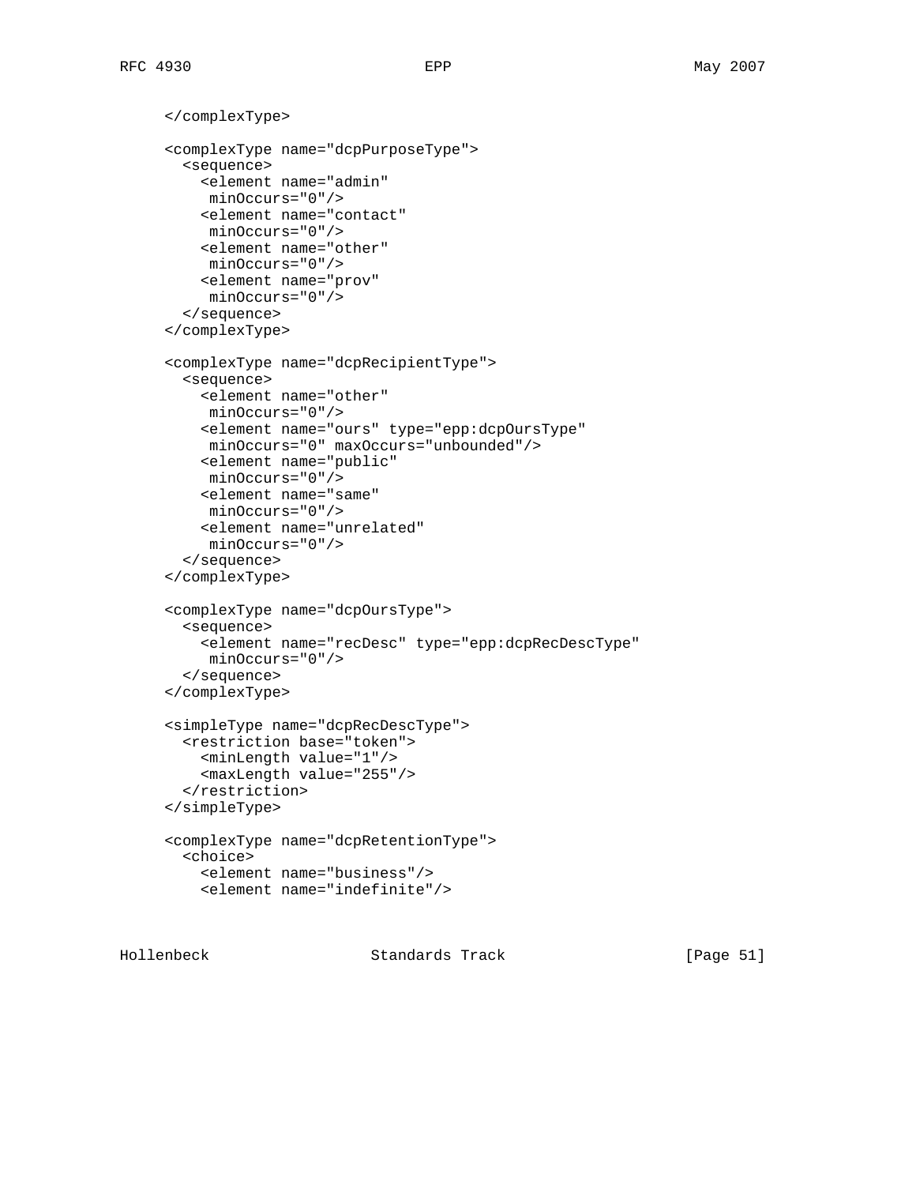```
     </complexType>

     <complexType name="dcpPurposeType">
       <sequence>
         <element name="admin"
          minOccurs="0"/>
         <element name="contact"
          minOccurs="0"/>
         <element name="other"
          minOccurs="0"/>
         <element name="prov"
          minOccurs="0"/>
       </sequence>
     </complexType>

     <complexType name="dcpRecipientType">
       <sequence>
         <element name="other"
          minOccurs="0"/>
         <element name="ours" type="epp:dcpOursType"
          minOccurs="0" maxOccurs="unbounded"/>
         <element name="public"
          minOccurs="0"/>
         <element name="same"
          minOccurs="0"/>
         <element name="unrelated"
          minOccurs="0"/>
       </sequence>
     </complexType>

     <complexType name="dcpOursType">
       <sequence>
         <element name="recDesc" type="epp:dcpRecDescType"
          minOccurs="0"/>
       </sequence>
     </complexType>

     <simpleType name="dcpRecDescType">
       <restriction base="token">
         <minLength value="1"/>
         <maxLength value="255"/>
       </restriction>
     </simpleType>

     <complexType name="dcpRetentionType">
       <choice>
         <element name="business"/>
         <element name="indefinite"/>
```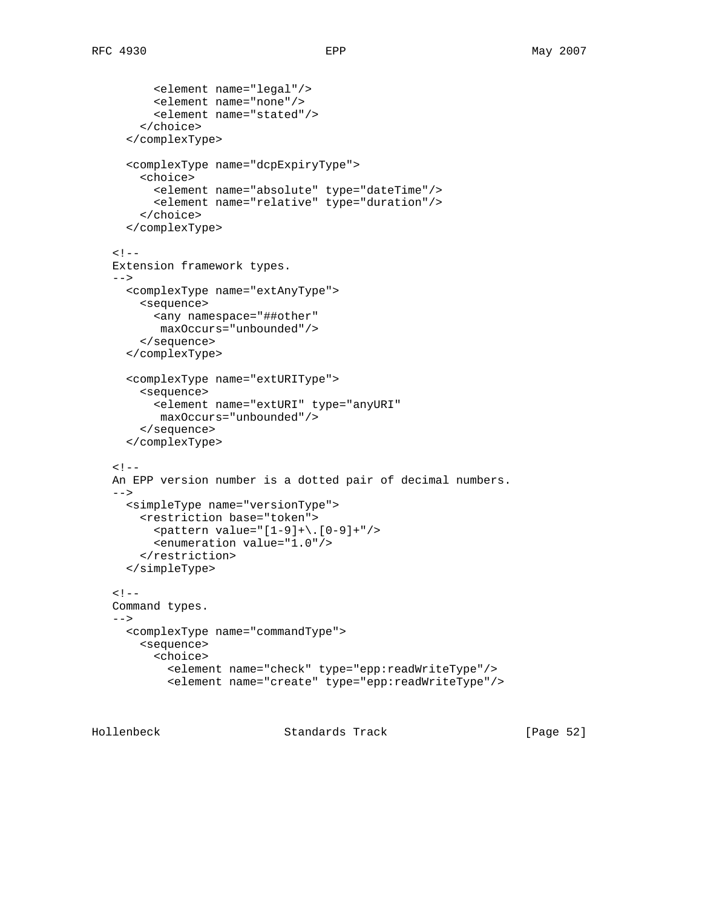```
        <element name="legal"/>
        <element name="none"/>
        <element name="stated"/>
      </choice>
    </complexType>

    <complexType name="dcpExpiryType">
      <choice>
        <element name="absolute" type="dateTime"/>
        <element name="relative" type="duration"/>
      </choice>
    </complexType>

   <!--
   Extension framework types.
   -->
    <complexType name="extAnyType">
      <sequence>
        <any namespace="##other"
         maxOccurs="unbounded"/>
      </sequence>
    </complexType>

    <complexType name="extURIType">
      <sequence>
        <element name="extURI" type="anyURI"
         maxOccurs="unbounded"/>
      </sequence>
    </complexType>

   <!--
   An EPP version number is a dotted pair of decimal numbers.
   -->
    <simpleType name="versionType">
      <restriction base="token">
        <pattern value="[1-9]+\.[0-9]+"/>
        <enumeration value="1.0"/>
      </restriction>
    </simpleType>

   <!--
   Command types.
   -->
    <complexType name="commandType">
      <sequence>
        <choice>
          <element name="check" type="epp:readWriteType"/>
          <element name="create" type="epp:readWriteType"/>
```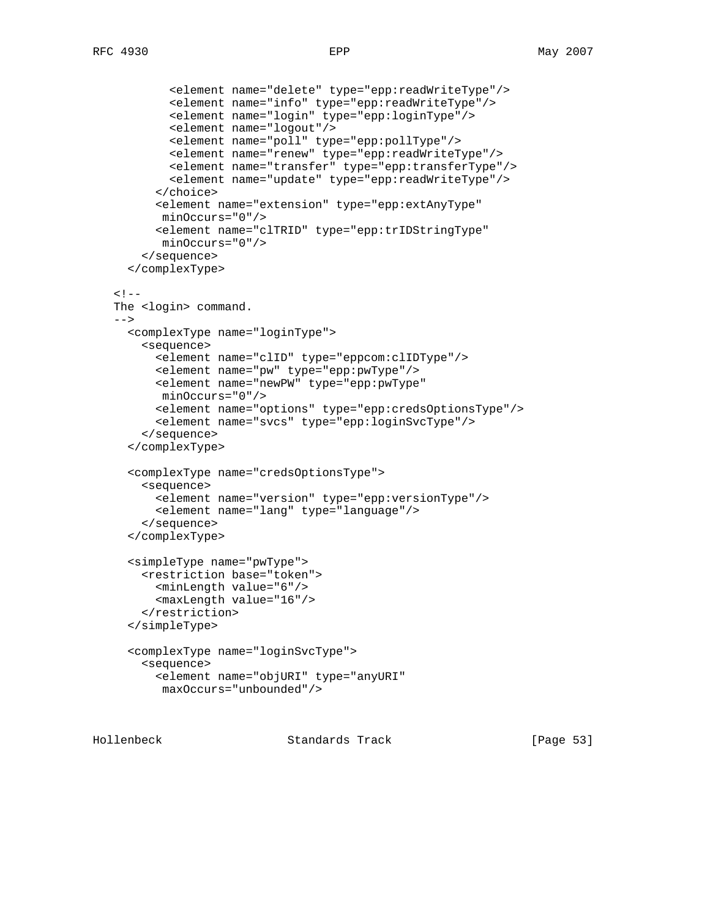```
          <element name="delete" type="epp:readWriteType"/>
          <element name="info" type="epp:readWriteType"/>
          <element name="login" type="epp:loginType"/>
          <element name="logout"/>
          <element name="poll" type="epp:pollType"/>
          <element name="renew" type="epp:readWriteType"/>
          <element name="transfer" type="epp:transferType"/>
          <element name="update" type="epp:readWriteType"/>
        </choice>
        <element name="extension" type="epp:extAnyType"
         minOccurs="0"/>
        <element name="clTRID" type="epp:trIDStringType"
         minOccurs="0"/>
      </sequence>
    </complexType>

   <!--
   The <login> command.
   -->
    <complexType name="loginType">
      <sequence>
        <element name="clID" type="eppcom:clIDType"/>
        <element name="pw" type="epp:pwType"/>
        <element name="newPW" type="epp:pwType"
         minOccurs="0"/>
        <element name="options" type="epp:credsOptionsType"/>
        <element name="svcs" type="epp:loginSvcType"/>
      </sequence>
    </complexType>

    <complexType name="credsOptionsType">
      <sequence>
        <element name="version" type="epp:versionType"/>
        <element name="lang" type="language"/>
      </sequence>
    </complexType>

    <simpleType name="pwType">
      <restriction base="token">
        <minLength value="6"/>
        <maxLength value="16"/>
      </restriction>
    </simpleType>

    <complexType name="loginSvcType">
      <sequence>
        <element name="objURI" type="anyURI"
         maxOccurs="unbounded"/>
```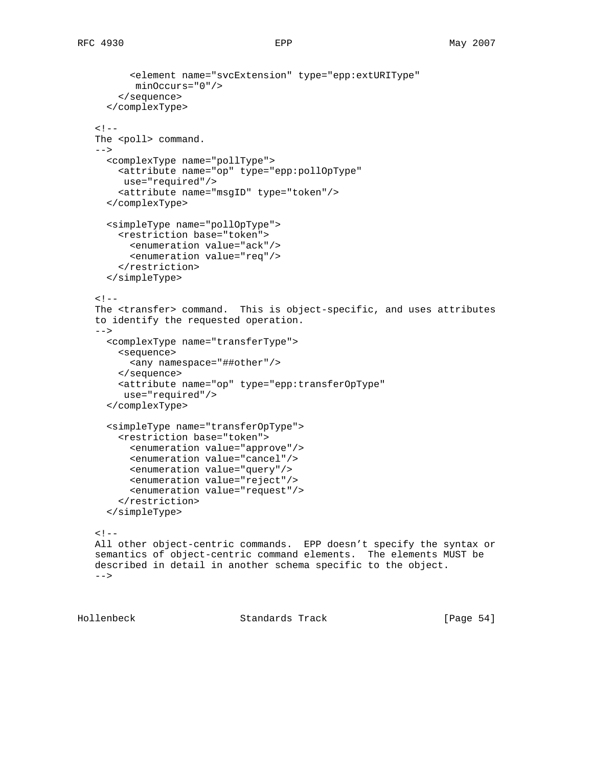```
        <element name="svcExtension" type="epp:extURIType"
         minOccurs="0"/>
      </sequence>
    </complexType>

  <!--
  The <poll> command.
  -->
    <complexType name="pollType">
      <attribute name="op" type="epp:pollOpType"
       use="required"/>
      <attribute name="msgID" type="token"/>
    </complexType>

    <simpleType name="pollOpType">
      <restriction base="token">
        <enumeration value="ack"/>
        <enumeration value="req"/>
      </restriction>
    </simpleType>

  <!--
  The <transfer> command.  This is object-specific, and uses attributes
  to identify the requested operation.
  -->
    <complexType name="transferType">
      <sequence>
        <any namespace="##other"/>
      </sequence>
      <attribute name="op" type="epp:transferOpType"
       use="required"/>
    </complexType>

    <simpleType name="transferOpType">
      <restriction base="token">
        <enumeration value="approve"/>
        <enumeration value="cancel"/>
        <enumeration value="query"/>
        <enumeration value="reject"/>
        <enumeration value="request"/>
      </restriction>
    </simpleType>

  <!--
  All other object-centric commands.  EPP doesn't specify the syntax or
  semantics of object-centric command elements.  The elements MUST be
  described in detail in another schema specific to the object.
  -->
```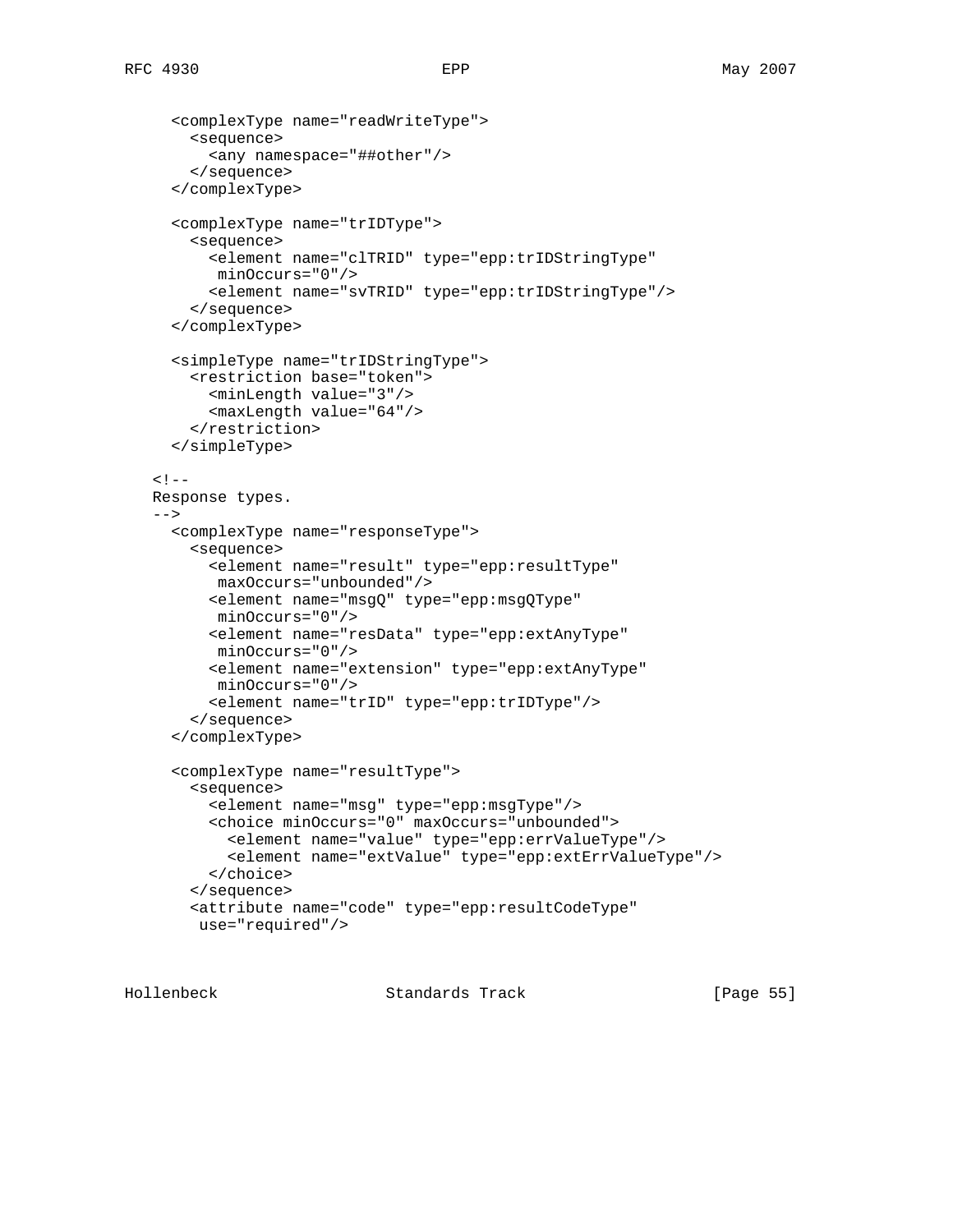```
     <complexType name="readWriteType">
       <sequence>
         <any namespace="##other"/>
       </sequence>
     </complexType>

     <complexType name="trIDType">
       <sequence>
         <element name="clTRID" type="epp:trIDStringType"
          minOccurs="0"/>
         <element name="svTRID" type="epp:trIDStringType"/>
       </sequence>
     </complexType>

     <simpleType name="trIDStringType">
       <restriction base="token">
         <minLength value="3"/>
         <maxLength value="64"/>
       </restriction>
     </simpleType>

   <!--
   Response types.
   -->
     <complexType name="responseType">
       <sequence>
         <element name="result" type="epp:resultType"
          maxOccurs="unbounded"/>
         <element name="msgQ" type="epp:msgQType"
          minOccurs="0"/>
         <element name="resData" type="epp:extAnyType"
          minOccurs="0"/>
         <element name="extension" type="epp:extAnyType"
          minOccurs="0"/>
         <element name="trID" type="epp:trIDType"/>
       </sequence>
     </complexType>

     <complexType name="resultType">
       <sequence>
         <element name="msg" type="epp:msgType"/>
         <choice minOccurs="0" maxOccurs="unbounded">
           <element name="value" type="epp:errValueType"/>
           <element name="extValue" type="epp:extErrValueType"/>
         </choice>
       </sequence>
       <attribute name="code" type="epp:resultCodeType"
        use="required"/>
```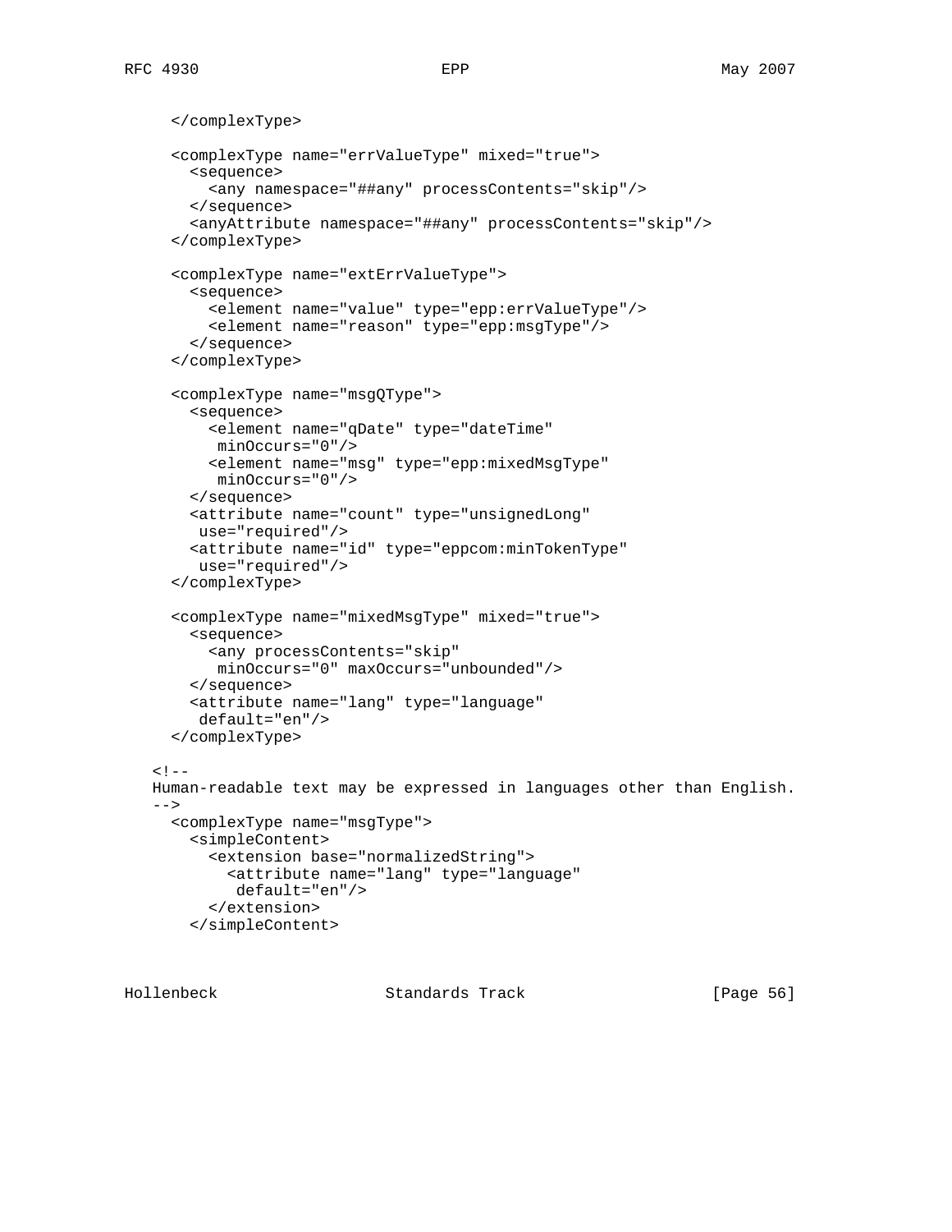```
    </complexType>

    <complexType name="errValueType" mixed="true">
      <sequence>
        <any namespace="##any" processContents="skip"/>
      </sequence>
      <anyAttribute namespace="##any" processContents="skip"/>
    </complexType>

    <complexType name="extErrValueType">
      <sequence>
        <element name="value" type="epp:errValueType"/>
        <element name="reason" type="epp:msgType"/>
      </sequence>
    </complexType>

    <complexType name="msgQType">
      <sequence>
        <element name="qDate" type="dateTime"
         minOccurs="0"/>
        <element name="msg" type="epp:mixedMsgType"
         minOccurs="0"/>
      </sequence>
      <attribute name="count" type="unsignedLong"
       use="required"/>
      <attribute name="id" type="eppcom:minTokenType"
       use="required"/>
    </complexType>

    <complexType name="mixedMsgType" mixed="true">
      <sequence>
        <any processContents="skip"
         minOccurs="0" maxOccurs="unbounded"/>
      </sequence>
      <attribute name="lang" type="language"
       default="en"/>
    </complexType>

  <!--
  Human-readable text may be expressed in languages other than English.
  -->
    <complexType name="msgType">
      <simpleContent>
        <extension base="normalizedString">
          <attribute name="lang" type="language"
           default="en"/>
        </extension>
      </simpleContent>
```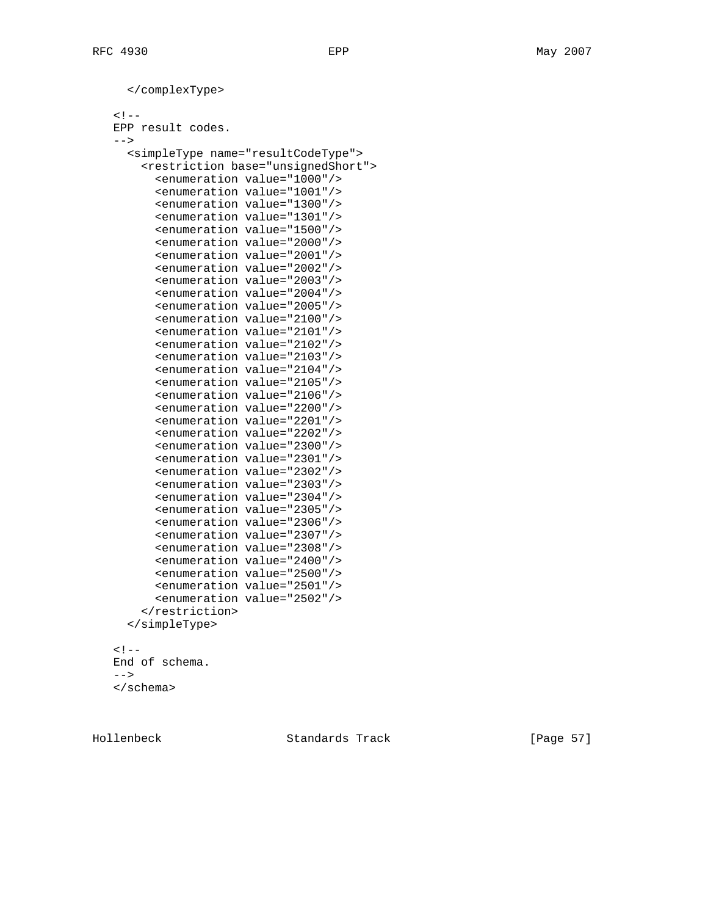```
    </complexType>

  <!--
  EPP result codes.
  -->
    <simpleType name="resultCodeType">
      <restriction base="unsignedShort">
        <enumeration value="1000"/>
        <enumeration value="1001"/>
        <enumeration value="1300"/>
        <enumeration value="1301"/>
        <enumeration value="1500"/>
        <enumeration value="2000"/>
        <enumeration value="2001"/>
        <enumeration value="2002"/>
        <enumeration value="2003"/>
        <enumeration value="2004"/>
        <enumeration value="2005"/>
        <enumeration value="2100"/>
        <enumeration value="2101"/>
        <enumeration value="2102"/>
        <enumeration value="2103"/>
        <enumeration value="2104"/>
        <enumeration value="2105"/>
        <enumeration value="2106"/>
        <enumeration value="2200"/>
        <enumeration value="2201"/>
        <enumeration value="2202"/>
        <enumeration value="2300"/>
        <enumeration value="2301"/>
        <enumeration value="2302"/>
        <enumeration value="2303"/>
        <enumeration value="2304"/>
        <enumeration value="2305"/>
        <enumeration value="2306"/>
        <enumeration value="2307"/>
        <enumeration value="2308"/>
        <enumeration value="2400"/>
        <enumeration value="2500"/>
        <enumeration value="2501"/>
        <enumeration value="2502"/>
      </restriction>
    </simpleType>

  <!--
  End of schema.
  -->
  </schema>
```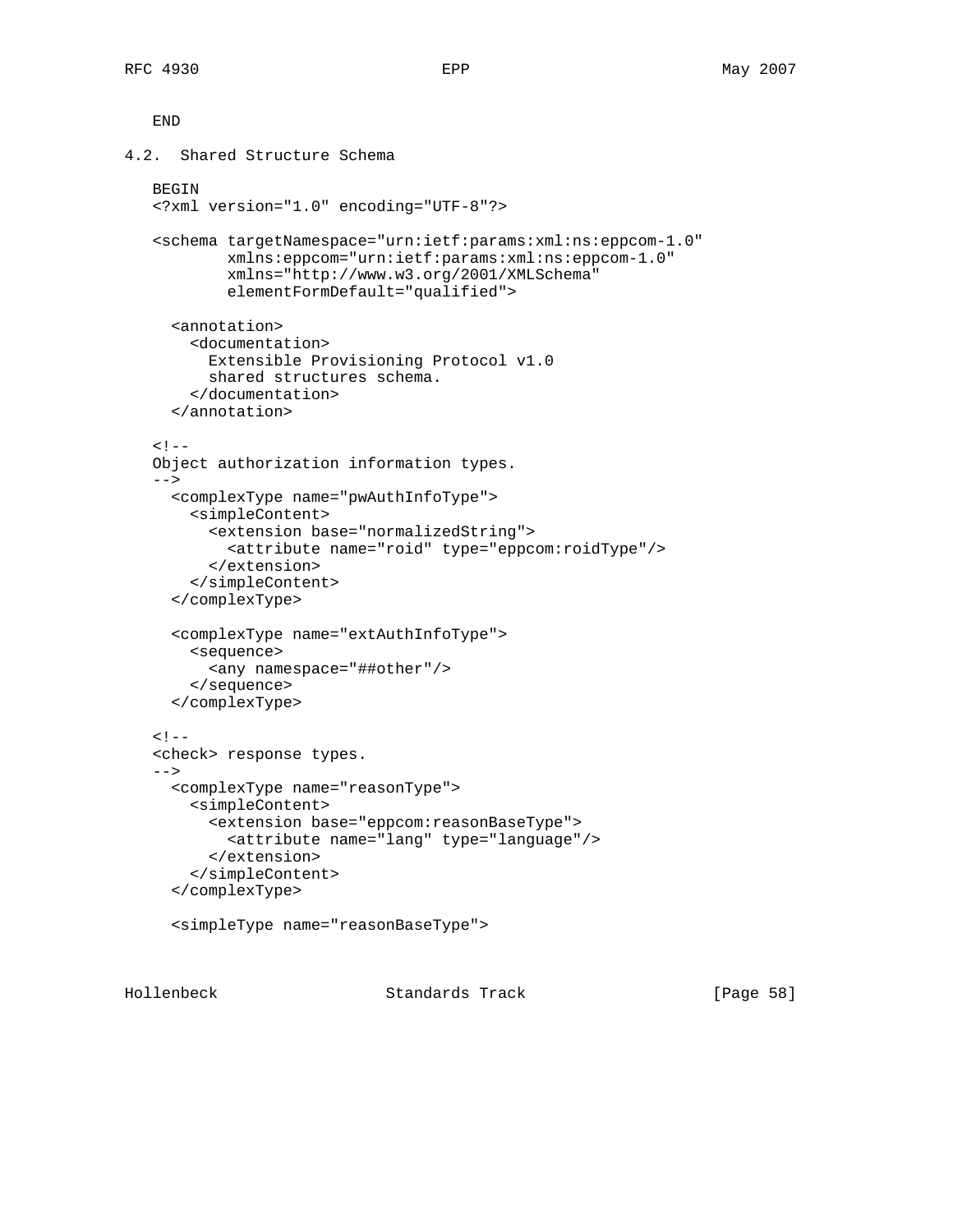```
   END
```

## 4.2. Shared Structure Schema

```
   BEGIN
   <?xml version="1.0" encoding="UTF-8"?>

   <schema targetNamespace="urn:ietf:params:xml:ns:eppcom-1.0"
           xmlns:eppcom="urn:ietf:params:xml:ns:eppcom-1.0"
           xmlns="http://www.w3.org/2001/XMLSchema"
           elementFormDefault="qualified">

     <annotation>
       <documentation>
         Extensible Provisioning Protocol v1.0
         shared structures schema.
       </documentation>
     </annotation>

   <!--
   Object authorization information types.
   -->
     <complexType name="pwAuthInfoType">
       <simpleContent>
         <extension base="normalizedString">
           <attribute name="roid" type="eppcom:roidType"/>
         </extension>
       </simpleContent>
     </complexType>

     <complexType name="extAuthInfoType">
       <sequence>
         <any namespace="##other"/>
       </sequence>
     </complexType>

   <!--
   <check> response types.
   -->
     <complexType name="reasonType">
       <simpleContent>
         <extension base="eppcom:reasonBaseType">
           <attribute name="lang" type="language"/>
         </extension>
       </simpleContent>
     </complexType>

     <simpleType name="reasonBaseType">
```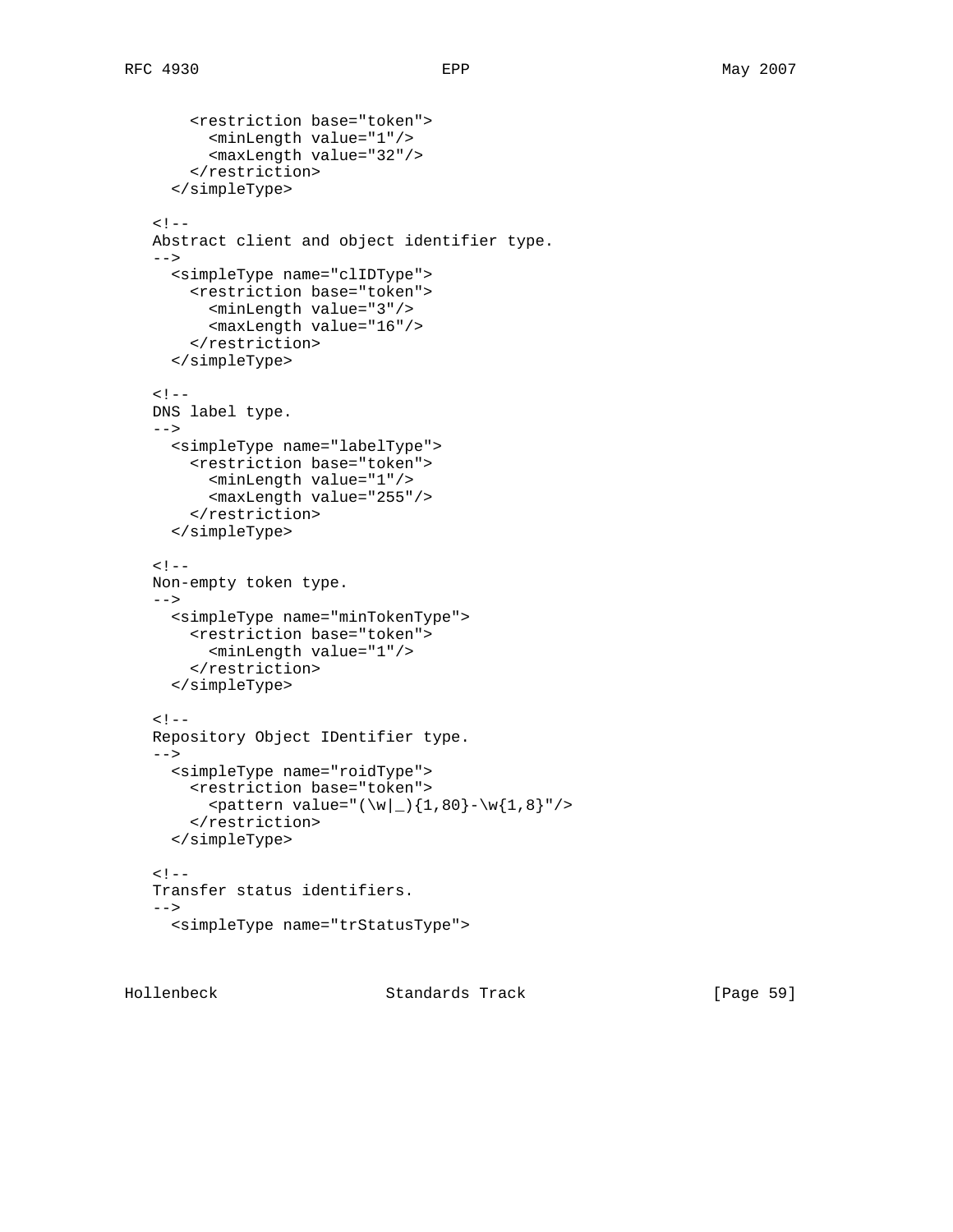```
      <restriction base="token">
        <minLength value="1"/>
        <maxLength value="32"/>
      </restriction>
    </simpleType>

  <!--
  Abstract client and object identifier type.
  -->
    <simpleType name="clIDType">
      <restriction base="token">
        <minLength value="3"/>
        <maxLength value="16"/>
      </restriction>
    </simpleType>

  <!--
  DNS label type.
  -->
    <simpleType name="labelType">
      <restriction base="token">
        <minLength value="1"/>
        <maxLength value="255"/>
      </restriction>
    </simpleType>

  <!--
  Non-empty token type.
  -->
    <simpleType name="minTokenType">
      <restriction base="token">
        <minLength value="1"/>
      </restriction>
    </simpleType>

  <!--
  Repository Object IDentifier type.
  -->
    <simpleType name="roidType">
      <restriction base="token">
        <pattern value="(\w|_){1,80}-\w{1,8}"/>
      </restriction>
    </simpleType>

  <!--
  Transfer status identifiers.
  -->
    <simpleType name="trStatusType">
```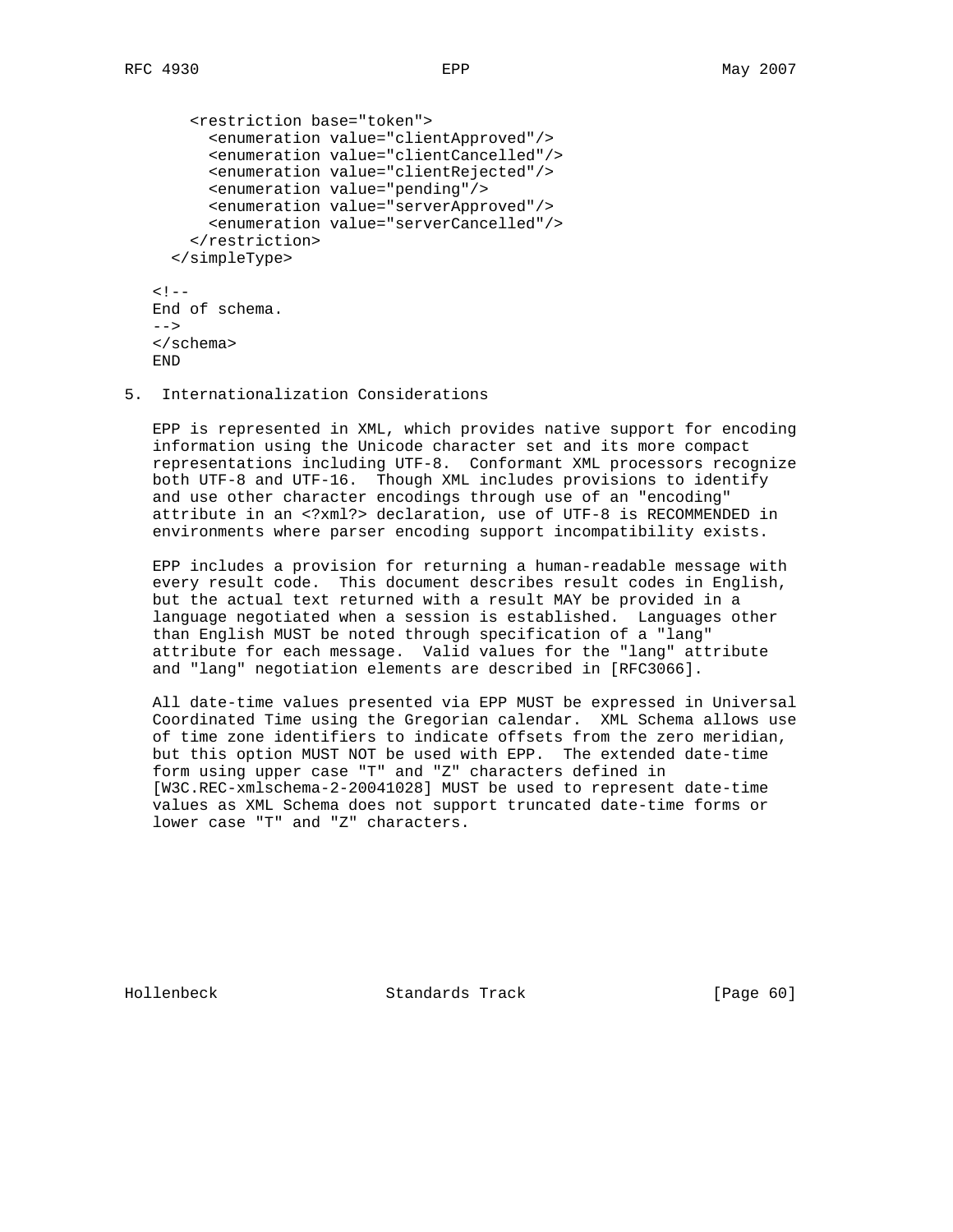```
      <restriction base="token">
        <enumeration value="clientApproved"/>
        <enumeration value="clientCancelled"/>
        <enumeration value="clientRejected"/>
        <enumeration value="pending"/>
        <enumeration value="serverApproved"/>
        <enumeration value="serverCancelled"/>
      </restriction>
    </simpleType>

  <!--
  End of schema.
  -->
  </schema>
  END
```

## 5. Internationalization Considerations

EPP is represented in XML, which provides native support for encoding information using the Unicode character set and its more compact representations including UTF-8. Conformant XML processors recognize both UTF-8 and UTF-16. Though XML includes provisions to identify and use other character encodings through use of an "encoding" attribute in an <?xml?> declaration, use of UTF-8 is RECOMMENDED in environments where parser encoding support incompatibility exists.

EPP includes a provision for returning a human-readable message with every result code. This document describes result codes in English, but the actual text returned with a result MAY be provided in a language negotiated when a session is established. Languages other than English MUST be noted through specification of a "lang" attribute for each message. Valid values for the "lang" attribute and "lang" negotiation elements are described in [RFC3066].

All date-time values presented via EPP MUST be expressed in Universal Coordinated Time using the Gregorian calendar. XML Schema allows use of time zone identifiers to indicate offsets from the zero meridian, but this option MUST NOT be used with EPP. The extended date-time form using upper case "T" and "Z" characters defined in [W3C.REC-xmlschema-2-20041028] MUST be used to represent date-time values as XML Schema does not support truncated date-time forms or lower case "T" and "Z" characters.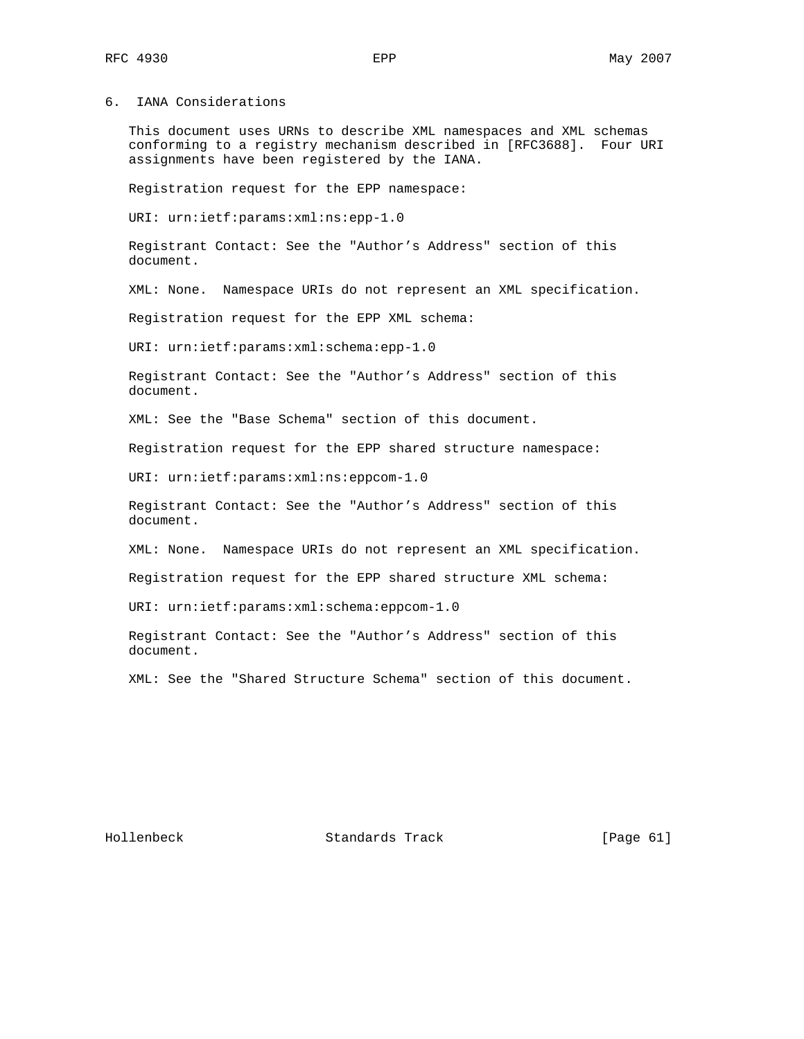## 6. IANA Considerations

This document uses URNs to describe XML namespaces and XML schemas conforming to a registry mechanism described in [RFC3688]. Four URI assignments have been registered by the IANA.

Registration request for the EPP namespace:

URI: urn:ietf:params:xml:ns:epp-1.0

Registrant Contact: See the "Author's Address" section of this document.

XML: None. Namespace URIs do not represent an XML specification.

Registration request for the EPP XML schema:

URI: urn:ietf:params:xml:schema:epp-1.0

Registrant Contact: See the "Author's Address" section of this document.

XML: See the "Base Schema" section of this document.

Registration request for the EPP shared structure namespace:

URI: urn:ietf:params:xml:ns:eppcom-1.0

Registrant Contact: See the "Author's Address" section of this document.

XML: None. Namespace URIs do not represent an XML specification.

Registration request for the EPP shared structure XML schema:

URI: urn:ietf:params:xml:schema:eppcom-1.0

Registrant Contact: See the "Author's Address" section of this document.

XML: See the "Shared Structure Schema" section of this document.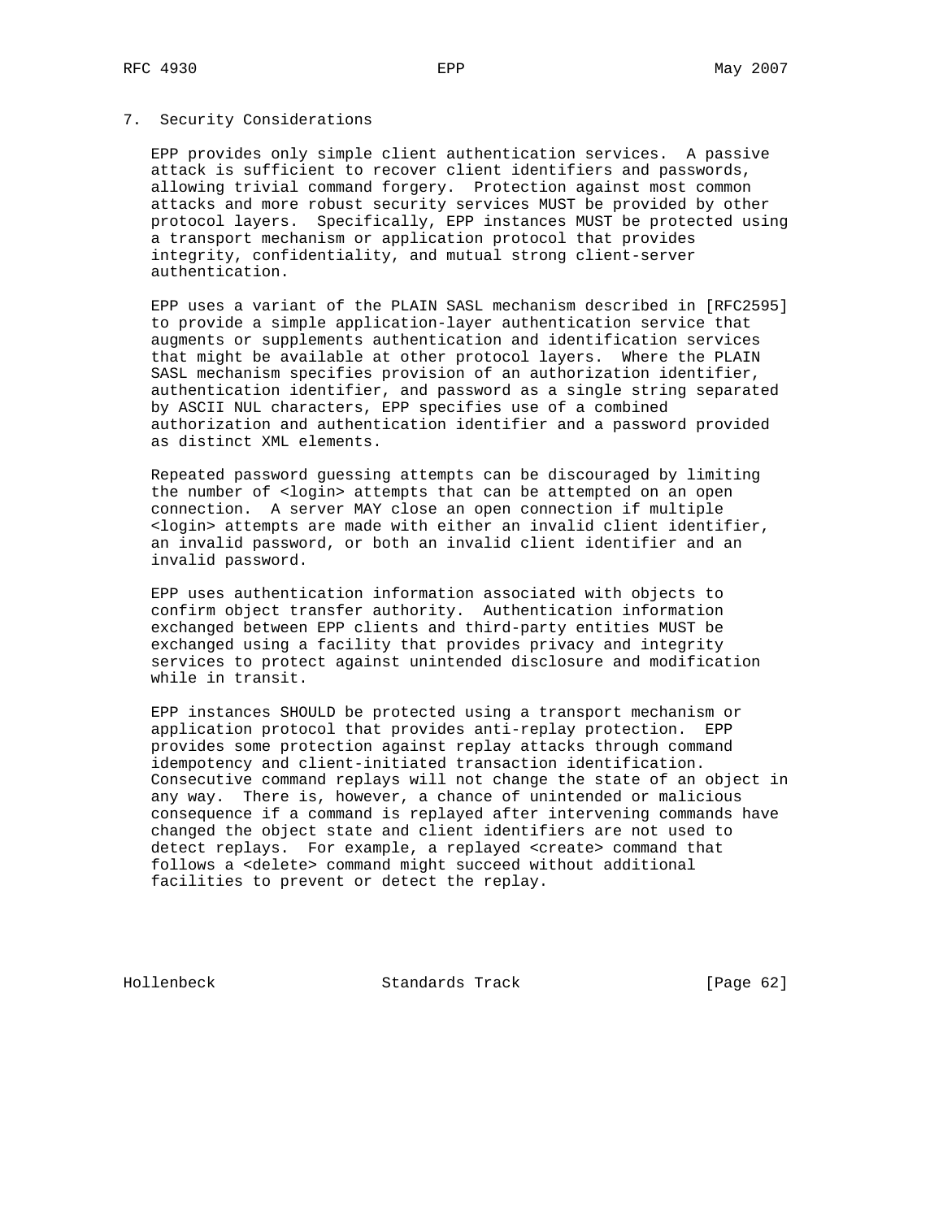## 7. Security Considerations

EPP provides only simple client authentication services. A passive attack is sufficient to recover client identifiers and passwords, allowing trivial command forgery. Protection against most common attacks and more robust security services MUST be provided by other protocol layers. Specifically, EPP instances MUST be protected using a transport mechanism or application protocol that provides integrity, confidentiality, and mutual strong client-server authentication.

EPP uses a variant of the PLAIN SASL mechanism described in [RFC2595] to provide a simple application-layer authentication service that augments or supplements authentication and identification services that might be available at other protocol layers. Where the PLAIN SASL mechanism specifies provision of an authorization identifier, authentication identifier, and password as a single string separated by ASCII NUL characters, EPP specifies use of a combined authorization and authentication identifier and a password provided as distinct XML elements.

Repeated password guessing attempts can be discouraged by limiting the number of <login> attempts that can be attempted on an open connection. A server MAY close an open connection if multiple <login> attempts are made with either an invalid client identifier, an invalid password, or both an invalid client identifier and an invalid password.

EPP uses authentication information associated with objects to confirm object transfer authority. Authentication information exchanged between EPP clients and third-party entities MUST be exchanged using a facility that provides privacy and integrity services to protect against unintended disclosure and modification while in transit.

EPP instances SHOULD be protected using a transport mechanism or application protocol that provides anti-replay protection. EPP provides some protection against replay attacks through command idempotency and client-initiated transaction identification. Consecutive command replays will not change the state of an object in any way. There is, however, a chance of unintended or malicious consequence if a command is replayed after intervening commands have changed the object state and client identifiers are not used to detect replays. For example, a replayed <create> command that follows a <delete> command might succeed without additional facilities to prevent or detect the replay.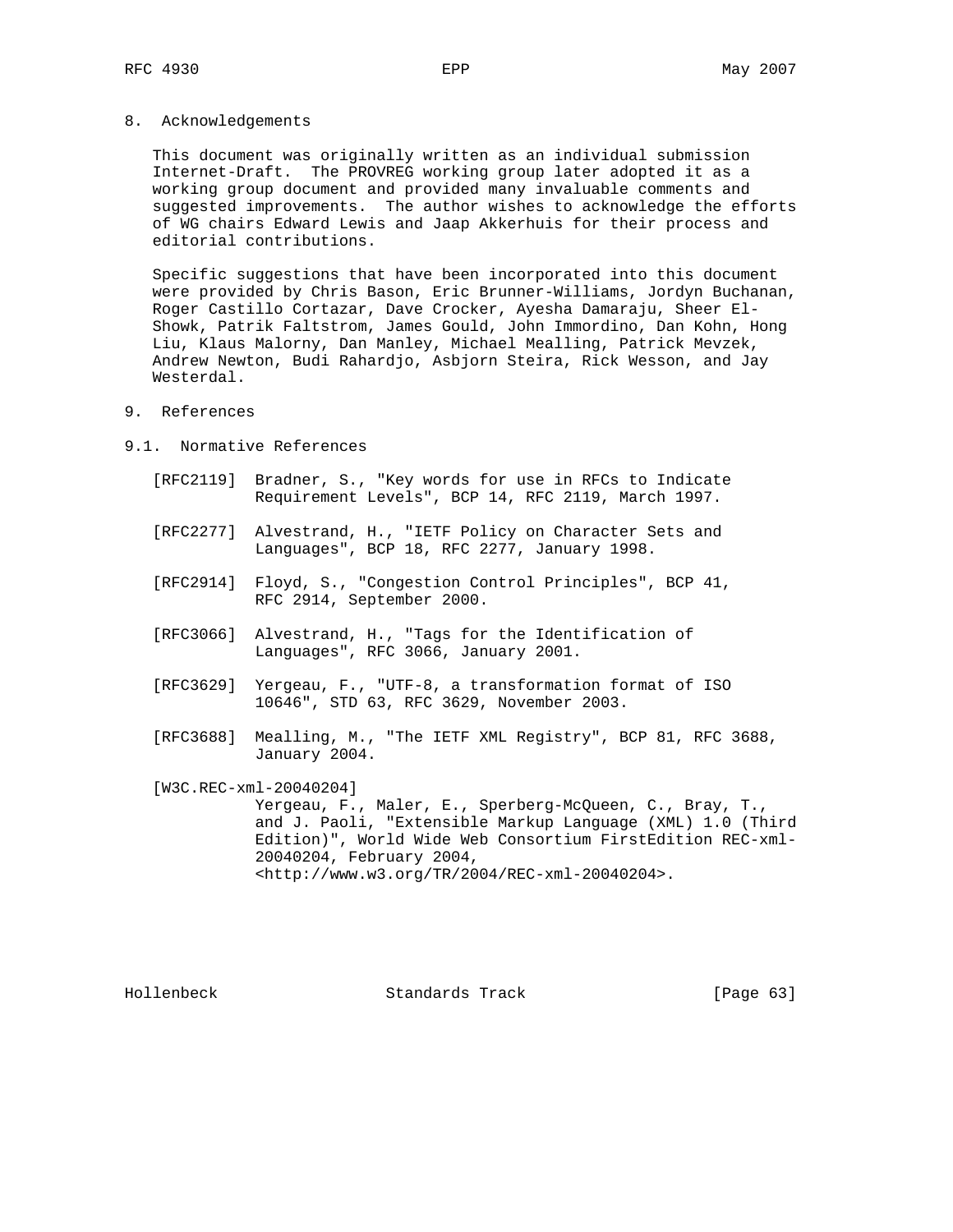## 8. Acknowledgements

This document was originally written as an individual submission Internet-Draft. The PROVREG working group later adopted it as a working group document and provided many invaluable comments and suggested improvements. The author wishes to acknowledge the efforts of WG chairs Edward Lewis and Jaap Akkerhuis for their process and editorial contributions.

Specific suggestions that have been incorporated into this document were provided by Chris Bason, Eric Brunner-Williams, Jordyn Buchanan, Roger Castillo Cortazar, Dave Crocker, Ayesha Damaraju, Sheer El-Showk, Patrik Faltstrom, James Gould, John Immordino, Dan Kohn, Hong Liu, Klaus Malorny, Dan Manley, Michael Mealling, Patrick Mevzek, Andrew Newton, Budi Rahardjo, Asbjorn Steira, Rick Wesson, and Jay Westerdal.

## 9. References

### 9.1. Normative References

[RFC2119] Bradner, S., "Key words for use in RFCs to Indicate Requirement Levels", BCP 14, RFC 2119, March 1997.

[RFC2277] Alvestrand, H., "IETF Policy on Character Sets and Languages", BCP 18, RFC 2277, January 1998.

[RFC2914] Floyd, S., "Congestion Control Principles", BCP 41, RFC 2914, September 2000.

[RFC3066] Alvestrand, H., "Tags for the Identification of Languages", RFC 3066, January 2001.

[RFC3629] Yergeau, F., "UTF-8, a transformation format of ISO 10646", STD 63, RFC 3629, November 2003.

[RFC3688] Mealling, M., "The IETF XML Registry", BCP 81, RFC 3688, January 2004.

[W3C.REC-xml-20040204] Yergeau, F., Maler, E., Sperberg-McQueen, C., Bray, T., and J. Paoli, "Extensible Markup Language (XML) 1.0 (Third Edition)", World Wide Web Consortium FirstEdition REC-xml-20040204, February 2004, <http://www.w3.org/TR/2004/REC-xml-20040204>.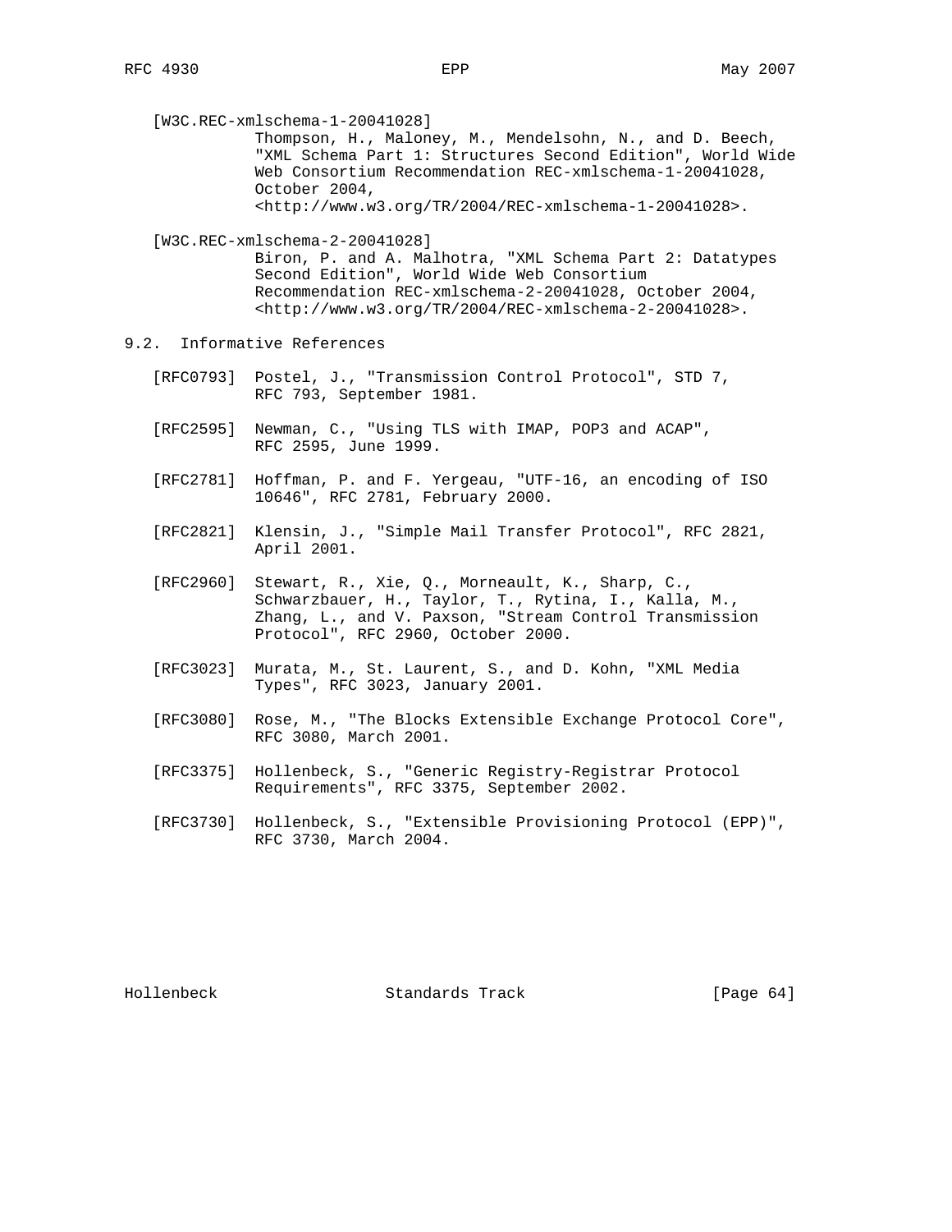[W3C.REC-xmlschema-1-20041028]
Thompson, H., Maloney, M., Mendelsohn, N., and D. Beech, "XML Schema Part 1: Structures Second Edition", World Wide Web Consortium Recommendation REC-xmlschema-1-20041028, October 2004, <http://www.w3.org/TR/2004/REC-xmlschema-1-20041028>.

[W3C.REC-xmlschema-2-20041028]
Biron, P. and A. Malhotra, "XML Schema Part 2: Datatypes Second Edition", World Wide Web Consortium Recommendation REC-xmlschema-2-20041028, October 2004, <http://www.w3.org/TR/2004/REC-xmlschema-2-20041028>.

## 9.2. Informative References

[RFC0793] Postel, J., "Transmission Control Protocol", STD 7, RFC 793, September 1981.

[RFC2595] Newman, C., "Using TLS with IMAP, POP3 and ACAP", RFC 2595, June 1999.

[RFC2781] Hoffman, P. and F. Yergeau, "UTF-16, an encoding of ISO 10646", RFC 2781, February 2000.

[RFC2821] Klensin, J., "Simple Mail Transfer Protocol", RFC 2821, April 2001.

[RFC2960] Stewart, R., Xie, Q., Morneault, K., Sharp, C., Schwarzbauer, H., Taylor, T., Rytina, I., Kalla, M., Zhang, L., and V. Paxson, "Stream Control Transmission Protocol", RFC 2960, October 2000.

[RFC3023] Murata, M., St. Laurent, S., and D. Kohn, "XML Media Types", RFC 3023, January 2001.

[RFC3080] Rose, M., "The Blocks Extensible Exchange Protocol Core", RFC 3080, March 2001.

[RFC3375] Hollenbeck, S., "Generic Registry-Registrar Protocol Requirements", RFC 3375, September 2002.

[RFC3730] Hollenbeck, S., "Extensible Provisioning Protocol (EPP)", RFC 3730, March 2004.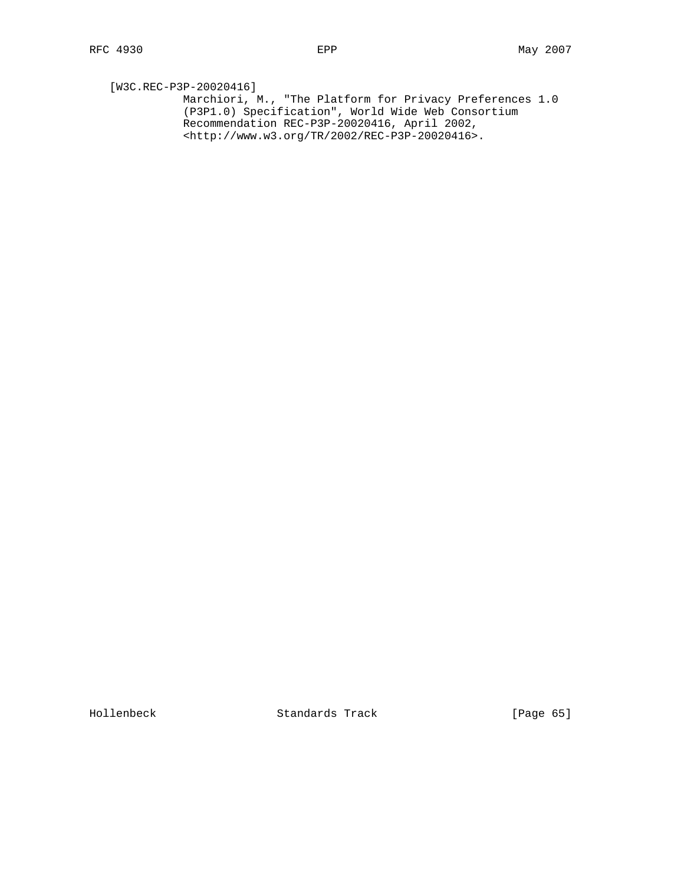[W3C.REC-P3P-20020416]
Marchiori, M., "The Platform for Privacy Preferences 1.0 (P3P1.0) Specification", World Wide Web Consortium Recommendation REC-P3P-20020416, April 2002, <http://www.w3.org/TR/2002/REC-P3P-20020416>.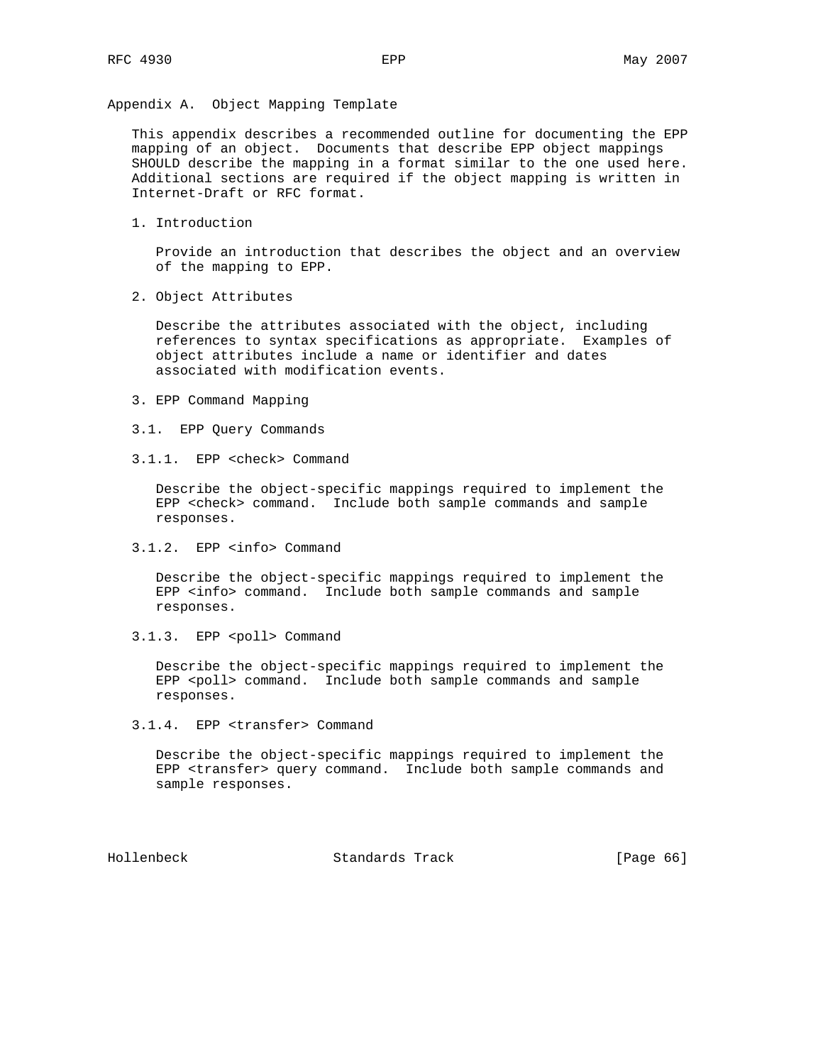## Appendix A. Object Mapping Template

This appendix describes a recommended outline for documenting the EPP mapping of an object. Documents that describe EPP object mappings SHOULD describe the mapping in a format similar to the one used here. Additional sections are required if the object mapping is written in Internet-Draft or RFC format.

1. Introduction

   Provide an introduction that describes the object and an overview of the mapping to EPP.

2. Object Attributes

   Describe the attributes associated with the object, including references to syntax specifications as appropriate. Examples of object attributes include a name or identifier and dates associated with modification events.

3. EPP Command Mapping

3.1. EPP Query Commands

3.1.1. EPP <check> Command

   Describe the object-specific mappings required to implement the EPP <check> command. Include both sample commands and sample responses.

3.1.2. EPP <info> Command

   Describe the object-specific mappings required to implement the EPP <info> command. Include both sample commands and sample responses.

3.1.3. EPP <poll> Command

   Describe the object-specific mappings required to implement the EPP <poll> command. Include both sample commands and sample responses.

3.1.4. EPP <transfer> Command

   Describe the object-specific mappings required to implement the EPP <transfer> query command. Include both sample commands and sample responses.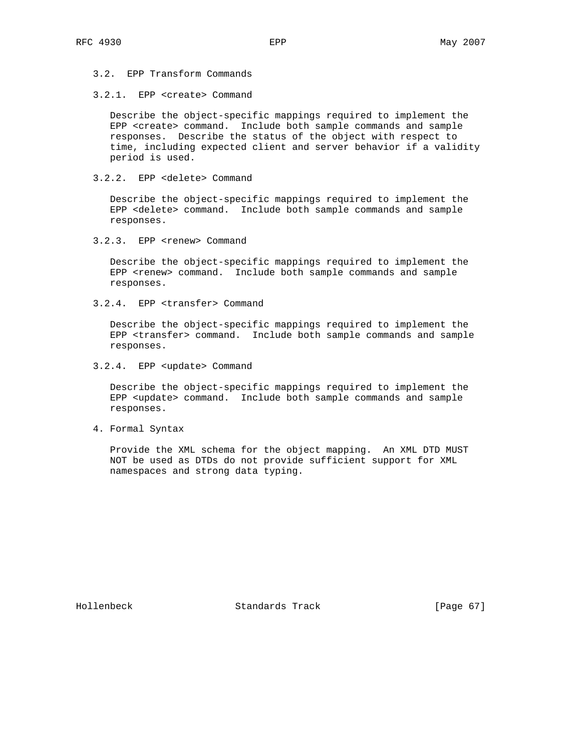### 3.2. EPP Transform Commands

#### 3.2.1. EPP <create> Command

Describe the object-specific mappings required to implement the EPP <create> command. Include both sample commands and sample responses. Describe the status of the object with respect to time, including expected client and server behavior if a validity period is used.

#### 3.2.2. EPP <delete> Command

Describe the object-specific mappings required to implement the EPP <delete> command. Include both sample commands and sample responses.

#### 3.2.3. EPP <renew> Command

Describe the object-specific mappings required to implement the EPP <renew> command. Include both sample commands and sample responses.

#### 3.2.4. EPP <transfer> Command

Describe the object-specific mappings required to implement the EPP <transfer> command. Include both sample commands and sample responses.

#### 3.2.4. EPP <update> Command

Describe the object-specific mappings required to implement the EPP <update> command. Include both sample commands and sample responses.

## 4. Formal Syntax

Provide the XML schema for the object mapping. An XML DTD MUST NOT be used as DTDs do not provide sufficient support for XML namespaces and strong data typing.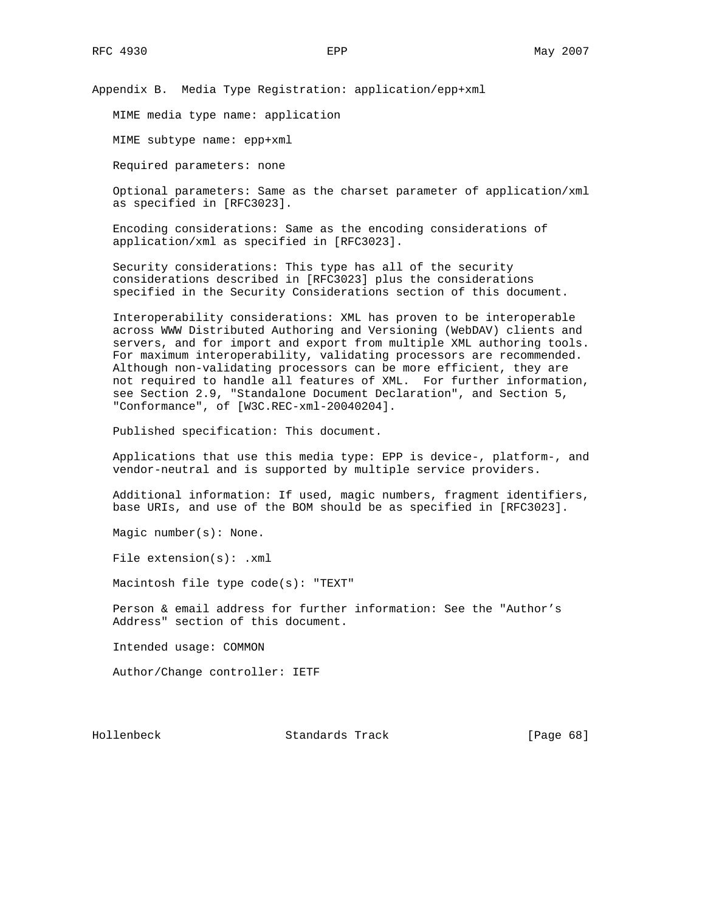## Appendix B. Media Type Registration: application/epp+xml

MIME media type name: application

MIME subtype name: epp+xml

Required parameters: none

Optional parameters: Same as the charset parameter of application/xml as specified in [RFC3023].

Encoding considerations: Same as the encoding considerations of application/xml as specified in [RFC3023].

Security considerations: This type has all of the security considerations described in [RFC3023] plus the considerations specified in the Security Considerations section of this document.

Interoperability considerations: XML has proven to be interoperable across WWW Distributed Authoring and Versioning (WebDAV) clients and servers, and for import and export from multiple XML authoring tools. For maximum interoperability, validating processors are recommended. Although non-validating processors can be more efficient, they are not required to handle all features of XML. For further information, see Section 2.9, "Standalone Document Declaration", and Section 5, "Conformance", of [W3C.REC-xml-20040204].

Published specification: This document.

Applications that use this media type: EPP is device-, platform-, and vendor-neutral and is supported by multiple service providers.

Additional information: If used, magic numbers, fragment identifiers, base URIs, and use of the BOM should be as specified in [RFC3023].

Magic number(s): None.

File extension(s): .xml

Macintosh file type code(s): "TEXT"

Person & email address for further information: See the "Author’s Address" section of this document.

Intended usage: COMMON

Author/Change controller: IETF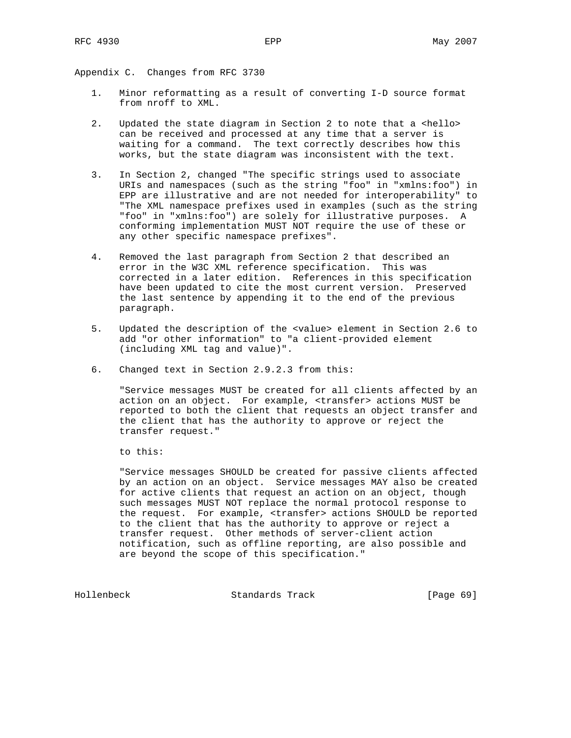## Appendix C. Changes from RFC 3730

1. Minor reformatting as a result of converting I-D source format from nroff to XML.

2. Updated the state diagram in Section 2 to note that a <hello> can be received and processed at any time that a server is waiting for a command. The text correctly describes how this works, but the state diagram was inconsistent with the text.

3. In Section 2, changed "The specific strings used to associate URIs and namespaces (such as the string "foo" in "xmlns:foo") in EPP are illustrative and are not needed for interoperability" to "The XML namespace prefixes used in examples (such as the string "foo" in "xmlns:foo") are solely for illustrative purposes. A conforming implementation MUST NOT require the use of these or any other specific namespace prefixes".

4. Removed the last paragraph from Section 2 that described an error in the W3C XML reference specification. This was corrected in a later edition. References in this specification have been updated to cite the most current version. Preserved the last sentence by appending it to the end of the previous paragraph.

5. Updated the description of the <value> element in Section 2.6 to add "or other information" to "a client-provided element (including XML tag and value)".

6. Changed text in Section 2.9.2.3 from this:

   "Service messages MUST be created for all clients affected by an action on an object. For example, <transfer> actions MUST be reported to both the client that requests an object transfer and the client that has the authority to approve or reject the transfer request."

   to this:

   "Service messages SHOULD be created for passive clients affected by an action on an object. Service messages MAY also be created for active clients that request an action on an object, though such messages MUST NOT replace the normal protocol response to the request. For example, <transfer> actions SHOULD be reported to the client that has the authority to approve or reject a transfer request. Other methods of server-client action notification, such as offline reporting, are also possible and are beyond the scope of this specification."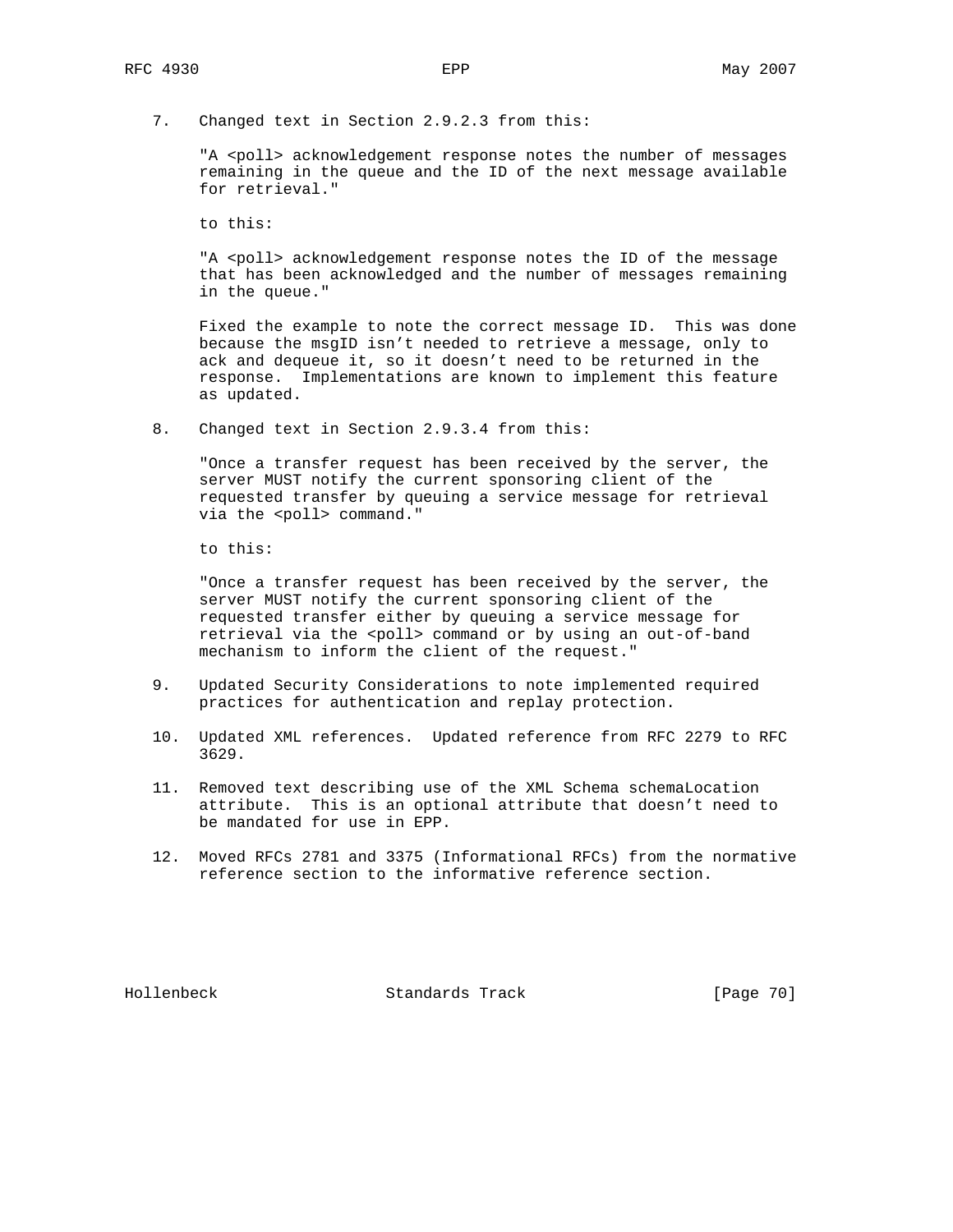7. Changed text in Section 2.9.2.3 from this:

   "A <poll> acknowledgement response notes the number of messages remaining in the queue and the ID of the next message available for retrieval."

   to this:

   "A <poll> acknowledgement response notes the ID of the message that has been acknowledged and the number of messages remaining in the queue."

   Fixed the example to note the correct message ID. This was done because the msgID isn't needed to retrieve a message, only to ack and dequeue it, so it doesn't need to be returned in the response. Implementations are known to implement this feature as updated.

8. Changed text in Section 2.9.3.4 from this:

   "Once a transfer request has been received by the server, the server MUST notify the current sponsoring client of the requested transfer by queuing a service message for retrieval via the <poll> command."

   to this:

   "Once a transfer request has been received by the server, the server MUST notify the current sponsoring client of the requested transfer either by queuing a service message for retrieval via the <poll> command or by using an out-of-band mechanism to inform the client of the request."

9. Updated Security Considerations to note implemented required practices for authentication and replay protection.

10. Updated XML references. Updated reference from RFC 2279 to RFC 3629.

11. Removed text describing use of the XML Schema schemaLocation attribute. This is an optional attribute that doesn't need to be mandated for use in EPP.

12. Moved RFCs 2781 and 3375 (Informational RFCs) from the normative reference section to the informative reference section.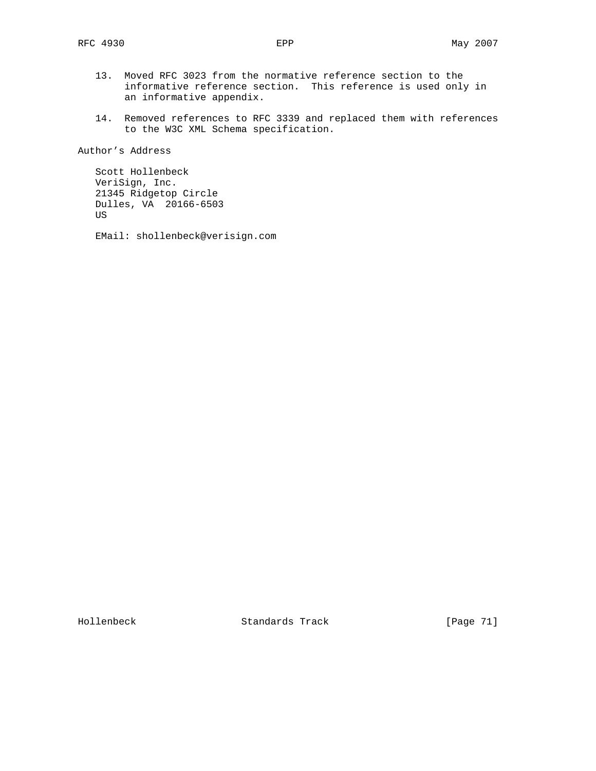13. Moved RFC 3023 from the normative reference section to the informative reference section. This reference is used only in an informative appendix.

14. Removed references to RFC 3339 and replaced them with references to the W3C XML Schema specification.

# Author's Address

Scott Hollenbeck
VeriSign, Inc.
21345 Ridgetop Circle
Dulles, VA 20166-6503
US

EMail: shollenbeck@verisign.com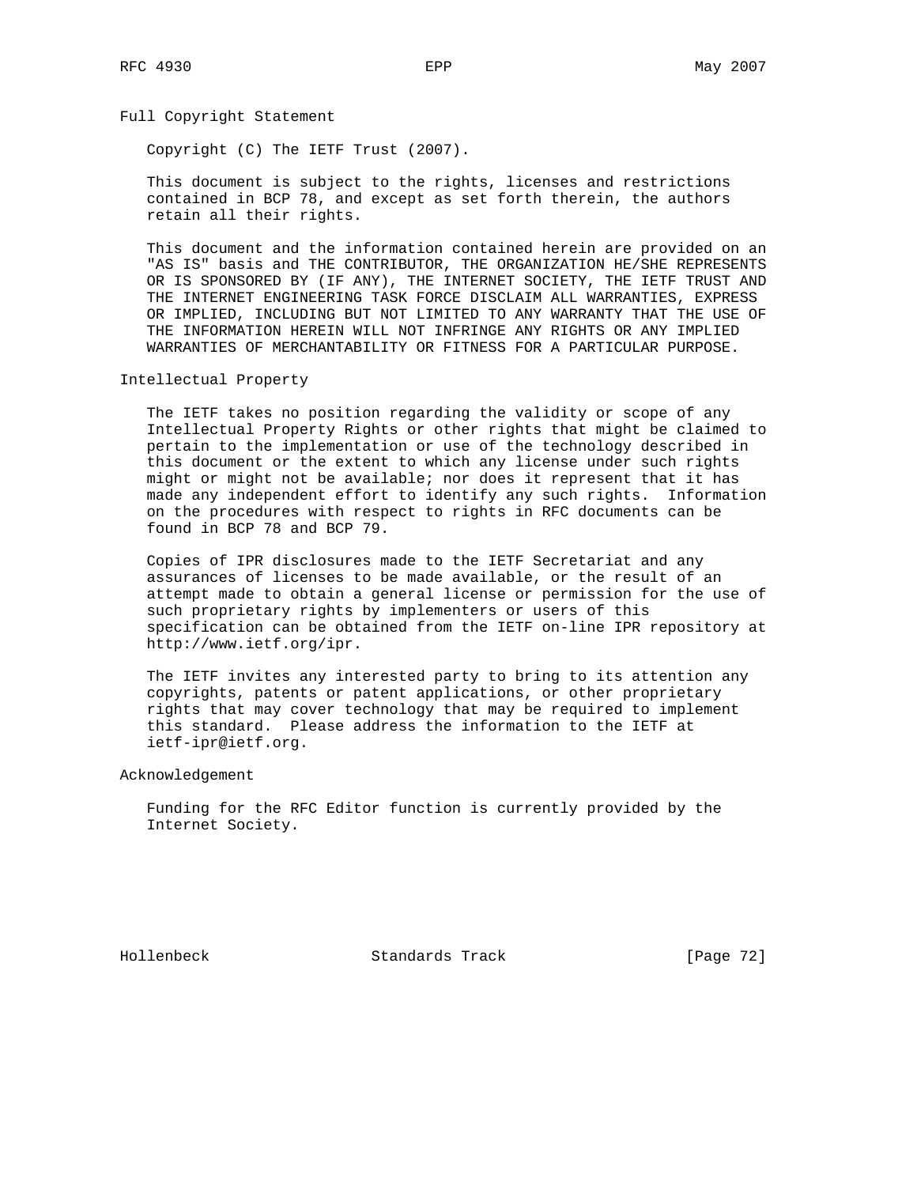## Full Copyright Statement

Copyright (C) The IETF Trust (2007).

This document is subject to the rights, licenses and restrictions contained in BCP 78, and except as set forth therein, the authors retain all their rights.

This document and the information contained herein are provided on an "AS IS" basis and THE CONTRIBUTOR, THE ORGANIZATION HE/SHE REPRESENTS OR IS SPONSORED BY (IF ANY), THE INTERNET SOCIETY, THE IETF TRUST AND THE INTERNET ENGINEERING TASK FORCE DISCLAIM ALL WARRANTIES, EXPRESS OR IMPLIED, INCLUDING BUT NOT LIMITED TO ANY WARRANTY THAT THE USE OF THE INFORMATION HEREIN WILL NOT INFRINGE ANY RIGHTS OR ANY IMPLIED WARRANTIES OF MERCHANTABILITY OR FITNESS FOR A PARTICULAR PURPOSE.

## Intellectual Property

The IETF takes no position regarding the validity or scope of any Intellectual Property Rights or other rights that might be claimed to pertain to the implementation or use of the technology described in this document or the extent to which any license under such rights might or might not be available; nor does it represent that it has made any independent effort to identify any such rights. Information on the procedures with respect to rights in RFC documents can be found in BCP 78 and BCP 79.

Copies of IPR disclosures made to the IETF Secretariat and any assurances of licenses to be made available, or the result of an attempt made to obtain a general license or permission for the use of such proprietary rights by implementers or users of this specification can be obtained from the IETF on-line IPR repository at http://www.ietf.org/ipr.

The IETF invites any interested party to bring to its attention any copyrights, patents or patent applications, or other proprietary rights that may cover technology that may be required to implement this standard. Please address the information to the IETF at ietf-ipr@ietf.org.

## Acknowledgement

Funding for the RFC Editor function is currently provided by the Internet Society.